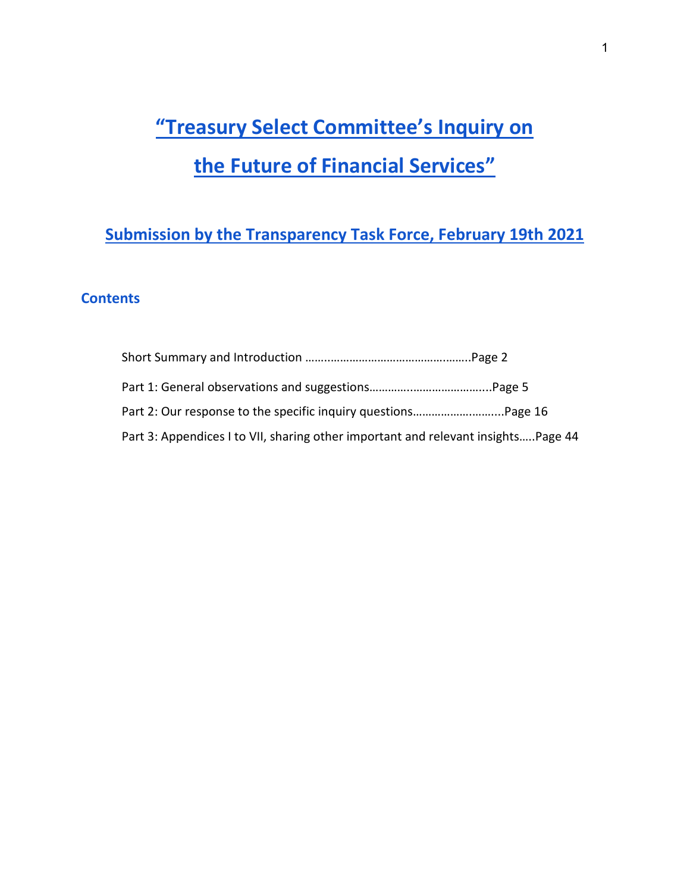# "Treasury Select Committee's Inquiry on the Future of Financial Services"

## Submission by the Transparency Task Force, February 19th 2021

### Contents

Short Summary and Introduction ……..............................................Page 2

Part 1: General observations and suggestions…………..……………………...Page 5

Part 2: Our response to the specific inquiry questions…………………..…...Page 16

Part 3: Appendices I to VII, sharing other important and relevant insights…..Page 44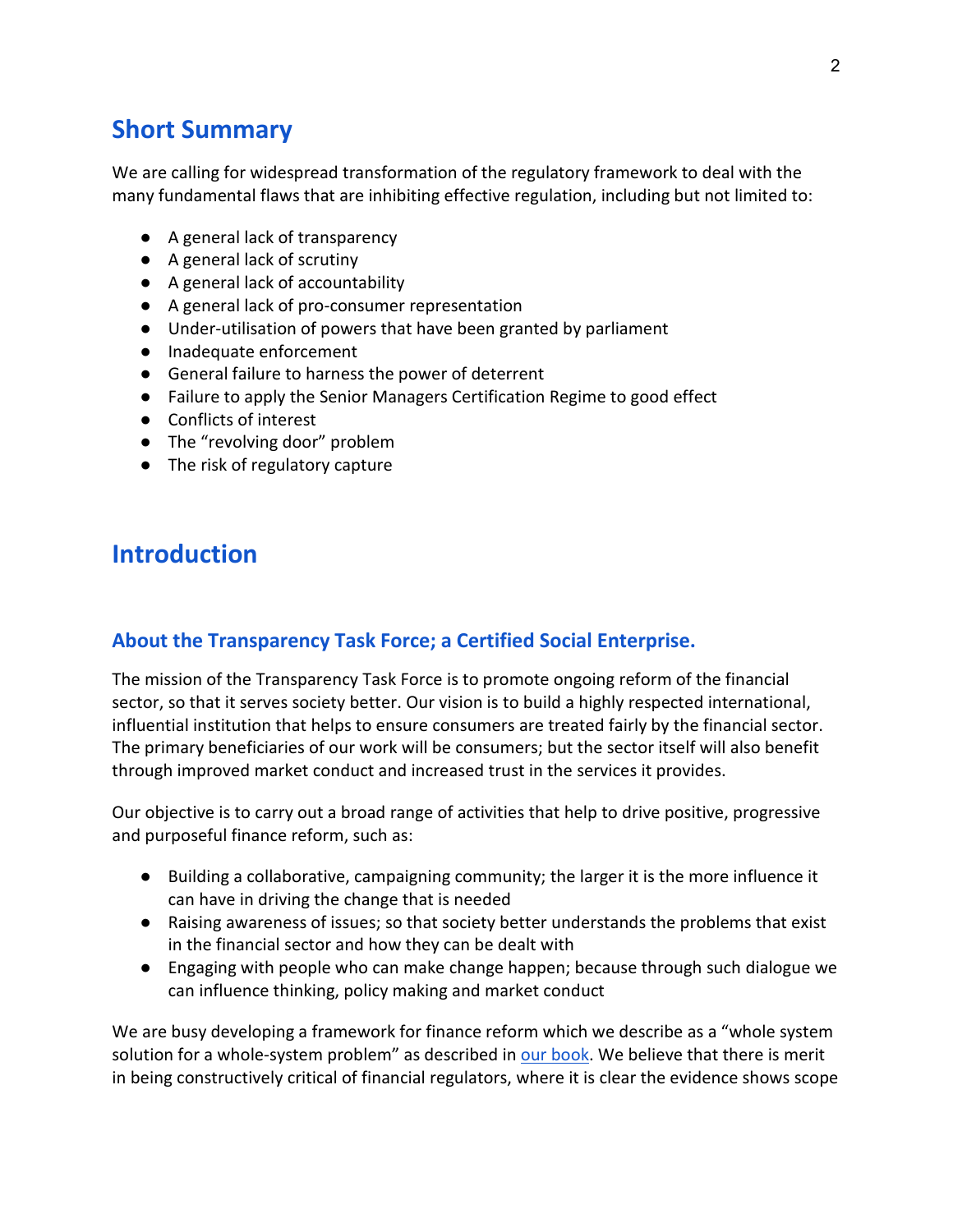## Short Summary

We are calling for widespread transformation of the regulatory framework to deal with the many fundamental flaws that are inhibiting effective regulation, including but not limited to:

- A general lack of transparency
- A general lack of scrutiny
- A general lack of accountability
- A general lack of pro-consumer representation
- Under-utilisation of powers that have been granted by parliament
- Inadequate enforcement
- General failure to harness the power of deterrent
- Failure to apply the Senior Managers Certification Regime to good effect
- Conflicts of interest
- The "revolving door" problem
- The risk of regulatory capture

## Introduction

### About the Transparency Task Force; a Certified Social Enterprise.

The mission of the Transparency Task Force is to promote ongoing reform of the financial sector, so that it serves society better. Our vision is to build a highly respected international, influential institution that helps to ensure consumers are treated fairly by the financial sector. The primary beneficiaries of our work will be consumers; but the sector itself will also benefit through improved market conduct and increased trust in the services it provides.

Our objective is to carry out a broad range of activities that help to drive positive, progressive and purposeful finance reform, such as:

- Building a collaborative, campaigning community; the larger it is the more influence it can have in driving the change that is needed
- Raising awareness of issues; so that society better understands the problems that exist in the financial sector and how they can be dealt with
- Engaging with people who can make change happen; because through such dialogue we can influence thinking, policy making and market conduct

We are busy developing a framework for finance reform which we describe as a "whole system solution for a whole-system problem" as described in our book. We believe that there is merit in being constructively critical of financial regulators, where it is clear the evidence shows scope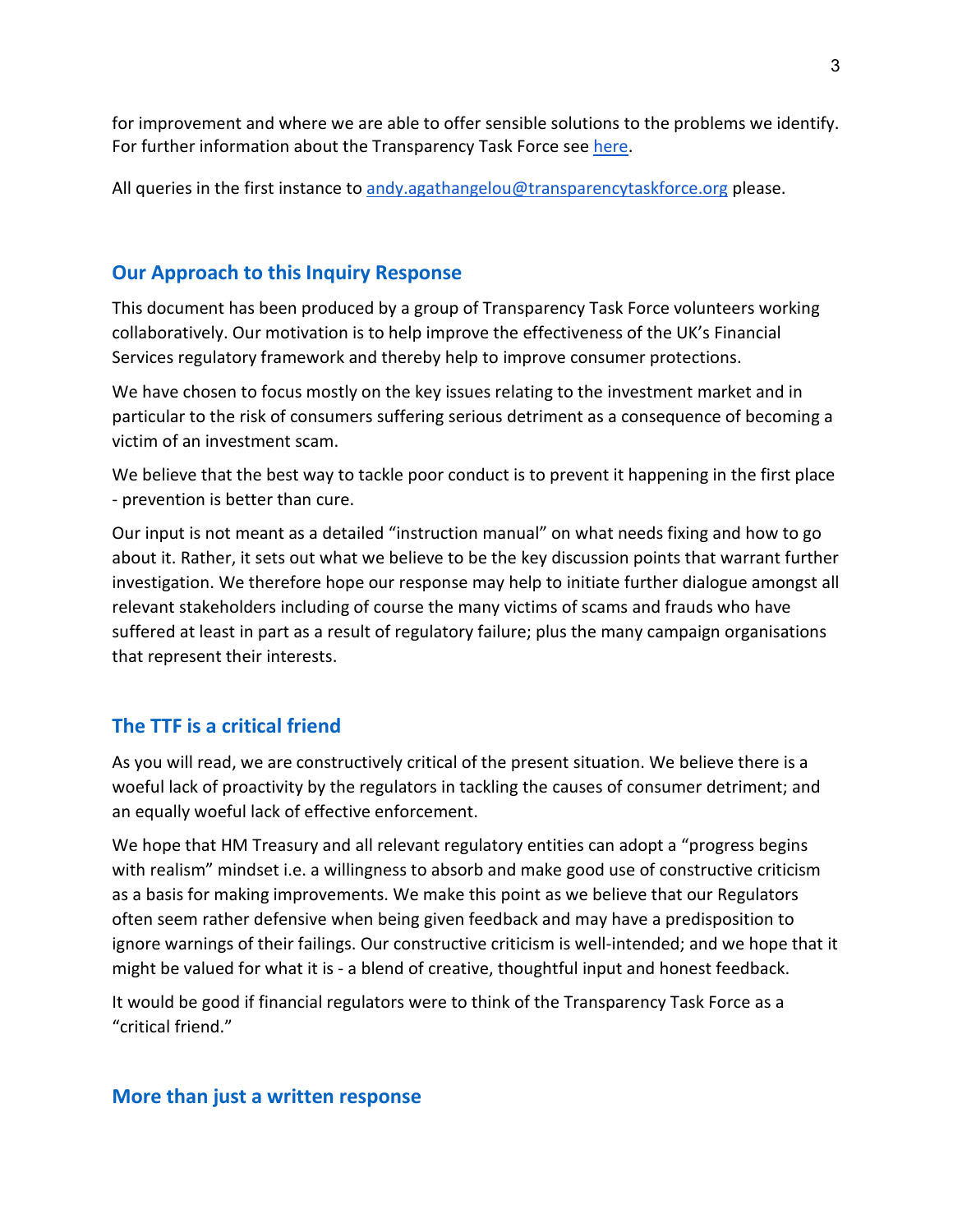for improvement and where we are able to offer sensible solutions to the problems we identify. For further information about the Transparency Task Force see [here]().

All queries in the first instance to [andy.agathangelou@transparencytaskforce.org](mailto:andy.agathangelou@transparencytaskforce.org) please.

## Our Approach to this Inquiry Response

This document has been produced by a group of Transparency Task Force volunteers working collaboratively. Our motivation is to help improve the effectiveness of the UK's Financial Services regulatory framework and thereby help to improve consumer protections.

We have chosen to focus mostly on the key issues relating to the investment market and in particular to the risk of consumers suffering serious detriment as a consequence of becoming a victim of an investment scam.

We believe that the best way to tackle poor conduct is to prevent it happening in the first place - prevention is better than cure.

Our input is not meant as a detailed "instruction manual" on what needs fixing and how to go about it. Rather, it sets out what we believe to be the key discussion points that warrant further investigation. We therefore hope our response may help to initiate further dialogue amongst all relevant stakeholders including of course the many victims of scams and frauds who have suffered at least in part as a result of regulatory failure; plus the many campaign organisations that represent their interests.

## The TTF is a critical friend

As you will read, we are constructively critical of the present situation. We believe there is a woeful lack of proactivity by the regulators in tackling the causes of consumer detriment; and an equally woeful lack of effective enforcement.

We hope that HM Treasury and all relevant regulatory entities can adopt a "progress begins with realism" mindset i.e. a willingness to absorb and make good use of constructive criticism as a basis for making improvements. We make this point as we believe that our Regulators often seem rather defensive when being given feedback and may have a predisposition to ignore warnings of their failings. Our constructive criticism is well-intended; and we hope that it might be valued for what it is - a blend of creative, thoughtful input and honest feedback.

It would be good if financial regulators were to think of the Transparency Task Force as a "critical friend."

## More than just a written response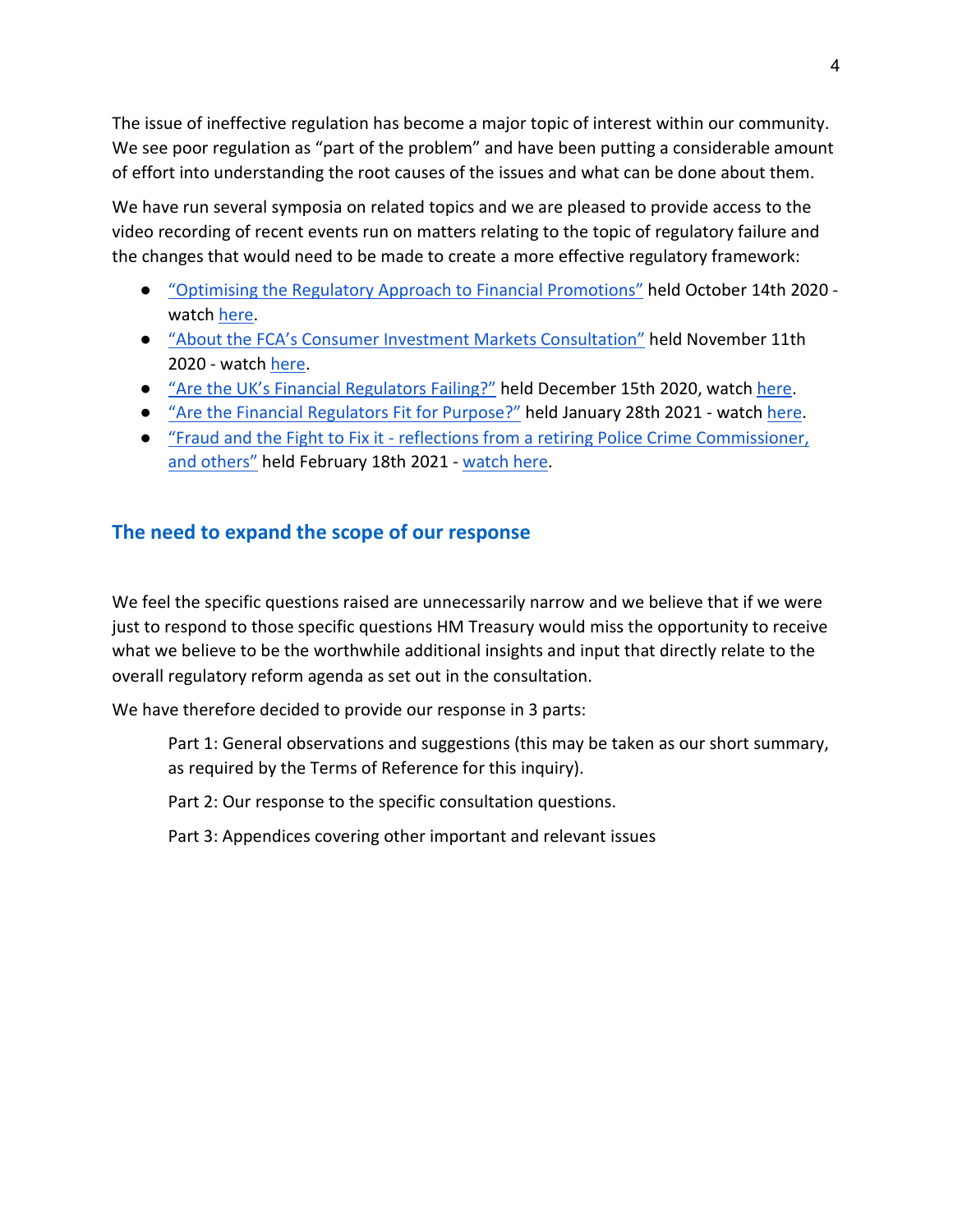The issue of ineffective regulation has become a major topic of interest within our community. We see poor regulation as "part of the problem" and have been putting a considerable amount of effort into understanding the root causes of the issues and what can be done about them.

We have run several symposia on related topics and we are pleased to provide access to the video recording of recent events run on matters relating to the topic of regulatory failure and the changes that would need to be made to create a more effective regulatory framework:

- "Optimising the Regulatory Approach to Financial Promotions" held October 14th 2020 - watch here.
- "About the FCA's Consumer Investment Markets Consultation" held November 11th 2020 - watch here.
- "Are the UK's Financial Regulators Failing?" held December 15th 2020, watch here.
- "Are the Financial Regulators Fit for Purpose?" held January 28th 2021 - watch here.
- "Fraud and the Fight to Fix it - reflections from a retiring Police Crime Commissioner, and others" held February 18th 2021 - watch here.

## The need to expand the scope of our response

We feel the specific questions raised are unnecessarily narrow and we believe that if we were just to respond to those specific questions HM Treasury would miss the opportunity to receive what we believe to be the worthwhile additional insights and input that directly relate to the overall regulatory reform agenda as set out in the consultation.

We have therefore decided to provide our response in 3 parts:

Part 1: General observations and suggestions (this may be taken as our short summary, as required by the Terms of Reference for this inquiry).

Part 2: Our response to the specific consultation questions.

Part 3: Appendices covering other important and relevant issues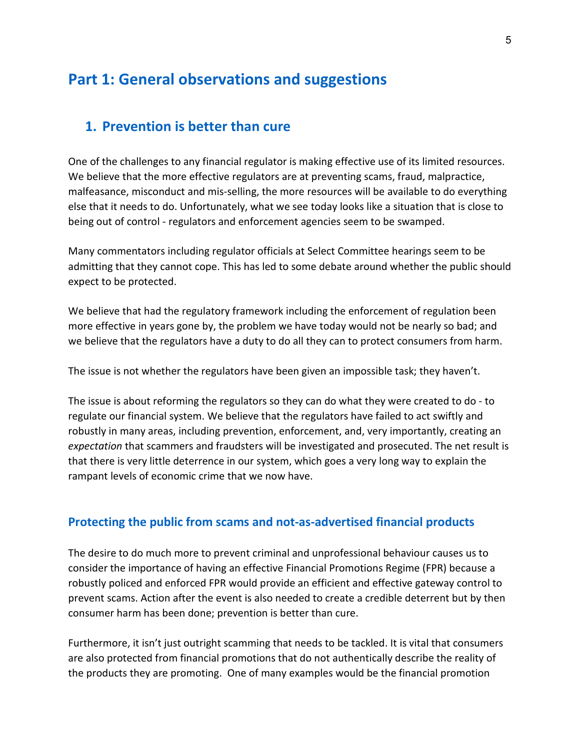# Part 1: General observations and suggestions

## 1. Prevention is better than cure

One of the challenges to any financial regulator is making effective use of its limited resources. We believe that the more effective regulators are at preventing scams, fraud, malpractice, malfeasance, misconduct and mis-selling, the more resources will be available to do everything else that it needs to do. Unfortunately, what we see today looks like a situation that is close to being out of control - regulators and enforcement agencies seem to be swamped.

Many commentators including regulator officials at Select Committee hearings seem to be admitting that they cannot cope. This has led to some debate around whether the public should expect to be protected.

We believe that had the regulatory framework including the enforcement of regulation been more effective in years gone by, the problem we have today would not be nearly so bad; and we believe that the regulators have a duty to do all they can to protect consumers from harm.

The issue is not whether the regulators have been given an impossible task; they haven't.

The issue is about reforming the regulators so they can do what they were created to do - to regulate our financial system. We believe that the regulators have failed to act swiftly and robustly in many areas, including prevention, enforcement, and, very importantly, creating an *expectation* that scammers and fraudsters will be investigated and prosecuted. The net result is that there is very little deterrence in our system, which goes a very long way to explain the rampant levels of economic crime that we now have.

### Protecting the public from scams and not-as-advertised financial products

The desire to do much more to prevent criminal and unprofessional behaviour causes us to consider the importance of having an effective Financial Promotions Regime (FPR) because a robustly policed and enforced FPR would provide an efficient and effective gateway control to prevent scams. Action after the event is also needed to create a credible deterrent but by then consumer harm has been done; prevention is better than cure.

Furthermore, it isn't just outright scamming that needs to be tackled. It is vital that consumers are also protected from financial promotions that do not authentically describe the reality of the products they are promoting. One of many examples would be the financial promotion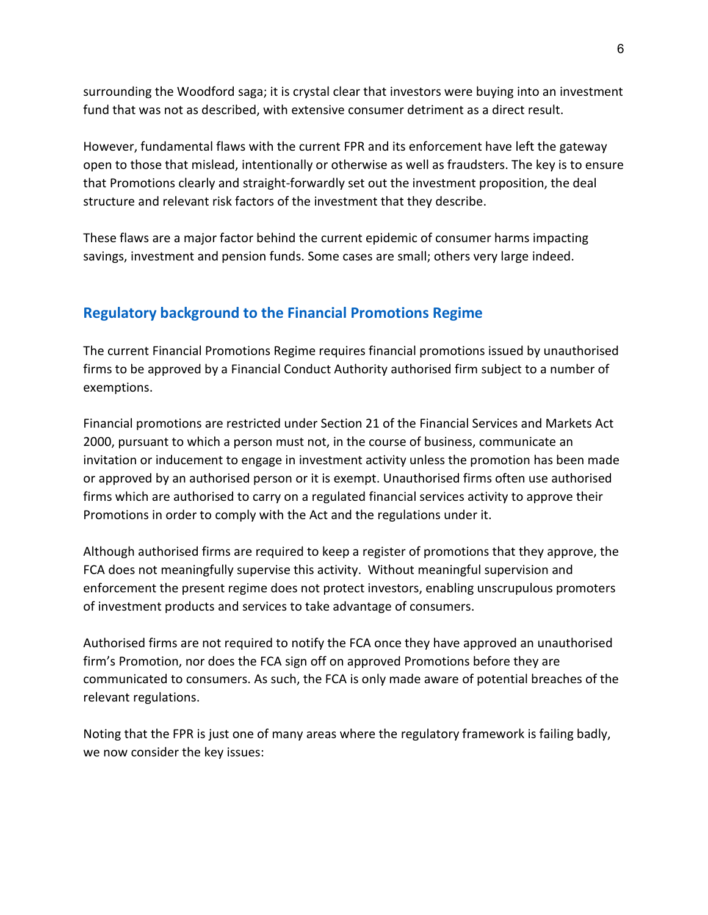surrounding the Woodford saga; it is crystal clear that investors were buying into an investment fund that was not as described, with extensive consumer detriment as a direct result.

However, fundamental flaws with the current FPR and its enforcement have left the gateway open to those that mislead, intentionally or otherwise as well as fraudsters. The key is to ensure that Promotions clearly and straight-forwardly set out the investment proposition, the deal structure and relevant risk factors of the investment that they describe.

These flaws are a major factor behind the current epidemic of consumer harms impacting savings, investment and pension funds. Some cases are small; others very large indeed.

## Regulatory background to the Financial Promotions Regime

The current Financial Promotions Regime requires financial promotions issued by unauthorised firms to be approved by a Financial Conduct Authority authorised firm subject to a number of exemptions.

Financial promotions are restricted under Section 21 of the Financial Services and Markets Act 2000, pursuant to which a person must not, in the course of business, communicate an invitation or inducement to engage in investment activity unless the promotion has been made or approved by an authorised person or it is exempt. Unauthorised firms often use authorised firms which are authorised to carry on a regulated financial services activity to approve their Promotions in order to comply with the Act and the regulations under it.

Although authorised firms are required to keep a register of promotions that they approve, the FCA does not meaningfully supervise this activity. Without meaningful supervision and enforcement the present regime does not protect investors, enabling unscrupulous promoters of investment products and services to take advantage of consumers.

Authorised firms are not required to notify the FCA once they have approved an unauthorised firm's Promotion, nor does the FCA sign off on approved Promotions before they are communicated to consumers. As such, the FCA is only made aware of potential breaches of the relevant regulations.

Noting that the FPR is just one of many areas where the regulatory framework is failing badly, we now consider the key issues: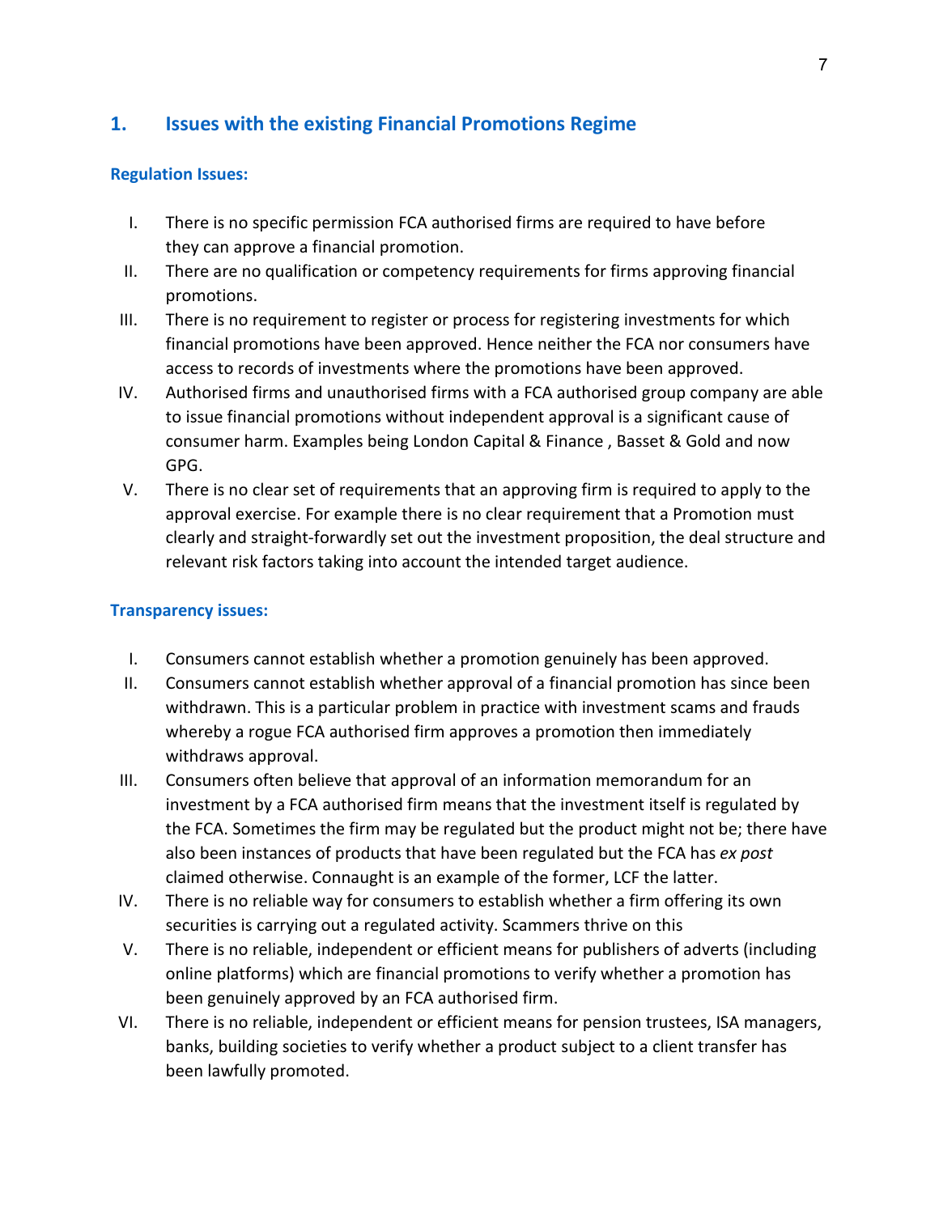## 1. Issues with the existing Financial Promotions Regime

### Regulation Issues:

I. There is no specific permission FCA authorised firms are required to have before they can approve a financial promotion.

II. There are no qualification or competency requirements for firms approving financial promotions.

III. There is no requirement to register or process for registering investments for which financial promotions have been approved. Hence neither the FCA nor consumers have access to records of investments where the promotions have been approved.

IV. Authorised firms and unauthorised firms with a FCA authorised group company are able to issue financial promotions without independent approval is a significant cause of consumer harm. Examples being London Capital & Finance , Basset & Gold and now GPG.

V. There is no clear set of requirements that an approving firm is required to apply to the approval exercise. For example there is no clear requirement that a Promotion must clearly and straight-forwardly set out the investment proposition, the deal structure and relevant risk factors taking into account the intended target audience.

### Transparency issues:

I. Consumers cannot establish whether a promotion genuinely has been approved.

II. Consumers cannot establish whether approval of a financial promotion has since been withdrawn. This is a particular problem in practice with investment scams and frauds whereby a rogue FCA authorised firm approves a promotion then immediately withdraws approval.

III. Consumers often believe that approval of an information memorandum for an investment by a FCA authorised firm means that the investment itself is regulated by the FCA. Sometimes the firm may be regulated but the product might not be; there have also been instances of products that have been regulated but the FCA has *ex post* claimed otherwise. Connaught is an example of the former, LCF the latter.

IV. There is no reliable way for consumers to establish whether a firm offering its own securities is carrying out a regulated activity. Scammers thrive on this

V. There is no reliable, independent or efficient means for publishers of adverts (including online platforms) which are financial promotions to verify whether a promotion has been genuinely approved by an FCA authorised firm.

VI. There is no reliable, independent or efficient means for pension trustees, ISA managers, banks, building societies to verify whether a product subject to a client transfer has been lawfully promoted.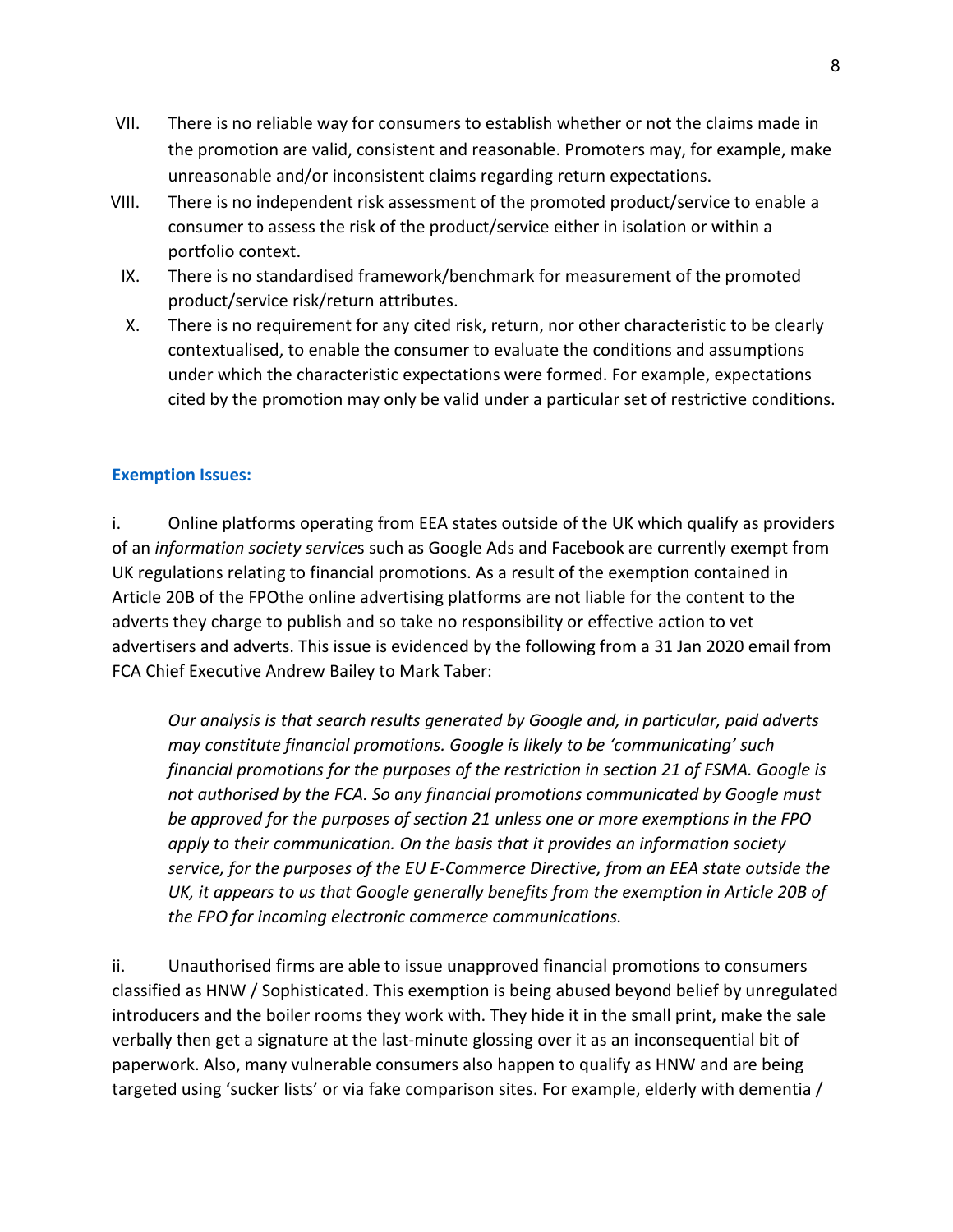VII. There is no reliable way for consumers to establish whether or not the claims made in the promotion are valid, consistent and reasonable. Promoters may, for example, make unreasonable and/or inconsistent claims regarding return expectations.

VIII. There is no independent risk assessment of the promoted product/service to enable a consumer to assess the risk of the product/service either in isolation or within a portfolio context.

IX. There is no standardised framework/benchmark for measurement of the promoted product/service risk/return attributes.

X. There is no requirement for any cited risk, return, nor other characteristic to be clearly contextualised, to enable the consumer to evaluate the conditions and assumptions under which the characteristic expectations were formed. For example, expectations cited by the promotion may only be valid under a particular set of restrictive conditions.

### Exemption Issues:

i. Online platforms operating from EEA states outside of the UK which qualify as providers of an *information society service*s such as Google Ads and Facebook are currently exempt from UK regulations relating to financial promotions. As a result of the exemption contained in Article 20B of the FPOthe online advertising platforms are not liable for the content to the adverts they charge to publish and so take no responsibility or effective action to vet advertisers and adverts. This issue is evidenced by the following from a 31 Jan 2020 email from FCA Chief Executive Andrew Bailey to Mark Taber:

> *Our analysis is that search results generated by Google and, in particular, paid adverts may constitute financial promotions. Google is likely to be 'communicating' such financial promotions for the purposes of the restriction in section 21 of FSMA. Google is not authorised by the FCA. So any financial promotions communicated by Google must be approved for the purposes of section 21 unless one or more exemptions in the FPO apply to their communication. On the basis that it provides an information society service, for the purposes of the EU E-Commerce Directive, from an EEA state outside the UK, it appears to us that Google generally benefits from the exemption in Article 20B of the FPO for incoming electronic commerce communications.*

ii. Unauthorised firms are able to issue unapproved financial promotions to consumers classified as HNW / Sophisticated. This exemption is being abused beyond belief by unregulated introducers and the boiler rooms they work with. They hide it in the small print, make the sale verbally then get a signature at the last-minute glossing over it as an inconsequential bit of paperwork. Also, many vulnerable consumers also happen to qualify as HNW and are being targeted using 'sucker lists' or via fake comparison sites. For example, elderly with dementia /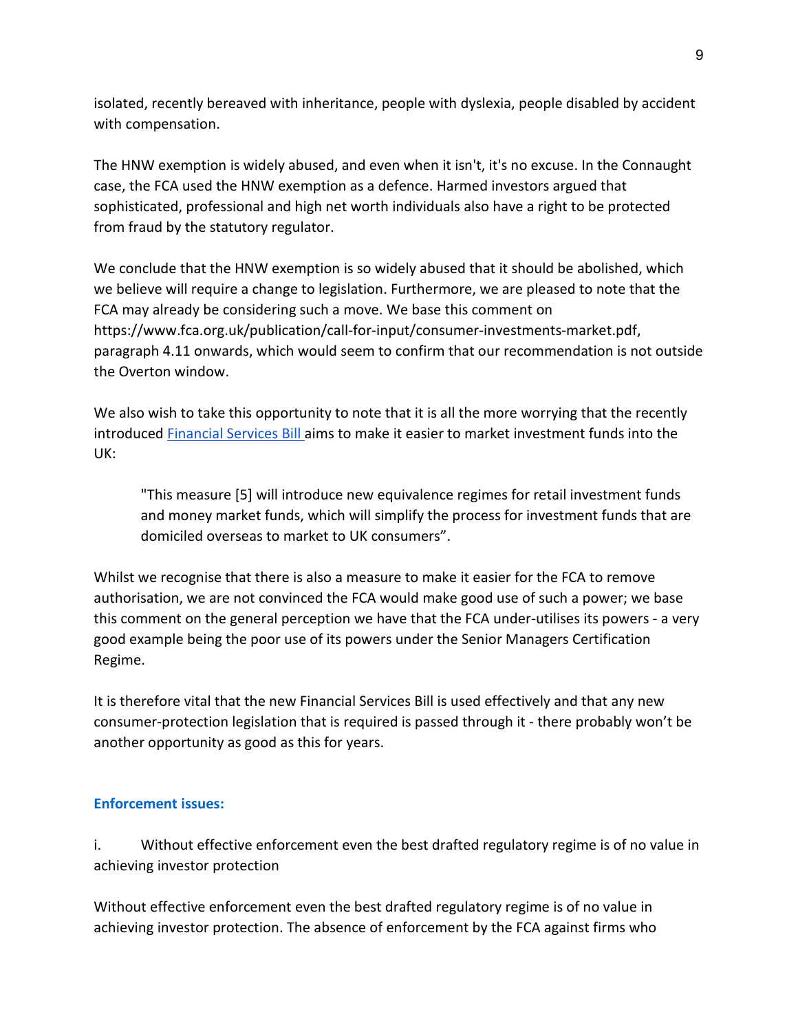isolated, recently bereaved with inheritance, people with dyslexia, people disabled by accident with compensation.

The HNW exemption is widely abused, and even when it isn't, it's no excuse. In the Connaught case, the FCA used the HNW exemption as a defence. Harmed investors argued that sophisticated, professional and high net worth individuals also have a right to be protected from fraud by the statutory regulator.

We conclude that the HNW exemption is so widely abused that it should be abolished, which we believe will require a change to legislation. Furthermore, we are pleased to note that the FCA may already be considering such a move. We base this comment on https://www.fca.org.uk/publication/call-for-input/consumer-investments-market.pdf, paragraph 4.11 onwards, which would seem to confirm that our recommendation is not outside the Overton window.

We also wish to take this opportunity to note that it is all the more worrying that the recently introduced Financial Services Bill aims to make it easier to market investment funds into the UK:

> "This measure [5] will introduce new equivalence regimes for retail investment funds and money market funds, which will simplify the process for investment funds that are domiciled overseas to market to UK consumers".

Whilst we recognise that there is also a measure to make it easier for the FCA to remove authorisation, we are not convinced the FCA would make good use of such a power; we base this comment on the general perception we have that the FCA under-utilises its powers - a very good example being the poor use of its powers under the Senior Managers Certification Regime.

It is therefore vital that the new Financial Services Bill is used effectively and that any new consumer-protection legislation that is required is passed through it - there probably won't be another opportunity as good as this for years.

### Enforcement issues:

i. Without effective enforcement even the best drafted regulatory regime is of no value in achieving investor protection

Without effective enforcement even the best drafted regulatory regime is of no value in achieving investor protection. The absence of enforcement by the FCA against firms who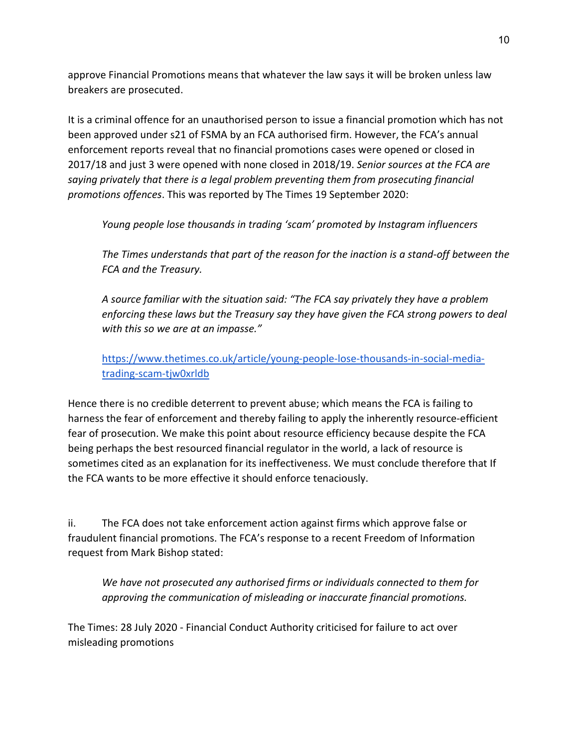approve Financial Promotions means that whatever the law says it will be broken unless law breakers are prosecuted.

It is a criminal offence for an unauthorised person to issue a financial promotion which has not been approved under s21 of FSMA by an FCA authorised firm. However, the FCA's annual enforcement reports reveal that no financial promotions cases were opened or closed in 2017/18 and just 3 were opened with none closed in 2018/19. *Senior sources at the FCA are saying privately that there is a legal problem preventing them from prosecuting financial promotions offences*. This was reported by The Times 19 September 2020:

> *Young people lose thousands in trading 'scam' promoted by Instagram influencers*
>
> *The Times understands that part of the reason for the inaction is a stand-off between the FCA and the Treasury.*
>
> *A source familiar with the situation said: "The FCA say privately they have a problem enforcing these laws but the Treasury say they have given the FCA strong powers to deal with this so we are at an impasse."*
>
> [https://www.thetimes.co.uk/article/young-people-lose-thousands-in-social-media-trading-scam-tjw0xrldb](https://www.thetimes.co.uk/article/young-people-lose-thousands-in-social-media-trading-scam-tjw0xrldb)

Hence there is no credible deterrent to prevent abuse; which means the FCA is failing to harness the fear of enforcement and thereby failing to apply the inherently resource-efficient fear of prosecution. We make this point about resource efficiency because despite the FCA being perhaps the best resourced financial regulator in the world, a lack of resource is sometimes cited as an explanation for its ineffectiveness. We must conclude therefore that If the FCA wants to be more effective it should enforce tenaciously.

ii. The FCA does not take enforcement action against firms which approve false or fraudulent financial promotions. The FCA's response to a recent Freedom of Information request from Mark Bishop stated:

> *We have not prosecuted any authorised firms or individuals connected to them for approving the communication of misleading or inaccurate financial promotions.*

The Times: 28 July 2020 - Financial Conduct Authority criticised for failure to act over misleading promotions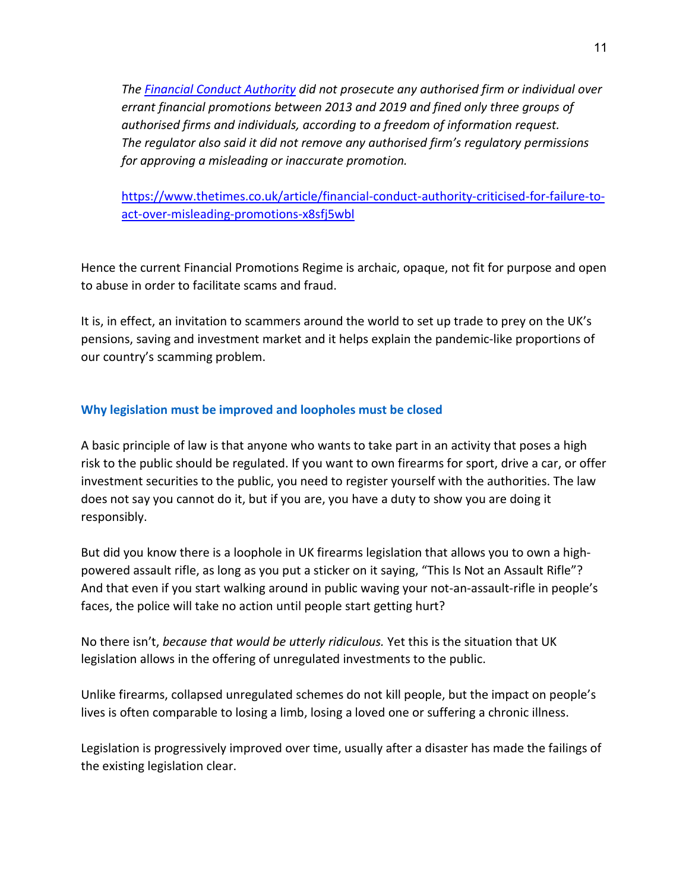*The [Financial Conduct Authority](https://www.thetimes.co.uk/topic/financial-conduct-authority) did not prosecute any authorised firm or individual over errant financial promotions between 2013 and 2019 and fined only three groups of authorised firms and individuals, according to a freedom of information request. The regulator also said it did not remove any authorised firm's regulatory permissions for approving a misleading or inaccurate promotion.*

[https://www.thetimes.co.uk/article/financial-conduct-authority-criticised-for-failure-to-act-over-misleading-promotions-x8sfj5wbl](https://www.thetimes.co.uk/article/financial-conduct-authority-criticised-for-failure-to-act-over-misleading-promotions-x8sfj5wbl)

Hence the current Financial Promotions Regime is archaic, opaque, not fit for purpose and open to abuse in order to facilitate scams and fraud.

It is, in effect, an invitation to scammers around the world to set up trade to prey on the UK's pensions, saving and investment market and it helps explain the pandemic-like proportions of our country's scamming problem.

### Why legislation must be improved and loopholes must be closed

A basic principle of law is that anyone who wants to take part in an activity that poses a high risk to the public should be regulated. If you want to own firearms for sport, drive a car, or offer investment securities to the public, you need to register yourself with the authorities. The law does not say you cannot do it, but if you are, you have a duty to show you are doing it responsibly.

But did you know there is a loophole in UK firearms legislation that allows you to own a high-powered assault rifle, as long as you put a sticker on it saying, "This Is Not an Assault Rifle"? And that even if you start walking around in public waving your not-an-assault-rifle in people's faces, the police will take no action until people start getting hurt?

No there isn't, *because that would be utterly ridiculous.* Yet this is the situation that UK legislation allows in the offering of unregulated investments to the public.

Unlike firearms, collapsed unregulated schemes do not kill people, but the impact on people's lives is often comparable to losing a limb, losing a loved one or suffering a chronic illness.

Legislation is progressively improved over time, usually after a disaster has made the failings of the existing legislation clear.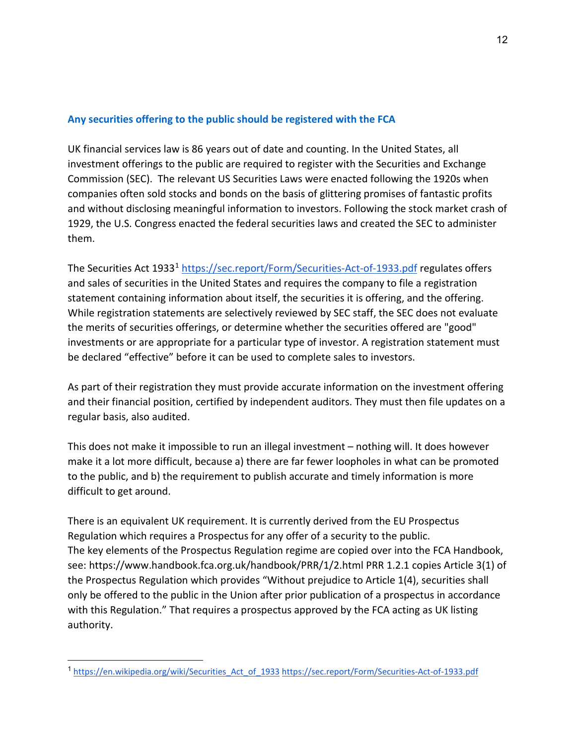## Any securities offering to the public should be registered with the FCA

UK financial services law is 86 years out of date and counting. In the United States, all investment offerings to the public are required to register with the Securities and Exchange Commission (SEC). The relevant US Securities Laws were enacted following the 1920s when companies often sold stocks and bonds on the basis of glittering promises of fantastic profits and without disclosing meaningful information to investors. Following the stock market crash of 1929, the U.S. Congress enacted the federal securities laws and created the SEC to administer them.

The Securities Act 1933[1] https://sec.report/Form/Securities-Act-of-1933.pdf regulates offers and sales of securities in the United States and requires the company to file a registration statement containing information about itself, the securities it is offering, and the offering. While registration statements are selectively reviewed by SEC staff, the SEC does not evaluate the merits of securities offerings, or determine whether the securities offered are "good" investments or are appropriate for a particular type of investor. A registration statement must be declared "effective" before it can be used to complete sales to investors.

As part of their registration they must provide accurate information on the investment offering and their financial position, certified by independent auditors. They must then file updates on a regular basis, also audited.

This does not make it impossible to run an illegal investment – nothing will. It does however make it a lot more difficult, because a) there are far fewer loopholes in what can be promoted to the public, and b) the requirement to publish accurate and timely information is more difficult to get around.

There is an equivalent UK requirement. It is currently derived from the EU Prospectus Regulation which requires a Prospectus for any offer of a security to the public.
The key elements of the Prospectus Regulation regime are copied over into the FCA Handbook, see: https://www.handbook.fca.org.uk/handbook/PRR/1/2.html PRR 1.2.1 copies Article 3(1) of the Prospectus Regulation which provides "Without prejudice to Article 1(4), securities shall only be offered to the public in the Union after prior publication of a prospectus in accordance with this Regulation." That requires a prospectus approved by the FCA acting as UK listing authority.

---

[1] https://en.wikipedia.org/wiki/Securities_Act_of_1933 https://sec.report/Form/Securities-Act-of-1933.pdf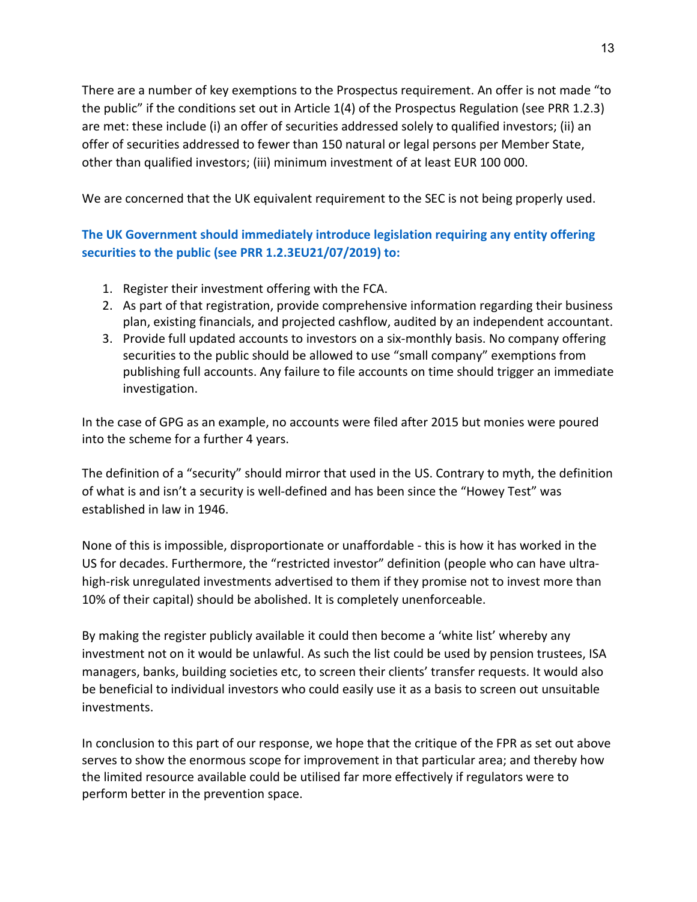There are a number of key exemptions to the Prospectus requirement. An offer is not made "to the public" if the conditions set out in Article 1(4) of the Prospectus Regulation (see PRR 1.2.3) are met: these include (i) an offer of securities addressed solely to qualified investors; (ii) an offer of securities addressed to fewer than 150 natural or legal persons per Member State, other than qualified investors; (iii) minimum investment of at least EUR 100 000.

We are concerned that the UK equivalent requirement to the SEC is not being properly used.

**The UK Government should immediately introduce legislation requiring any entity offering securities to the public (see PRR 1.2.3EU21/07/2019) to:**

1. Register their investment offering with the FCA.
2. As part of that registration, provide comprehensive information regarding their business plan, existing financials, and projected cashflow, audited by an independent accountant.
3. Provide full updated accounts to investors on a six-monthly basis. No company offering securities to the public should be allowed to use "small company" exemptions from publishing full accounts. Any failure to file accounts on time should trigger an immediate investigation.

In the case of GPG as an example, no accounts were filed after 2015 but monies were poured into the scheme for a further 4 years.

The definition of a "security" should mirror that used in the US. Contrary to myth, the definition of what is and isn't a security is well-defined and has been since the "Howey Test" was established in law in 1946.

None of this is impossible, disproportionate or unaffordable - this is how it has worked in the US for decades. Furthermore, the "restricted investor" definition (people who can have ultra-high-risk unregulated investments advertised to them if they promise not to invest more than 10% of their capital) should be abolished. It is completely unenforceable.

By making the register publicly available it could then become a 'white list' whereby any investment not on it would be unlawful. As such the list could be used by pension trustees, ISA managers, banks, building societies etc, to screen their clients' transfer requests. It would also be beneficial to individual investors who could easily use it as a basis to screen out unsuitable investments.

In conclusion to this part of our response, we hope that the critique of the FPR as set out above serves to show the enormous scope for improvement in that particular area; and thereby how the limited resource available could be utilised far more effectively if regulators were to perform better in the prevention space.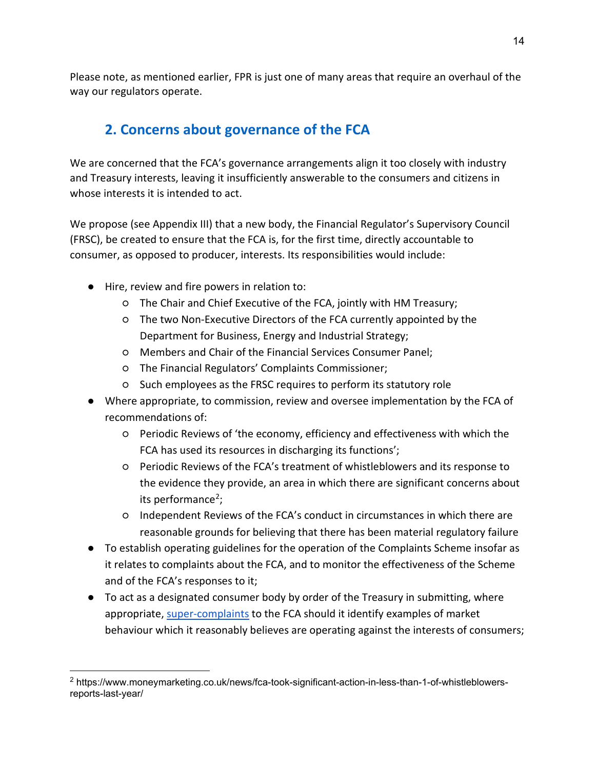Please note, as mentioned earlier, FPR is just one of many areas that require an overhaul of the way our regulators operate.

## 2. Concerns about governance of the FCA

We are concerned that the FCA's governance arrangements align it too closely with industry and Treasury interests, leaving it insufficiently answerable to the consumers and citizens in whose interests it is intended to act.

We propose (see Appendix III) that a new body, the Financial Regulator's Supervisory Council (FRSC), be created to ensure that the FCA is, for the first time, directly accountable to consumer, as opposed to producer, interests. Its responsibilities would include:

- Hire, review and fire powers in relation to:
  - The Chair and Chief Executive of the FCA, jointly with HM Treasury;
  - The two Non-Executive Directors of the FCA currently appointed by the Department for Business, Energy and Industrial Strategy;
  - Members and Chair of the Financial Services Consumer Panel;
  - The Financial Regulators' Complaints Commissioner;
  - Such employees as the FRSC requires to perform its statutory role
- Where appropriate, to commission, review and oversee implementation by the FCA of recommendations of:
  - Periodic Reviews of 'the economy, efficiency and effectiveness with which the FCA has used its resources in discharging its functions';
  - Periodic Reviews of the FCA's treatment of whistleblowers and its response to the evidence they provide, an area in which there are significant concerns about its performance[2];
  - Independent Reviews of the FCA's conduct in circumstances in which there are reasonable grounds for believing that there has been material regulatory failure
- To establish operating guidelines for the operation of the Complaints Scheme insofar as it relates to complaints about the FCA, and to monitor the effectiveness of the Scheme and of the FCA's responses to it;
- To act as a designated consumer body by order of the Treasury in submitting, where appropriate, super-complaints to the FCA should it identify examples of market behaviour which it reasonably believes are operating against the interests of consumers;

---

[2] https://www.moneymarketing.co.uk/news/fca-took-significant-action-in-less-than-1-of-whistleblowers-reports-last-year/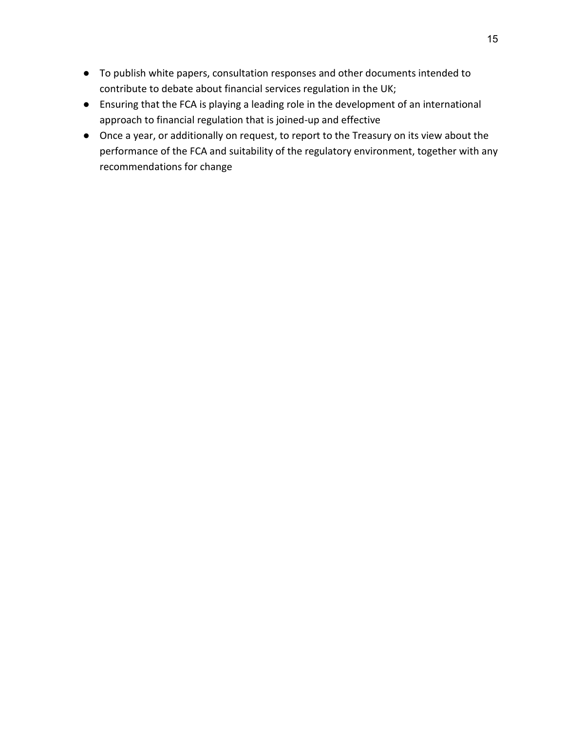- To publish white papers, consultation responses and other documents intended to contribute to debate about financial services regulation in the UK;
- Ensuring that the FCA is playing a leading role in the development of an international approach to financial regulation that is joined-up and effective
- Once a year, or additionally on request, to report to the Treasury on its view about the performance of the FCA and suitability of the regulatory environment, together with any recommendations for change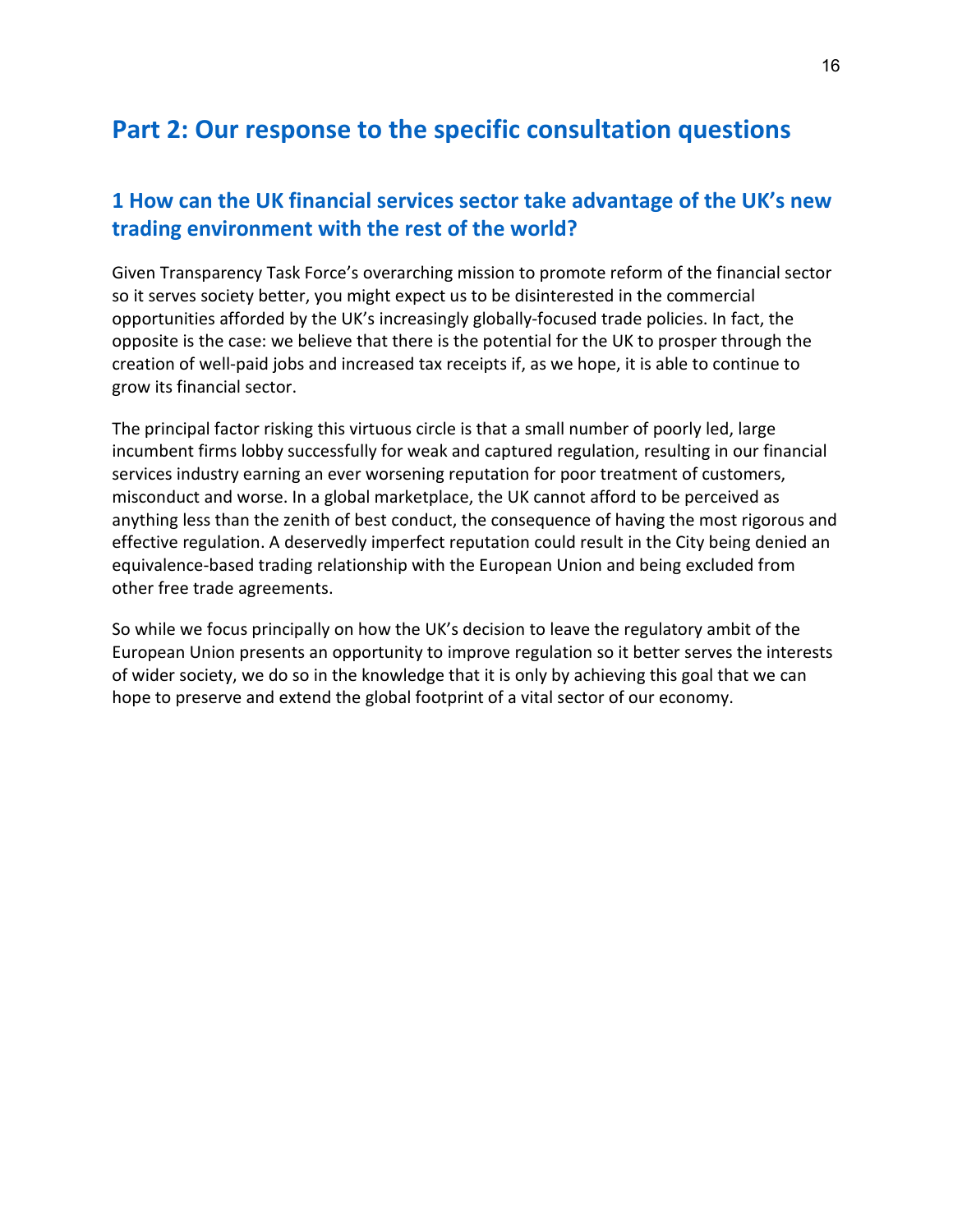# Part 2: Our response to the specific consultation questions

## 1 How can the UK financial services sector take advantage of the UK's new trading environment with the rest of the world?

Given Transparency Task Force's overarching mission to promote reform of the financial sector so it serves society better, you might expect us to be disinterested in the commercial opportunities afforded by the UK's increasingly globally-focused trade policies. In fact, the opposite is the case: we believe that there is the potential for the UK to prosper through the creation of well-paid jobs and increased tax receipts if, as we hope, it is able to continue to grow its financial sector.

The principal factor risking this virtuous circle is that a small number of poorly led, large incumbent firms lobby successfully for weak and captured regulation, resulting in our financial services industry earning an ever worsening reputation for poor treatment of customers, misconduct and worse. In a global marketplace, the UK cannot afford to be perceived as anything less than the zenith of best conduct, the consequence of having the most rigorous and effective regulation. A deservedly imperfect reputation could result in the City being denied an equivalence-based trading relationship with the European Union and being excluded from other free trade agreements.

So while we focus principally on how the UK's decision to leave the regulatory ambit of the European Union presents an opportunity to improve regulation so it better serves the interests of wider society, we do so in the knowledge that it is only by achieving this goal that we can hope to preserve and extend the global footprint of a vital sector of our economy.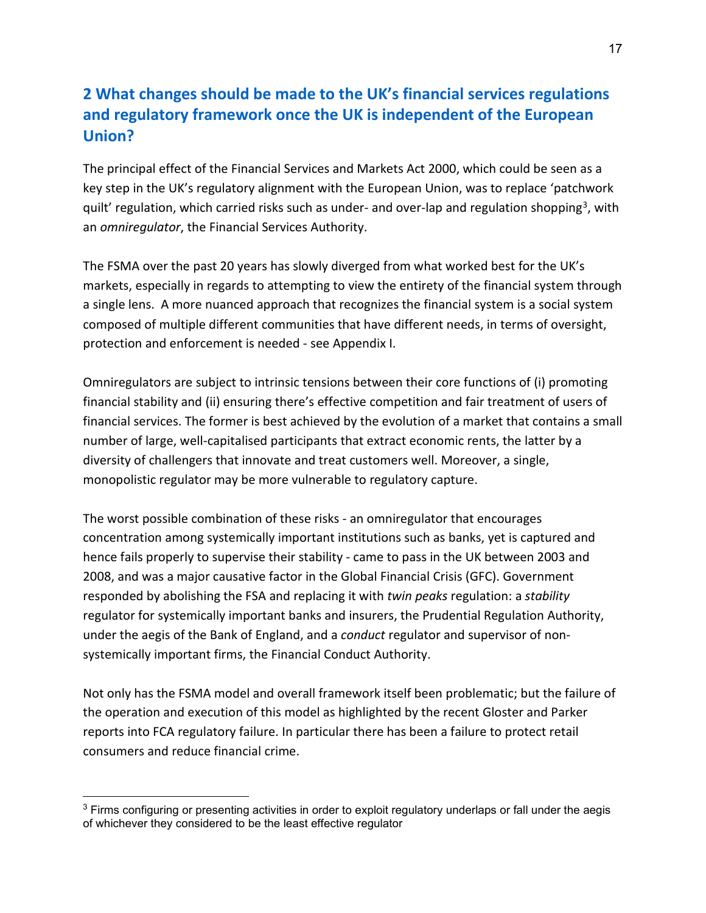## 2 What changes should be made to the UK's financial services regulations and regulatory framework once the UK is independent of the European Union?

The principal effect of the Financial Services and Markets Act 2000, which could be seen as a key step in the UK's regulatory alignment with the European Union, was to replace 'patchwork quilt' regulation, which carried risks such as under- and over-lap and regulation shopping[3], with an *omniregulator*, the Financial Services Authority.

The FSMA over the past 20 years has slowly diverged from what worked best for the UK's markets, especially in regards to attempting to view the entirety of the financial system through a single lens. A more nuanced approach that recognizes the financial system is a social system composed of multiple different communities that have different needs, in terms of oversight, protection and enforcement is needed - see Appendix I.

Omniregulators are subject to intrinsic tensions between their core functions of (i) promoting financial stability and (ii) ensuring there's effective competition and fair treatment of users of financial services. The former is best achieved by the evolution of a market that contains a small number of large, well-capitalised participants that extract economic rents, the latter by a diversity of challengers that innovate and treat customers well. Moreover, a single, monopolistic regulator may be more vulnerable to regulatory capture.

The worst possible combination of these risks - an omniregulator that encourages concentration among systemically important institutions such as banks, yet is captured and hence fails properly to supervise their stability - came to pass in the UK between 2003 and 2008, and was a major causative factor in the Global Financial Crisis (GFC). Government responded by abolishing the FSA and replacing it with *twin peaks* regulation: a *stability* regulator for systemically important banks and insurers, the Prudential Regulation Authority, under the aegis of the Bank of England, and a *conduct* regulator and supervisor of non-systemically important firms, the Financial Conduct Authority.

Not only has the FSMA model and overall framework itself been problematic; but the failure of the operation and execution of this model as highlighted by the recent Gloster and Parker reports into FCA regulatory failure. In particular there has been a failure to protect retail consumers and reduce financial crime.

[3] Firms configuring or presenting activities in order to exploit regulatory underlaps or fall under the aegis of whichever they considered to be the least effective regulator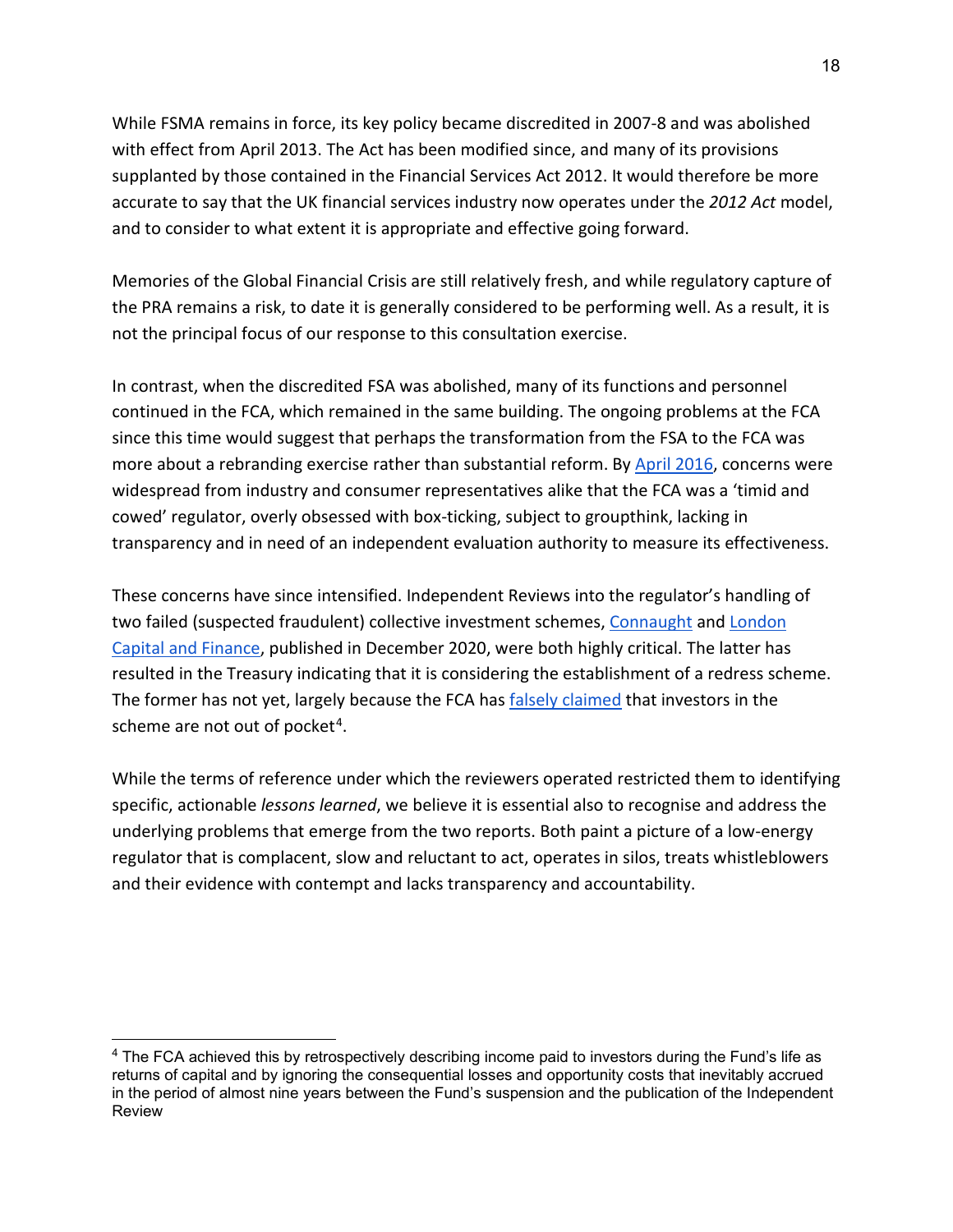While FSMA remains in force, its key policy became discredited in 2007-8 and was abolished with effect from April 2013. The Act has been modified since, and many of its provisions supplanted by those contained in the Financial Services Act 2012. It would therefore be more accurate to say that the UK financial services industry now operates under the *2012 Act* model, and to consider to what extent it is appropriate and effective going forward.

Memories of the Global Financial Crisis are still relatively fresh, and while regulatory capture of the PRA remains a risk, to date it is generally considered to be performing well. As a result, it is not the principal focus of our response to this consultation exercise.

In contrast, when the discredited FSA was abolished, many of its functions and personnel continued in the FCA, which remained in the same building. The ongoing problems at the FCA since this time would suggest that perhaps the transformation from the FSA to the FCA was more about a rebranding exercise rather than substantial reform. By April 2016, concerns were widespread from industry and consumer representatives alike that the FCA was a 'timid and cowed' regulator, overly obsessed with box-ticking, subject to groupthink, lacking in transparency and in need of an independent evaluation authority to measure its effectiveness.

These concerns have since intensified. Independent Reviews into the regulator's handling of two failed (suspected fraudulent) collective investment schemes, Connaught and London Capital and Finance, published in December 2020, were both highly critical. The latter has resulted in the Treasury indicating that it is considering the establishment of a redress scheme. The former has not yet, largely because the FCA has falsely claimed that investors in the scheme are not out of pocket[4].

While the terms of reference under which the reviewers operated restricted them to identifying specific, actionable *lessons learned*, we believe it is essential also to recognise and address the underlying problems that emerge from the two reports. Both paint a picture of a low-energy regulator that is complacent, slow and reluctant to act, operates in silos, treats whistleblowers and their evidence with contempt and lacks transparency and accountability.

---

[4] The FCA achieved this by retrospectively describing income paid to investors during the Fund's life as returns of capital and by ignoring the consequential losses and opportunity costs that inevitably accrued in the period of almost nine years between the Fund's suspension and the publication of the Independent Review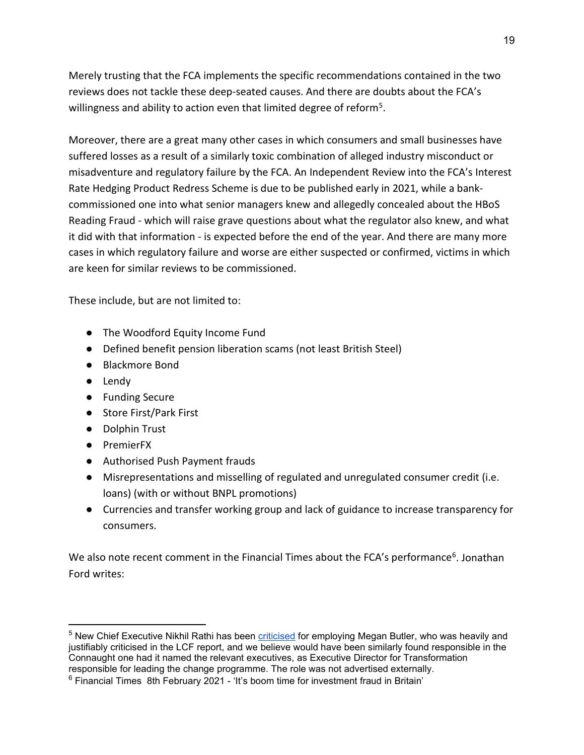Merely trusting that the FCA implements the specific recommendations contained in the two reviews does not tackle these deep-seated causes. And there are doubts about the FCA's willingness and ability to action even that limited degree of reform[5].

Moreover, there are a great many other cases in which consumers and small businesses have suffered losses as a result of a similarly toxic combination of alleged industry misconduct or misadventure and regulatory failure by the FCA. An Independent Review into the FCA's Interest Rate Hedging Product Redress Scheme is due to be published early in 2021, while a bank-commissioned one into what senior managers knew and allegedly concealed about the HBoS Reading Fraud - which will raise grave questions about what the regulator also knew, and what it did with that information - is expected before the end of the year. And there are many more cases in which regulatory failure and worse are either suspected or confirmed, victims in which are keen for similar reviews to be commissioned.

These include, but are not limited to:

- The Woodford Equity Income Fund
- Defined benefit pension liberation scams (not least British Steel)
- Blackmore Bond
- Lendy
- Funding Secure
- Store First/Park First
- Dolphin Trust
- PremierFX
- Authorised Push Payment frauds
- Misrepresentations and misselling of regulated and unregulated consumer credit (i.e. loans) (with or without BNPL promotions)
- Currencies and transfer working group and lack of guidance to increase transparency for consumers.

We also note recent comment in the Financial Times about the FCA's performance[6]. Jonathan Ford writes:

---

[5] New Chief Executive Nikhil Rathi has been criticised for employing Megan Butler, who was heavily and justifiably criticised in the LCF report, and we believe would have been similarly found responsible in the Connaught one had it named the relevant executives, as Executive Director for Transformation responsible for leading the change programme. The role was not advertised externally.

[6] Financial Times 8th February 2021 - 'It's boom time for investment fraud in Britain'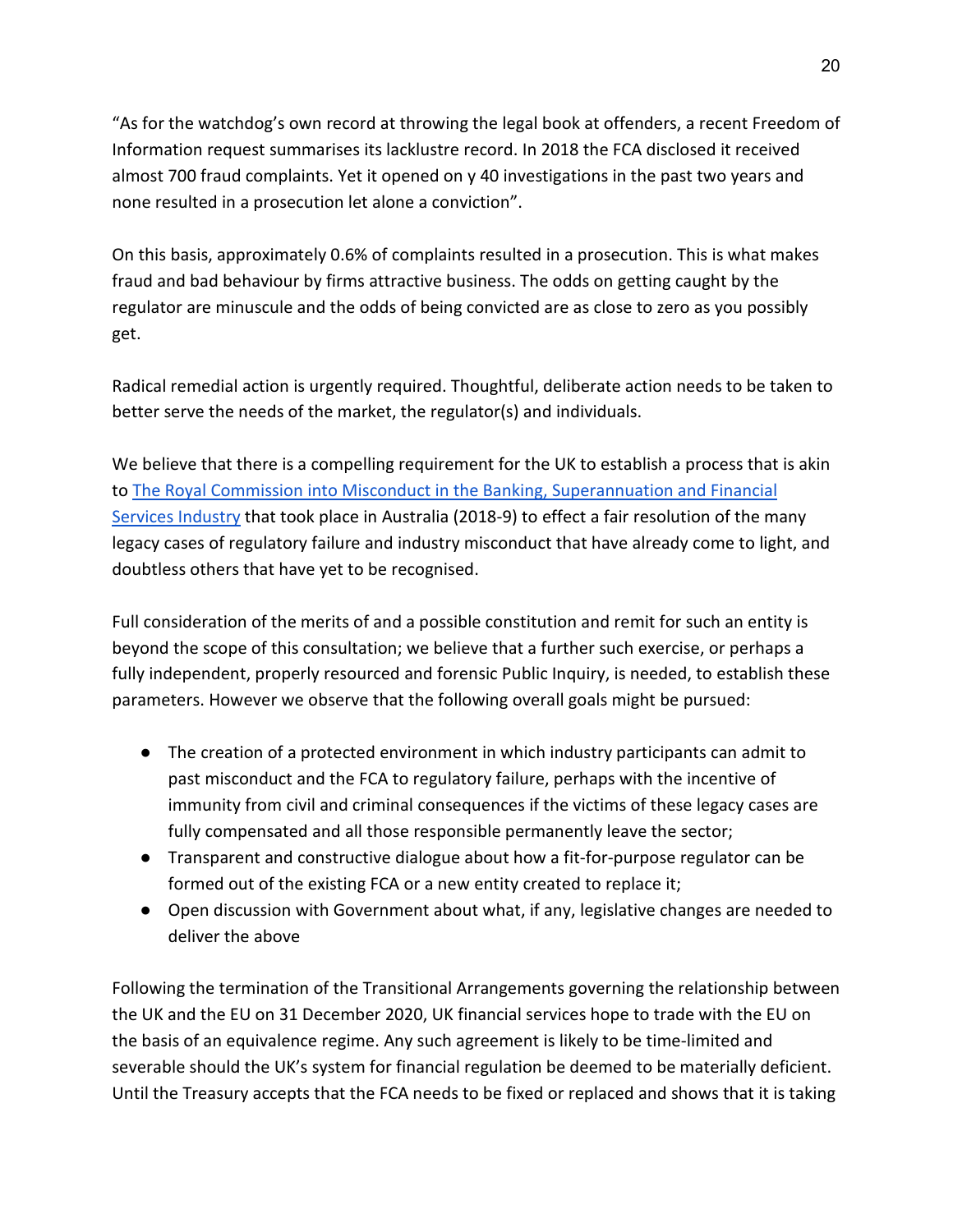"As for the watchdog's own record at throwing the legal book at offenders, a recent Freedom of Information request summarises its lacklustre record. In 2018 the FCA disclosed it received almost 700 fraud complaints. Yet it opened on y 40 investigations in the past two years and none resulted in a prosecution let alone a conviction".

On this basis, approximately 0.6% of complaints resulted in a prosecution. This is what makes fraud and bad behaviour by firms attractive business. The odds on getting caught by the regulator are minuscule and the odds of being convicted are as close to zero as you possibly get.

Radical remedial action is urgently required. Thoughtful, deliberate action needs to be taken to better serve the needs of the market, the regulator(s) and individuals.

We believe that there is a compelling requirement for the UK to establish a process that is akin to The Royal Commission into Misconduct in the Banking, Superannuation and Financial Services Industry that took place in Australia (2018-9) to effect a fair resolution of the many legacy cases of regulatory failure and industry misconduct that have already come to light, and doubtless others that have yet to be recognised.

Full consideration of the merits of and a possible constitution and remit for such an entity is beyond the scope of this consultation; we believe that a further such exercise, or perhaps a fully independent, properly resourced and forensic Public Inquiry, is needed, to establish these parameters. However we observe that the following overall goals might be pursued:

- The creation of a protected environment in which industry participants can admit to past misconduct and the FCA to regulatory failure, perhaps with the incentive of immunity from civil and criminal consequences if the victims of these legacy cases are fully compensated and all those responsible permanently leave the sector;
- Transparent and constructive dialogue about how a fit-for-purpose regulator can be formed out of the existing FCA or a new entity created to replace it;
- Open discussion with Government about what, if any, legislative changes are needed to deliver the above

Following the termination of the Transitional Arrangements governing the relationship between the UK and the EU on 31 December 2020, UK financial services hope to trade with the EU on the basis of an equivalence regime. Any such agreement is likely to be time-limited and severable should the UK's system for financial regulation be deemed to be materially deficient. Until the Treasury accepts that the FCA needs to be fixed or replaced and shows that it is taking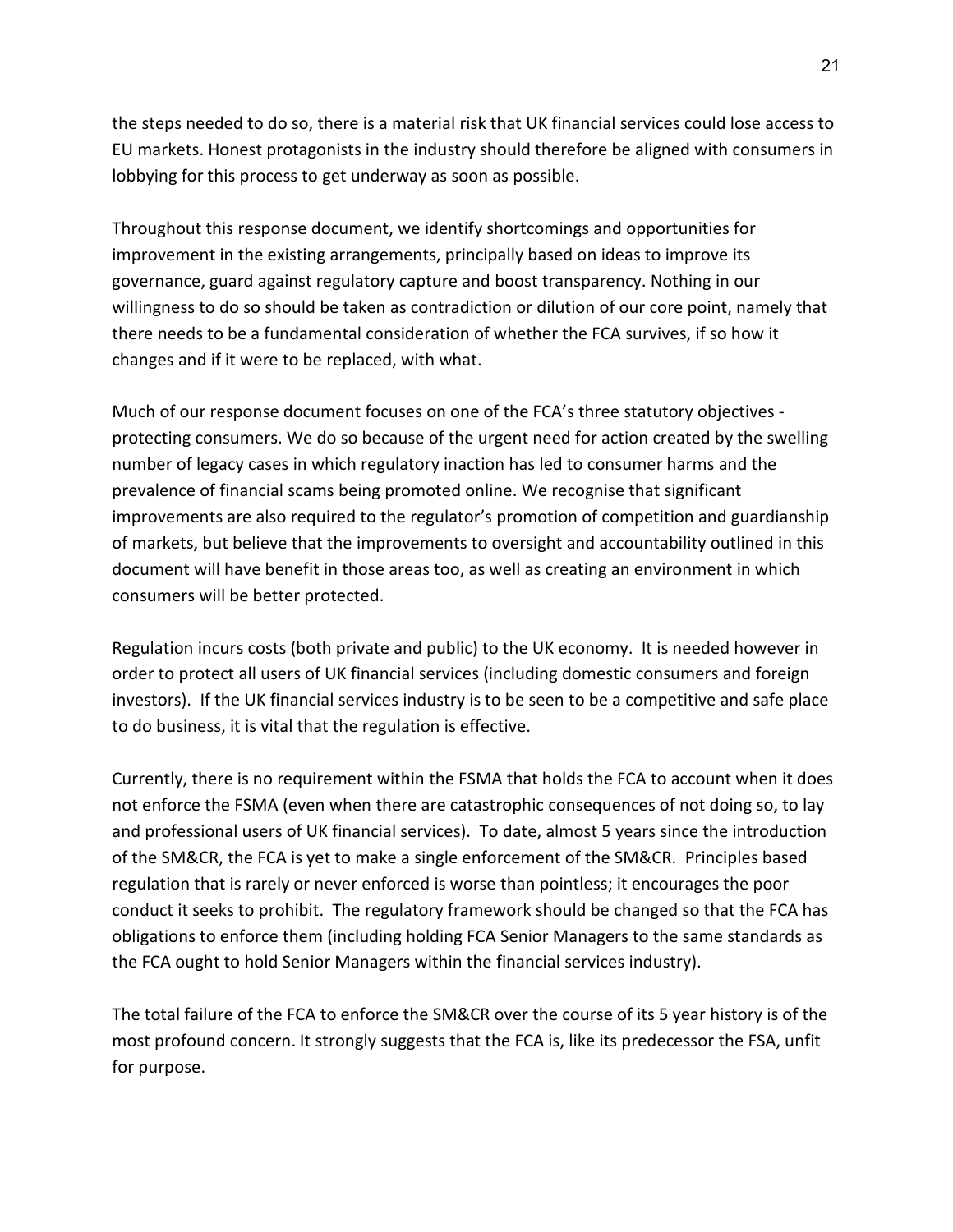the steps needed to do so, there is a material risk that UK financial services could lose access to EU markets. Honest protagonists in the industry should therefore be aligned with consumers in lobbying for this process to get underway as soon as possible.

Throughout this response document, we identify shortcomings and opportunities for improvement in the existing arrangements, principally based on ideas to improve its governance, guard against regulatory capture and boost transparency. Nothing in our willingness to do so should be taken as contradiction or dilution of our core point, namely that there needs to be a fundamental consideration of whether the FCA survives, if so how it changes and if it were to be replaced, with what.

Much of our response document focuses on one of the FCA's three statutory objectives - protecting consumers. We do so because of the urgent need for action created by the swelling number of legacy cases in which regulatory inaction has led to consumer harms and the prevalence of financial scams being promoted online. We recognise that significant improvements are also required to the regulator's promotion of competition and guardianship of markets, but believe that the improvements to oversight and accountability outlined in this document will have benefit in those areas too, as well as creating an environment in which consumers will be better protected.

Regulation incurs costs (both private and public) to the UK economy. It is needed however in order to protect all users of UK financial services (including domestic consumers and foreign investors). If the UK financial services industry is to be seen to be a competitive and safe place to do business, it is vital that the regulation is effective.

Currently, there is no requirement within the FSMA that holds the FCA to account when it does not enforce the FSMA (even when there are catastrophic consequences of not doing so, to lay and professional users of UK financial services). To date, almost 5 years since the introduction of the SM&CR, the FCA is yet to make a single enforcement of the SM&CR. Principles based regulation that is rarely or never enforced is worse than pointless; it encourages the poor conduct it seeks to prohibit. The regulatory framework should be changed so that the FCA has <u>obligations to enforce</u> them (including holding FCA Senior Managers to the same standards as the FCA ought to hold Senior Managers within the financial services industry).

The total failure of the FCA to enforce the SM&CR over the course of its 5 year history is of the most profound concern. It strongly suggests that the FCA is, like its predecessor the FSA, unfit for purpose.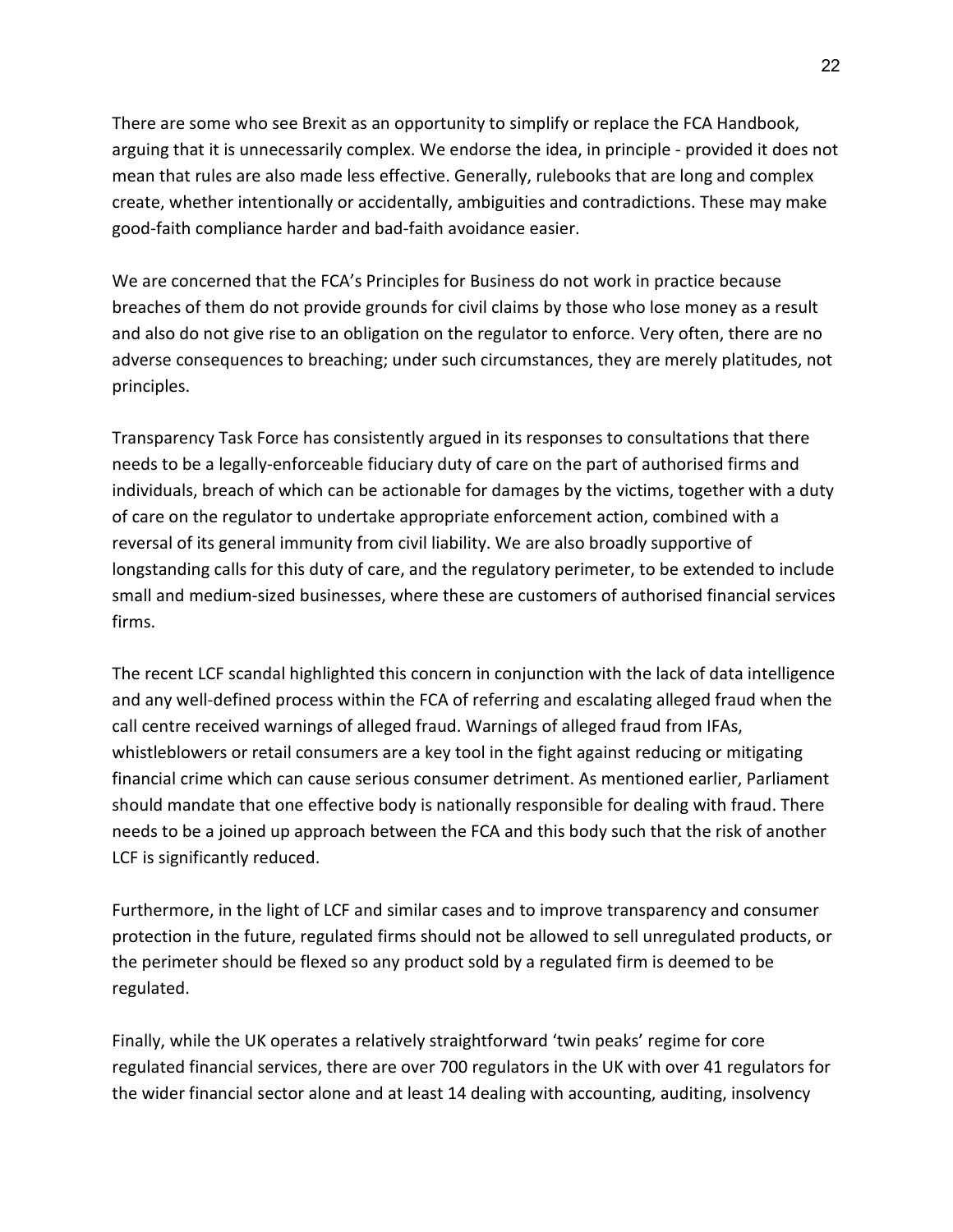There are some who see Brexit as an opportunity to simplify or replace the FCA Handbook, arguing that it is unnecessarily complex. We endorse the idea, in principle - provided it does not mean that rules are also made less effective. Generally, rulebooks that are long and complex create, whether intentionally or accidentally, ambiguities and contradictions. These may make good-faith compliance harder and bad-faith avoidance easier.

We are concerned that the FCA's Principles for Business do not work in practice because breaches of them do not provide grounds for civil claims by those who lose money as a result and also do not give rise to an obligation on the regulator to enforce. Very often, there are no adverse consequences to breaching; under such circumstances, they are merely platitudes, not principles.

Transparency Task Force has consistently argued in its responses to consultations that there needs to be a legally-enforceable fiduciary duty of care on the part of authorised firms and individuals, breach of which can be actionable for damages by the victims, together with a duty of care on the regulator to undertake appropriate enforcement action, combined with a reversal of its general immunity from civil liability. We are also broadly supportive of longstanding calls for this duty of care, and the regulatory perimeter, to be extended to include small and medium-sized businesses, where these are customers of authorised financial services firms.

The recent LCF scandal highlighted this concern in conjunction with the lack of data intelligence and any well-defined process within the FCA of referring and escalating alleged fraud when the call centre received warnings of alleged fraud. Warnings of alleged fraud from IFAs, whistleblowers or retail consumers are a key tool in the fight against reducing or mitigating financial crime which can cause serious consumer detriment. As mentioned earlier, Parliament should mandate that one effective body is nationally responsible for dealing with fraud. There needs to be a joined up approach between the FCA and this body such that the risk of another LCF is significantly reduced.

Furthermore, in the light of LCF and similar cases and to improve transparency and consumer protection in the future, regulated firms should not be allowed to sell unregulated products, or the perimeter should be flexed so any product sold by a regulated firm is deemed to be regulated.

Finally, while the UK operates a relatively straightforward 'twin peaks' regime for core regulated financial services, there are over 700 regulators in the UK with over 41 regulators for the wider financial sector alone and at least 14 dealing with accounting, auditing, insolvency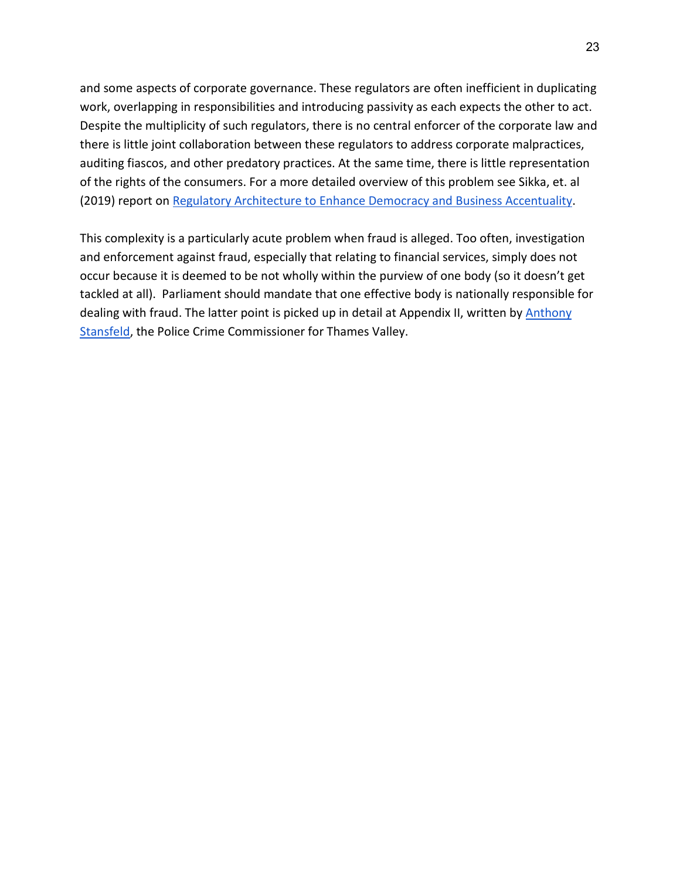and some aspects of corporate governance. These regulators are often inefficient in duplicating work, overlapping in responsibilities and introducing passivity as each expects the other to act. Despite the multiplicity of such regulators, there is no central enforcer of the corporate law and there is little joint collaboration between these regulators to address corporate malpractices, auditing fiascos, and other predatory practices. At the same time, there is little representation of the rights of the consumers. For a more detailed overview of this problem see Sikka, et. al (2019) report on Regulatory Architecture to Enhance Democracy and Business Accentuality.

This complexity is a particularly acute problem when fraud is alleged. Too often, investigation and enforcement against fraud, especially that relating to financial services, simply does not occur because it is deemed to be not wholly within the purview of one body (so it doesn't get tackled at all). Parliament should mandate that one effective body is nationally responsible for dealing with fraud. The latter point is picked up in detail at Appendix II, written by Anthony Stansfeld, the Police Crime Commissioner for Thames Valley.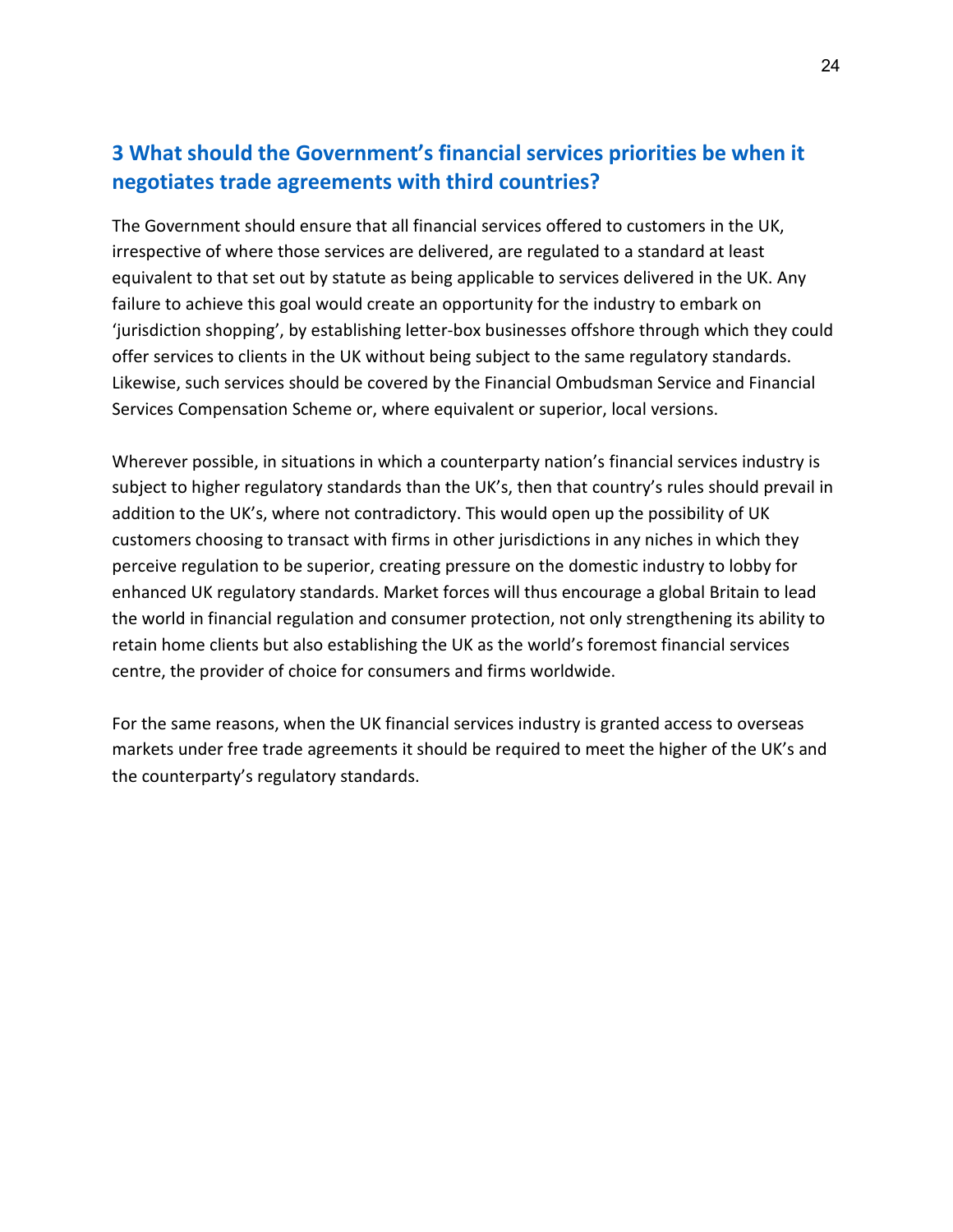## 3 What should the Government's financial services priorities be when it negotiates trade agreements with third countries?

The Government should ensure that all financial services offered to customers in the UK, irrespective of where those services are delivered, are regulated to a standard at least equivalent to that set out by statute as being applicable to services delivered in the UK. Any failure to achieve this goal would create an opportunity for the industry to embark on 'jurisdiction shopping', by establishing letter-box businesses offshore through which they could offer services to clients in the UK without being subject to the same regulatory standards. Likewise, such services should be covered by the Financial Ombudsman Service and Financial Services Compensation Scheme or, where equivalent or superior, local versions.

Wherever possible, in situations in which a counterparty nation's financial services industry is subject to higher regulatory standards than the UK's, then that country's rules should prevail in addition to the UK's, where not contradictory. This would open up the possibility of UK customers choosing to transact with firms in other jurisdictions in any niches in which they perceive regulation to be superior, creating pressure on the domestic industry to lobby for enhanced UK regulatory standards. Market forces will thus encourage a global Britain to lead the world in financial regulation and consumer protection, not only strengthening its ability to retain home clients but also establishing the UK as the world's foremost financial services centre, the provider of choice for consumers and firms worldwide.

For the same reasons, when the UK financial services industry is granted access to overseas markets under free trade agreements it should be required to meet the higher of the UK's and the counterparty's regulatory standards.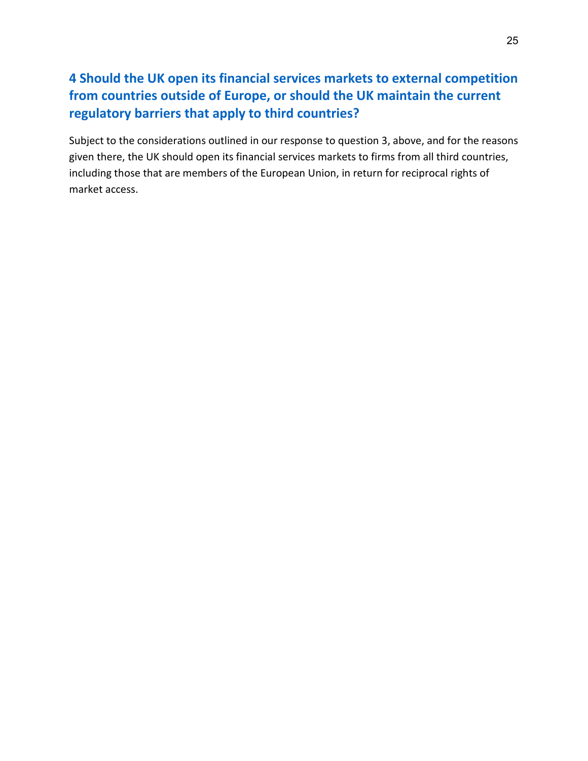## 4 Should the UK open its financial services markets to external competition from countries outside of Europe, or should the UK maintain the current regulatory barriers that apply to third countries?

Subject to the considerations outlined in our response to question 3, above, and for the reasons given there, the UK should open its financial services markets to firms from all third countries, including those that are members of the European Union, in return for reciprocal rights of market access.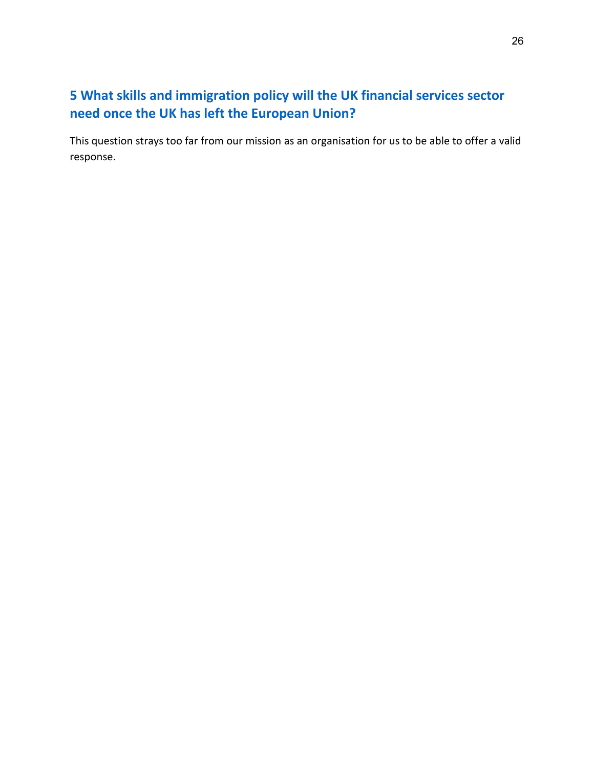## 5 What skills and immigration policy will the UK financial services sector need once the UK has left the European Union?

This question strays too far from our mission as an organisation for us to be able to offer a valid response.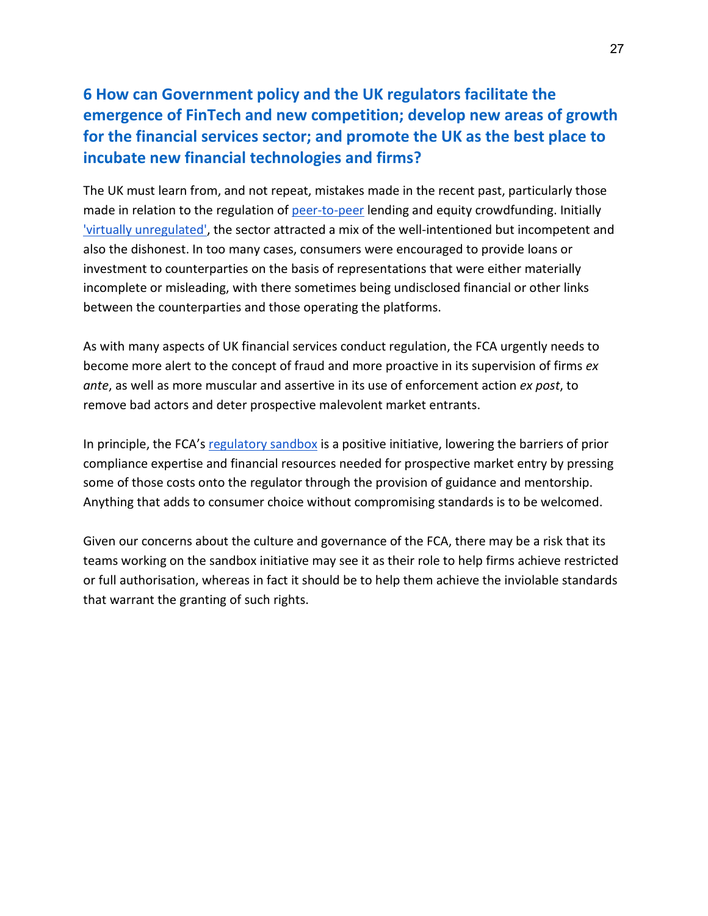## 6 How can Government policy and the UK regulators facilitate the emergence of FinTech and new competition; develop new areas of growth for the financial services sector; and promote the UK as the best place to incubate new financial technologies and firms?

The UK must learn from, and not repeat, mistakes made in the recent past, particularly those made in relation to the regulation of peer-to-peer lending and equity crowdfunding. Initially 'virtually unregulated', the sector attracted a mix of the well-intentioned but incompetent and also the dishonest. In too many cases, consumers were encouraged to provide loans or investment to counterparties on the basis of representations that were either materially incomplete or misleading, with there sometimes being undisclosed financial or other links between the counterparties and those operating the platforms.

As with many aspects of UK financial services conduct regulation, the FCA urgently needs to become more alert to the concept of fraud and more proactive in its supervision of firms *ex ante*, as well as more muscular and assertive in its use of enforcement action *ex post*, to remove bad actors and deter prospective malevolent market entrants.

In principle, the FCA's regulatory sandbox is a positive initiative, lowering the barriers of prior compliance expertise and financial resources needed for prospective market entry by pressing some of those costs onto the regulator through the provision of guidance and mentorship. Anything that adds to consumer choice without compromising standards is to be welcomed.

Given our concerns about the culture and governance of the FCA, there may be a risk that its teams working on the sandbox initiative may see it as their role to help firms achieve restricted or full authorisation, whereas in fact it should be to help them achieve the inviolable standards that warrant the granting of such rights.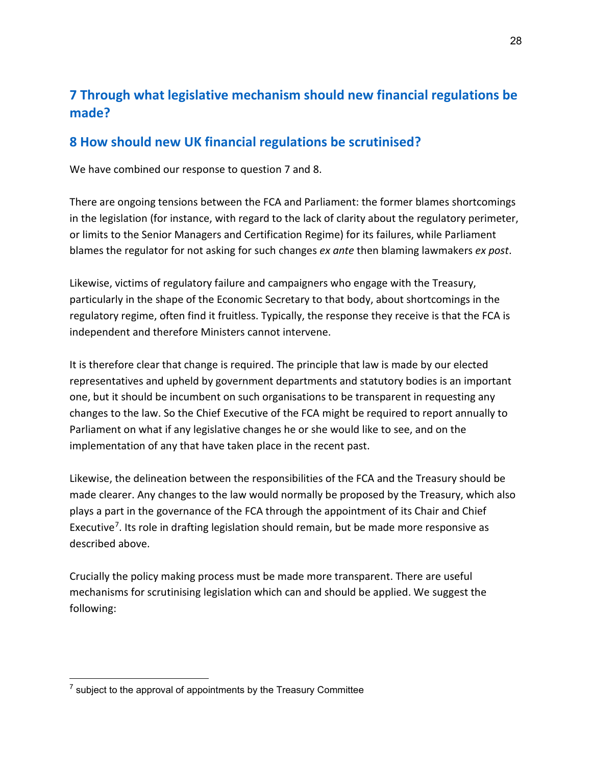## 7 Through what legislative mechanism should new financial regulations be made?

## 8 How should new UK financial regulations be scrutinised?

We have combined our response to question 7 and 8.

There are ongoing tensions between the FCA and Parliament: the former blames shortcomings in the legislation (for instance, with regard to the lack of clarity about the regulatory perimeter, or limits to the Senior Managers and Certification Regime) for its failures, while Parliament blames the regulator for not asking for such changes *ex ante* then blaming lawmakers *ex post*.

Likewise, victims of regulatory failure and campaigners who engage with the Treasury, particularly in the shape of the Economic Secretary to that body, about shortcomings in the regulatory regime, often find it fruitless. Typically, the response they receive is that the FCA is independent and therefore Ministers cannot intervene.

It is therefore clear that change is required. The principle that law is made by our elected representatives and upheld by government departments and statutory bodies is an important one, but it should be incumbent on such organisations to be transparent in requesting any changes to the law. So the Chief Executive of the FCA might be required to report annually to Parliament on what if any legislative changes he or she would like to see, and on the implementation of any that have taken place in the recent past.

Likewise, the delineation between the responsibilities of the FCA and the Treasury should be made clearer. Any changes to the law would normally be proposed by the Treasury, which also plays a part in the governance of the FCA through the appointment of its Chair and Chief Executive[7]. Its role in drafting legislation should remain, but be made more responsive as described above.

Crucially the policy making process must be made more transparent. There are useful mechanisms for scrutinising legislation which can and should be applied. We suggest the following:

[7] subject to the approval of appointments by the Treasury Committee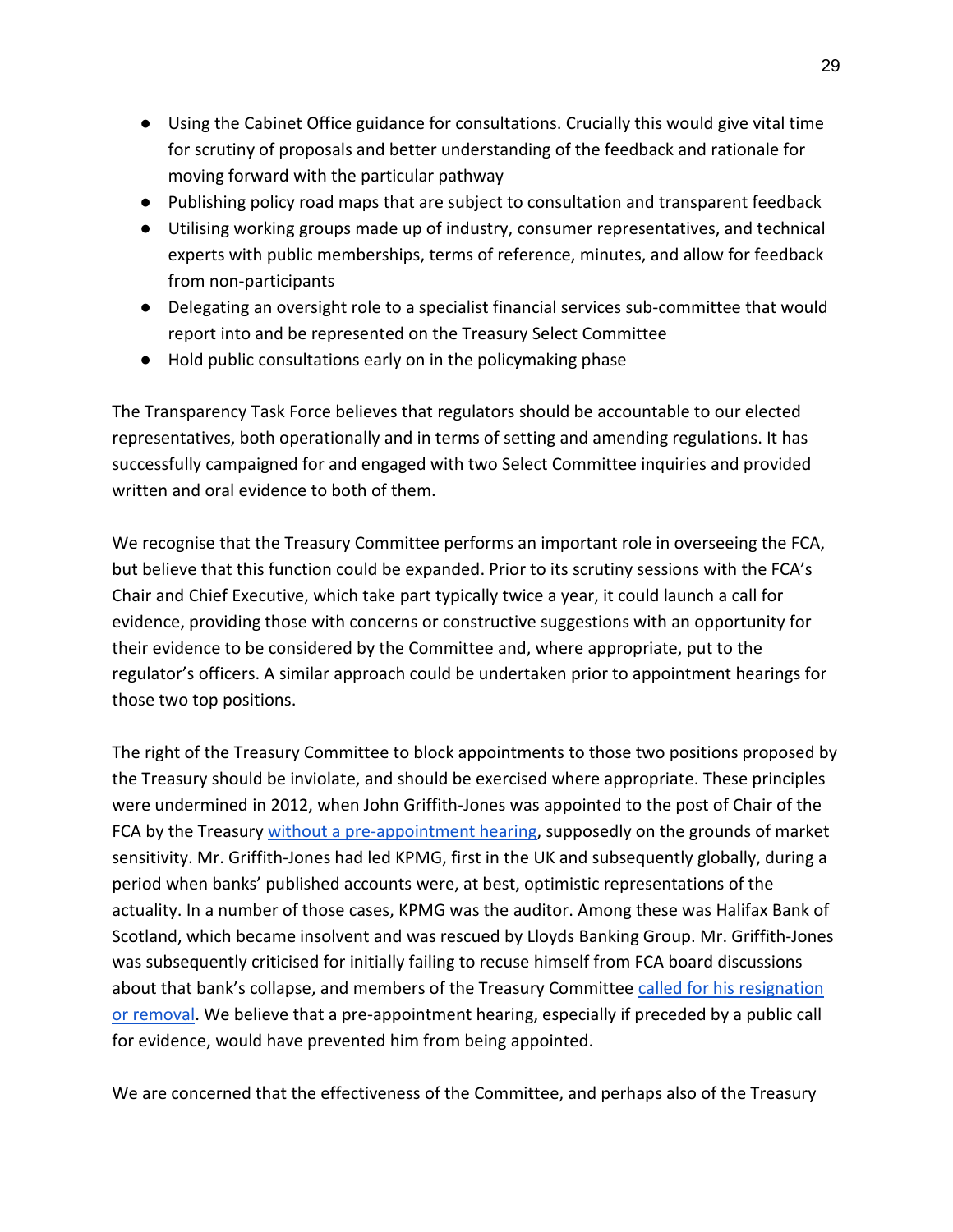- Using the Cabinet Office guidance for consultations. Crucially this would give vital time for scrutiny of proposals and better understanding of the feedback and rationale for moving forward with the particular pathway
- Publishing policy road maps that are subject to consultation and transparent feedback
- Utilising working groups made up of industry, consumer representatives, and technical experts with public memberships, terms of reference, minutes, and allow for feedback from non-participants
- Delegating an oversight role to a specialist financial services sub-committee that would report into and be represented on the Treasury Select Committee
- Hold public consultations early on in the policymaking phase

The Transparency Task Force believes that regulators should be accountable to our elected representatives, both operationally and in terms of setting and amending regulations. It has successfully campaigned for and engaged with two Select Committee inquiries and provided written and oral evidence to both of them.

We recognise that the Treasury Committee performs an important role in overseeing the FCA, but believe that this function could be expanded. Prior to its scrutiny sessions with the FCA's Chair and Chief Executive, which take part typically twice a year, it could launch a call for evidence, providing those with concerns or constructive suggestions with an opportunity for their evidence to be considered by the Committee and, where appropriate, put to the regulator's officers. A similar approach could be undertaken prior to appointment hearings for those two top positions.

The right of the Treasury Committee to block appointments to those two positions proposed by the Treasury should be inviolate, and should be exercised where appropriate. These principles were undermined in 2012, when John Griffith-Jones was appointed to the post of Chair of the FCA by the Treasury without a pre-appointment hearing, supposedly on the grounds of market sensitivity. Mr. Griffith-Jones had led KPMG, first in the UK and subsequently globally, during a period when banks' published accounts were, at best, optimistic representations of the actuality. In a number of those cases, KPMG was the auditor. Among these was Halifax Bank of Scotland, which became insolvent and was rescued by Lloyds Banking Group. Mr. Griffith-Jones was subsequently criticised for initially failing to recuse himself from FCA board discussions about that bank's collapse, and members of the Treasury Committee called for his resignation or removal. We believe that a pre-appointment hearing, especially if preceded by a public call for evidence, would have prevented him from being appointed.

We are concerned that the effectiveness of the Committee, and perhaps also of the Treasury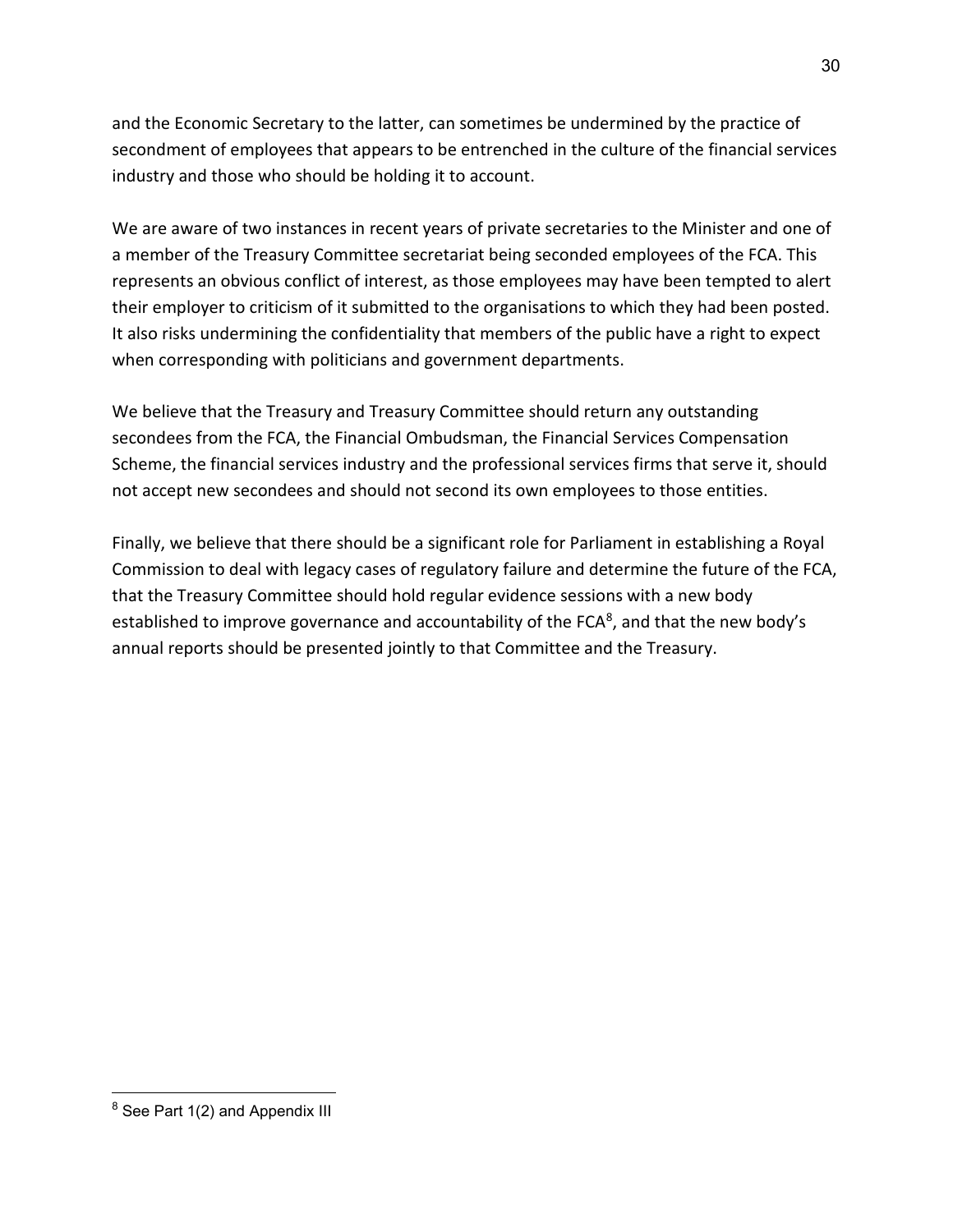and the Economic Secretary to the latter, can sometimes be undermined by the practice of secondment of employees that appears to be entrenched in the culture of the financial services industry and those who should be holding it to account.

We are aware of two instances in recent years of private secretaries to the Minister and one of a member of the Treasury Committee secretariat being seconded employees of the FCA. This represents an obvious conflict of interest, as those employees may have been tempted to alert their employer to criticism of it submitted to the organisations to which they had been posted. It also risks undermining the confidentiality that members of the public have a right to expect when corresponding with politicians and government departments.

We believe that the Treasury and Treasury Committee should return any outstanding secondees from the FCA, the Financial Ombudsman, the Financial Services Compensation Scheme, the financial services industry and the professional services firms that serve it, should not accept new secondees and should not second its own employees to those entities.

Finally, we believe that there should be a significant role for Parliament in establishing a Royal Commission to deal with legacy cases of regulatory failure and determine the future of the FCA, that the Treasury Committee should hold regular evidence sessions with a new body established to improve governance and accountability of the FCA[8], and that the new body's annual reports should be presented jointly to that Committee and the Treasury.

---

[8] See Part 1(2) and Appendix III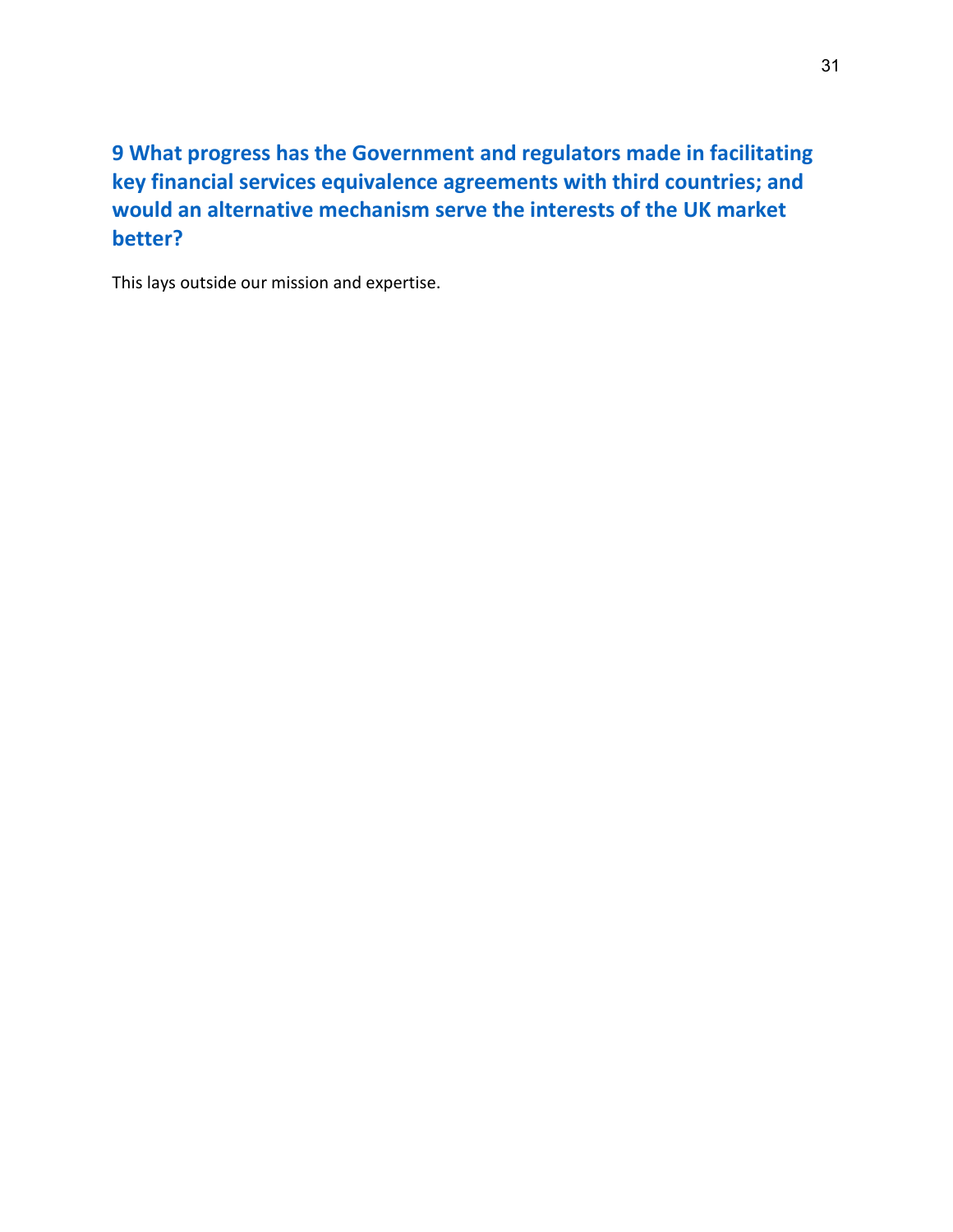## 9 What progress has the Government and regulators made in facilitating key financial services equivalence agreements with third countries; and would an alternative mechanism serve the interests of the UK market better?

This lays outside our mission and expertise.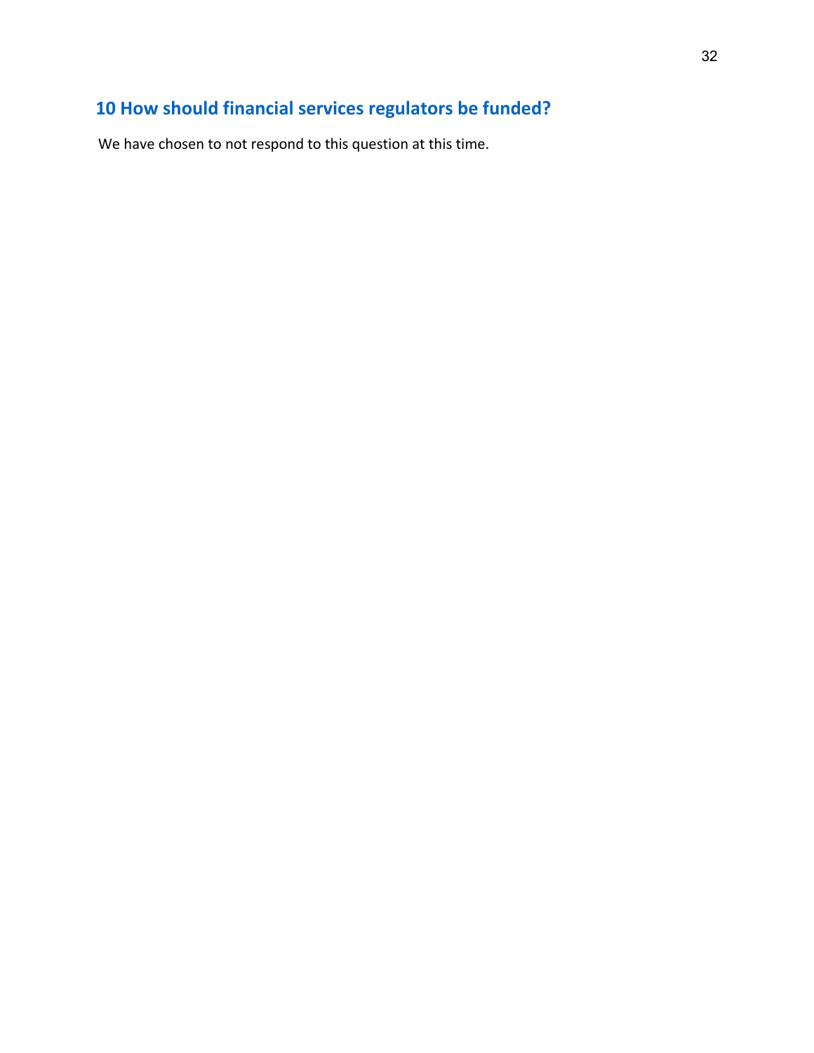# 10 How should financial services regulators be funded?

We have chosen to not respond to this question at this time.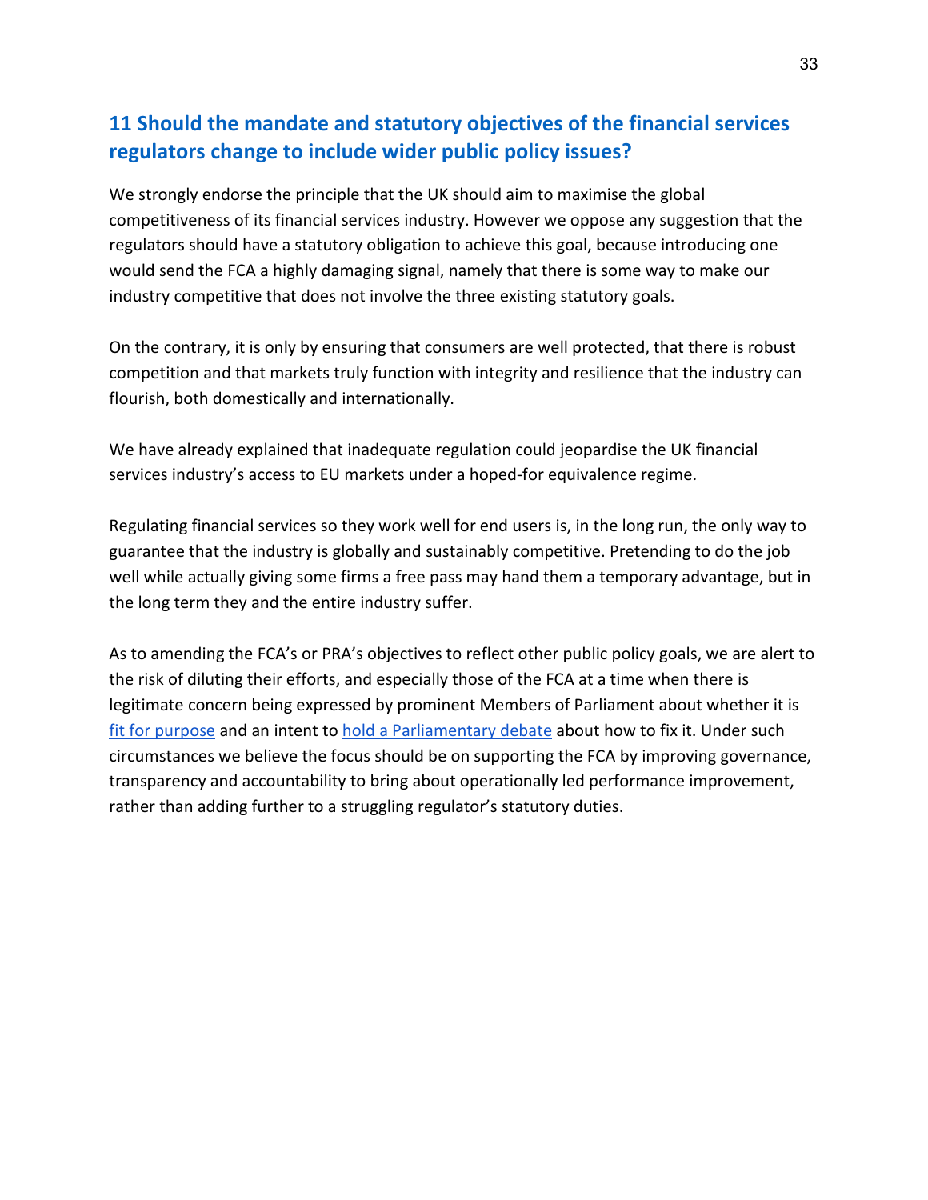## 11 Should the mandate and statutory objectives of the financial services regulators change to include wider public policy issues?

We strongly endorse the principle that the UK should aim to maximise the global competitiveness of its financial services industry. However we oppose any suggestion that the regulators should have a statutory obligation to achieve this goal, because introducing one would send the FCA a highly damaging signal, namely that there is some way to make our industry competitive that does not involve the three existing statutory goals.

On the contrary, it is only by ensuring that consumers are well protected, that there is robust competition and that markets truly function with integrity and resilience that the industry can flourish, both domestically and internationally.

We have already explained that inadequate regulation could jeopardise the UK financial services industry's access to EU markets under a hoped-for equivalence regime.

Regulating financial services so they work well for end users is, in the long run, the only way to guarantee that the industry is globally and sustainably competitive. Pretending to do the job well while actually giving some firms a free pass may hand them a temporary advantage, but in the long term they and the entire industry suffer.

As to amending the FCA's or PRA's objectives to reflect other public policy goals, we are alert to the risk of diluting their efforts, and especially those of the FCA at a time when there is legitimate concern being expressed by prominent Members of Parliament about whether it is fit for purpose and an intent to hold a Parliamentary debate about how to fix it. Under such circumstances we believe the focus should be on supporting the FCA by improving governance, transparency and accountability to bring about operationally led performance improvement, rather than adding further to a struggling regulator's statutory duties.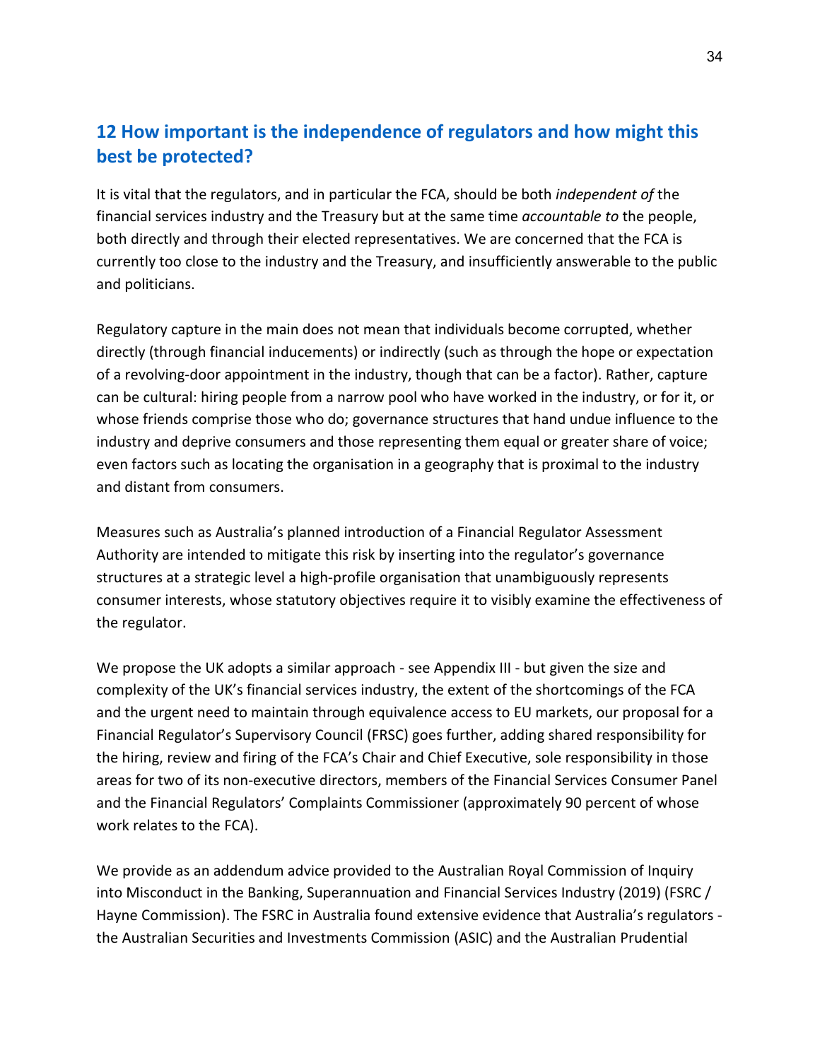## 12 How important is the independence of regulators and how might this best be protected?

It is vital that the regulators, and in particular the FCA, should be both *independent of* the financial services industry and the Treasury but at the same time *accountable to* the people, both directly and through their elected representatives. We are concerned that the FCA is currently too close to the industry and the Treasury, and insufficiently answerable to the public and politicians.

Regulatory capture in the main does not mean that individuals become corrupted, whether directly (through financial inducements) or indirectly (such as through the hope or expectation of a revolving-door appointment in the industry, though that can be a factor). Rather, capture can be cultural: hiring people from a narrow pool who have worked in the industry, or for it, or whose friends comprise those who do; governance structures that hand undue influence to the industry and deprive consumers and those representing them equal or greater share of voice; even factors such as locating the organisation in a geography that is proximal to the industry and distant from consumers.

Measures such as Australia's planned introduction of a Financial Regulator Assessment Authority are intended to mitigate this risk by inserting into the regulator's governance structures at a strategic level a high-profile organisation that unambiguously represents consumer interests, whose statutory objectives require it to visibly examine the effectiveness of the regulator.

We propose the UK adopts a similar approach - see Appendix III - but given the size and complexity of the UK's financial services industry, the extent of the shortcomings of the FCA and the urgent need to maintain through equivalence access to EU markets, our proposal for a Financial Regulator's Supervisory Council (FRSC) goes further, adding shared responsibility for the hiring, review and firing of the FCA's Chair and Chief Executive, sole responsibility in those areas for two of its non-executive directors, members of the Financial Services Consumer Panel and the Financial Regulators' Complaints Commissioner (approximately 90 percent of whose work relates to the FCA).

We provide as an addendum advice provided to the Australian Royal Commission of Inquiry into Misconduct in the Banking, Superannuation and Financial Services Industry (2019) (FSRC / Hayne Commission). The FSRC in Australia found extensive evidence that Australia's regulators - the Australian Securities and Investments Commission (ASIC) and the Australian Prudential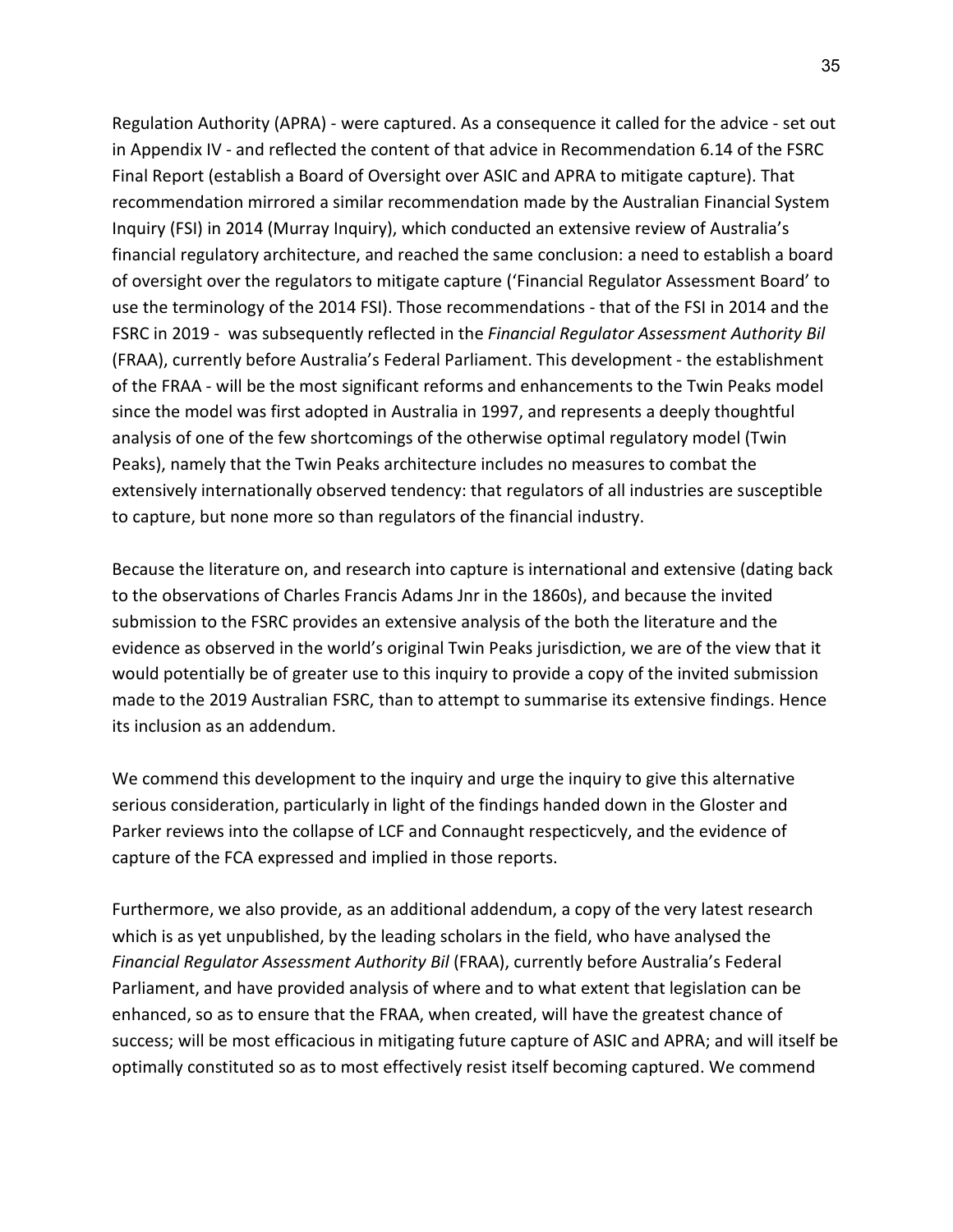Regulation Authority (APRA) - were captured. As a consequence it called for the advice - set out in Appendix IV - and reflected the content of that advice in Recommendation 6.14 of the FSRC Final Report (establish a Board of Oversight over ASIC and APRA to mitigate capture). That recommendation mirrored a similar recommendation made by the Australian Financial System Inquiry (FSI) in 2014 (Murray Inquiry), which conducted an extensive review of Australia's financial regulatory architecture, and reached the same conclusion: a need to establish a board of oversight over the regulators to mitigate capture ('Financial Regulator Assessment Board' to use the terminology of the 2014 FSI). Those recommendations - that of the FSI in 2014 and the FSRC in 2019 - was subsequently reflected in the *Financial Regulator Assessment Authority Bil* (FRAA), currently before Australia's Federal Parliament. This development - the establishment of the FRAA - will be the most significant reforms and enhancements to the Twin Peaks model since the model was first adopted in Australia in 1997, and represents a deeply thoughtful analysis of one of the few shortcomings of the otherwise optimal regulatory model (Twin Peaks), namely that the Twin Peaks architecture includes no measures to combat the extensively internationally observed tendency: that regulators of all industries are susceptible to capture, but none more so than regulators of the financial industry.

Because the literature on, and research into capture is international and extensive (dating back to the observations of Charles Francis Adams Jnr in the 1860s), and because the invited submission to the FSRC provides an extensive analysis of the both the literature and the evidence as observed in the world's original Twin Peaks jurisdiction, we are of the view that it would potentially be of greater use to this inquiry to provide a copy of the invited submission made to the 2019 Australian FSRC, than to attempt to summarise its extensive findings. Hence its inclusion as an addendum.

We commend this development to the inquiry and urge the inquiry to give this alternative serious consideration, particularly in light of the findings handed down in the Gloster and Parker reviews into the collapse of LCF and Connaught respecticvely, and the evidence of capture of the FCA expressed and implied in those reports.

Furthermore, we also provide, as an additional addendum, a copy of the very latest research which is as yet unpublished, by the leading scholars in the field, who have analysed the *Financial Regulator Assessment Authority Bil* (FRAA), currently before Australia's Federal Parliament, and have provided analysis of where and to what extent that legislation can be enhanced, so as to ensure that the FRAA, when created, will have the greatest chance of success; will be most efficacious in mitigating future capture of ASIC and APRA; and will itself be optimally constituted so as to most effectively resist itself becoming captured. We commend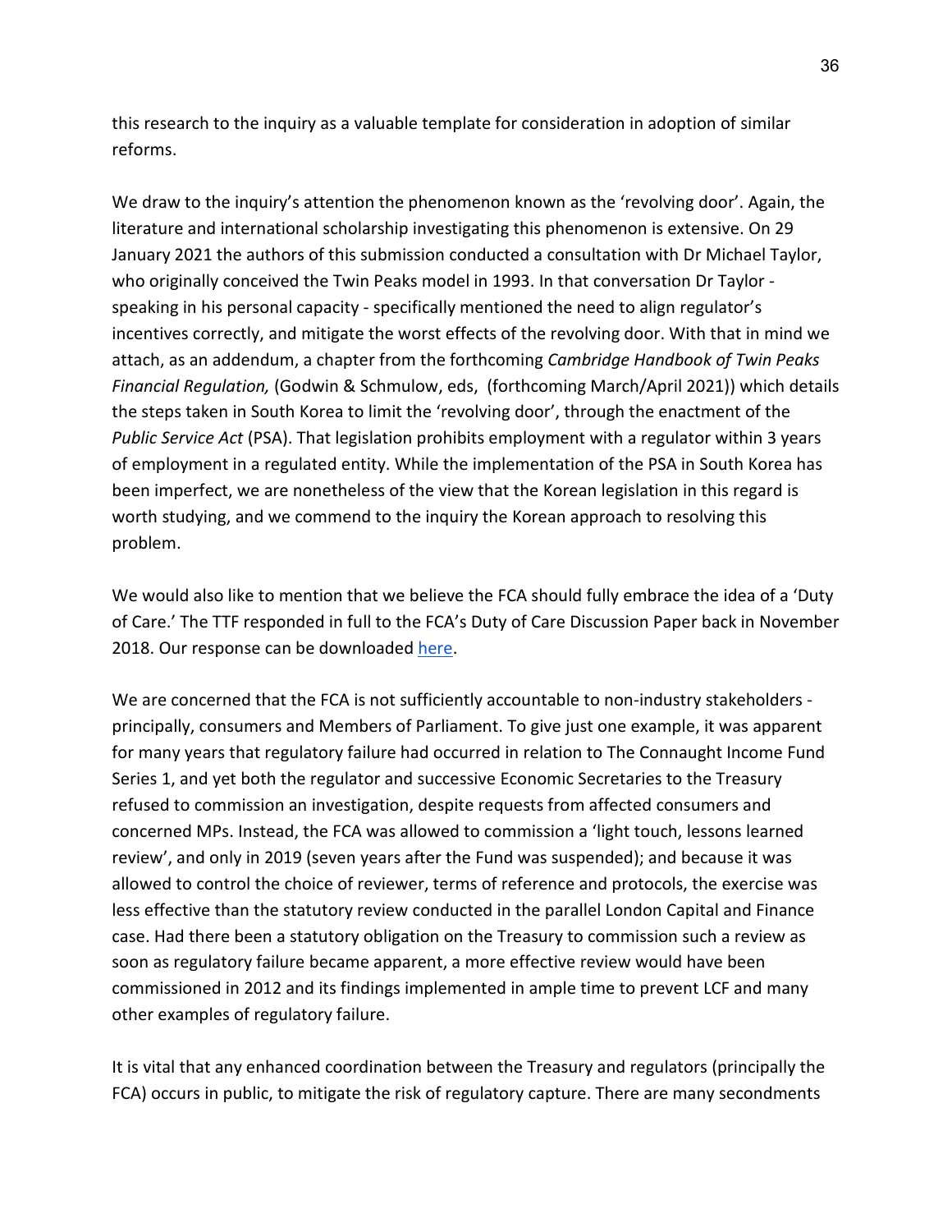this research to the inquiry as a valuable template for consideration in adoption of similar reforms.

We draw to the inquiry's attention the phenomenon known as the 'revolving door'. Again, the literature and international scholarship investigating this phenomenon is extensive. On 29 January 2021 the authors of this submission conducted a consultation with Dr Michael Taylor, who originally conceived the Twin Peaks model in 1993. In that conversation Dr Taylor - speaking in his personal capacity - specifically mentioned the need to align regulator's incentives correctly, and mitigate the worst effects of the revolving door. With that in mind we attach, as an addendum, a chapter from the forthcoming *Cambridge Handbook of Twin Peaks Financial Regulation,* (Godwin & Schmulow, eds, (forthcoming March/April 2021)) which details the steps taken in South Korea to limit the 'revolving door', through the enactment of the *Public Service Act* (PSA). That legislation prohibits employment with a regulator within 3 years of employment in a regulated entity. While the implementation of the PSA in South Korea has been imperfect, we are nonetheless of the view that the Korean legislation in this regard is worth studying, and we commend to the inquiry the Korean approach to resolving this problem.

We would also like to mention that we believe the FCA should fully embrace the idea of a 'Duty of Care.' The TTF responded in full to the FCA's Duty of Care Discussion Paper back in November 2018. Our response can be downloaded [here](#).

We are concerned that the FCA is not sufficiently accountable to non-industry stakeholders - principally, consumers and Members of Parliament. To give just one example, it was apparent for many years that regulatory failure had occurred in relation to The Connaught Income Fund Series 1, and yet both the regulator and successive Economic Secretaries to the Treasury refused to commission an investigation, despite requests from affected consumers and concerned MPs. Instead, the FCA was allowed to commission a 'light touch, lessons learned review', and only in 2019 (seven years after the Fund was suspended); and because it was allowed to control the choice of reviewer, terms of reference and protocols, the exercise was less effective than the statutory review conducted in the parallel London Capital and Finance case. Had there been a statutory obligation on the Treasury to commission such a review as soon as regulatory failure became apparent, a more effective review would have been commissioned in 2012 and its findings implemented in ample time to prevent LCF and many other examples of regulatory failure.

It is vital that any enhanced coordination between the Treasury and regulators (principally the FCA) occurs in public, to mitigate the risk of regulatory capture. There are many secondments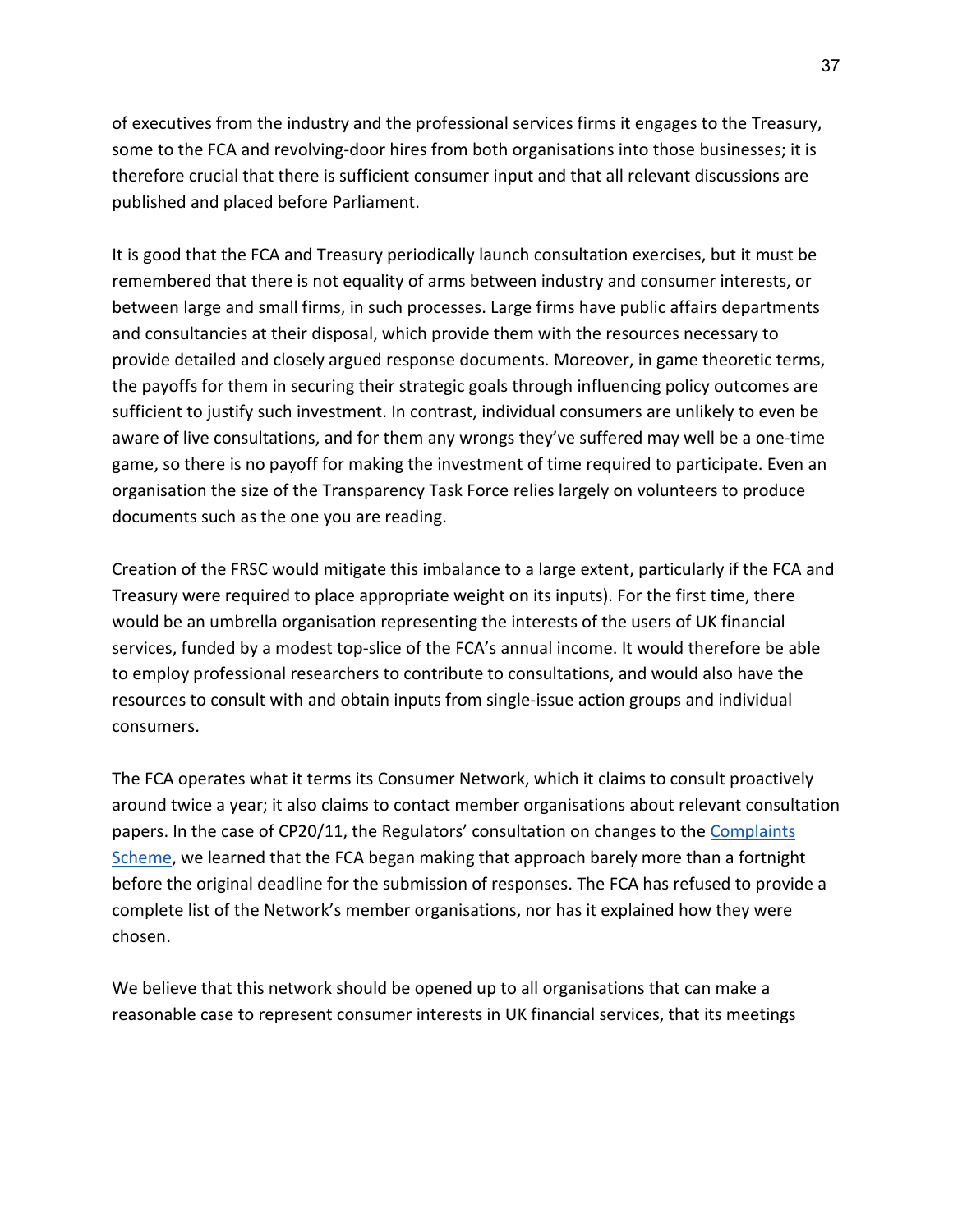of executives from the industry and the professional services firms it engages to the Treasury, some to the FCA and revolving-door hires from both organisations into those businesses; it is therefore crucial that there is sufficient consumer input and that all relevant discussions are published and placed before Parliament.

It is good that the FCA and Treasury periodically launch consultation exercises, but it must be remembered that there is not equality of arms between industry and consumer interests, or between large and small firms, in such processes. Large firms have public affairs departments and consultancies at their disposal, which provide them with the resources necessary to provide detailed and closely argued response documents. Moreover, in game theoretic terms, the payoffs for them in securing their strategic goals through influencing policy outcomes are sufficient to justify such investment. In contrast, individual consumers are unlikely to even be aware of live consultations, and for them any wrongs they've suffered may well be a one-time game, so there is no payoff for making the investment of time required to participate. Even an organisation the size of the Transparency Task Force relies largely on volunteers to produce documents such as the one you are reading.

Creation of the FRSC would mitigate this imbalance to a large extent, particularly if the FCA and Treasury were required to place appropriate weight on its inputs). For the first time, there would be an umbrella organisation representing the interests of the users of UK financial services, funded by a modest top-slice of the FCA's annual income. It would therefore be able to employ professional researchers to contribute to consultations, and would also have the resources to consult with and obtain inputs from single-issue action groups and individual consumers.

The FCA operates what it terms its Consumer Network, which it claims to consult proactively around twice a year; it also claims to contact member organisations about relevant consultation papers. In the case of CP20/11, the Regulators' consultation on changes to the Complaints Scheme, we learned that the FCA began making that approach barely more than a fortnight before the original deadline for the submission of responses. The FCA has refused to provide a complete list of the Network's member organisations, nor has it explained how they were chosen.

We believe that this network should be opened up to all organisations that can make a reasonable case to represent consumer interests in UK financial services, that its meetings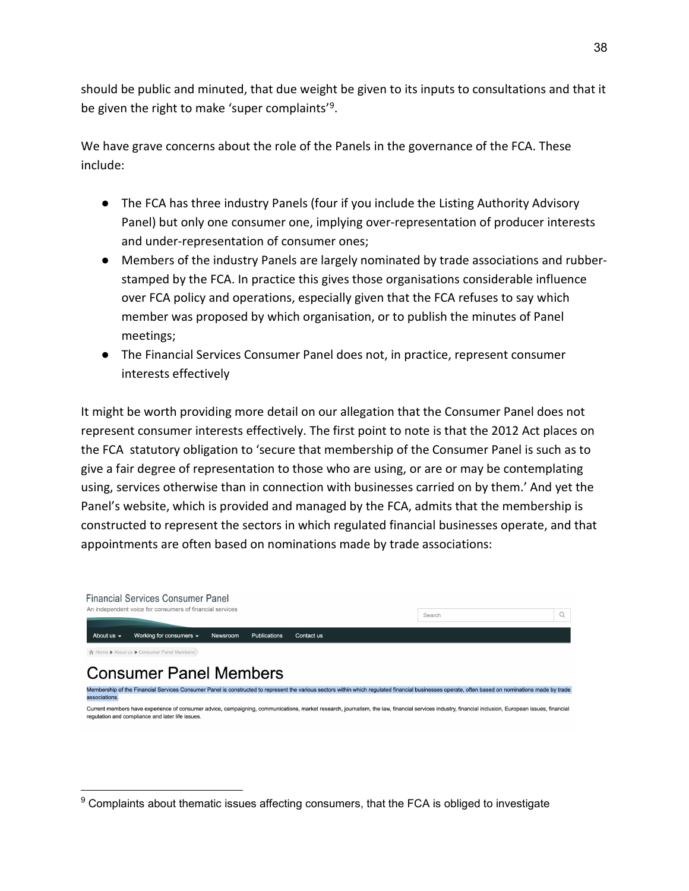should be public and minuted, that due weight be given to its inputs to consultations and that it be given the right to make 'super complaints'[9].

We have grave concerns about the role of the Panels in the governance of the FCA. These include:

- The FCA has three industry Panels (four if you include the Listing Authority Advisory Panel) but only one consumer one, implying over-representation of producer interests and under-representation of consumer ones;
- Members of the industry Panels are largely nominated by trade associations and rubber-stamped by the FCA. In practice this gives those organisations considerable influence over FCA policy and operations, especially given that the FCA refuses to say which member was proposed by which organisation, or to publish the minutes of Panel meetings;
- The Financial Services Consumer Panel does not, in practice, represent consumer interests effectively

It might be worth providing more detail on our allegation that the Consumer Panel does not represent consumer interests effectively. The first point to note is that the 2012 Act places on the FCA statutory obligation to 'secure that membership of the Consumer Panel is such as to give a fair degree of representation to those who are using, or are or may be contemplating using, services otherwise than in connection with businesses carried on by them.' And yet the Panel's website, which is provided and managed by the FCA, admits that the membership is constructed to represent the sectors in which regulated financial businesses operate, and that appointments are often based on nominations made by trade associations:

Financial Services Consumer Panel
An independent voice for consumers of financial services

About us | Working for consumers | Newsroom | Publications | Contact us

Home » About us » Consumer Panel Members

# Consumer Panel Members

Membership of the Financial Services Consumer Panel is constructed to represent the various sectors within which regulated financial businesses operate, often based on nominations made by trade associations.

Current members have experience of consumer advice, campaigning, communications, market research, journalism, the law, financial services industry, financial inclusion, European issues, financial regulation and compliance and later life issues.

[9] Complaints about thematic issues affecting consumers, that the FCA is obliged to investigate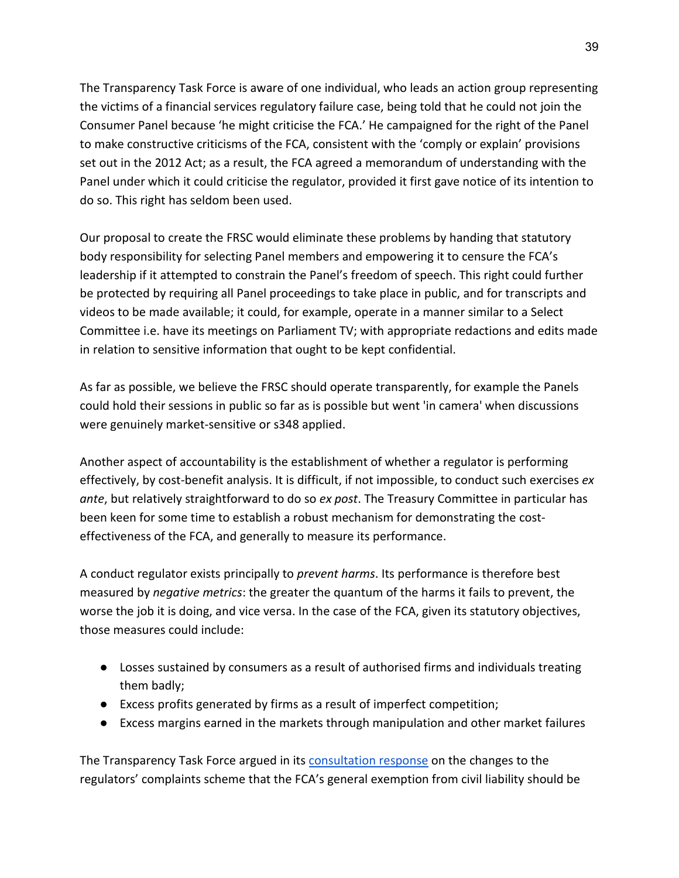The Transparency Task Force is aware of one individual, who leads an action group representing the victims of a financial services regulatory failure case, being told that he could not join the Consumer Panel because 'he might criticise the FCA.' He campaigned for the right of the Panel to make constructive criticisms of the FCA, consistent with the 'comply or explain' provisions set out in the 2012 Act; as a result, the FCA agreed a memorandum of understanding with the Panel under which it could criticise the regulator, provided it first gave notice of its intention to do so. This right has seldom been used.

Our proposal to create the FRSC would eliminate these problems by handing that statutory body responsibility for selecting Panel members and empowering it to censure the FCA's leadership if it attempted to constrain the Panel's freedom of speech. This right could further be protected by requiring all Panel proceedings to take place in public, and for transcripts and videos to be made available; it could, for example, operate in a manner similar to a Select Committee i.e. have its meetings on Parliament TV; with appropriate redactions and edits made in relation to sensitive information that ought to be kept confidential.

As far as possible, we believe the FRSC should operate transparently, for example the Panels could hold their sessions in public so far as is possible but went 'in camera' when discussions were genuinely market-sensitive or s348 applied.

Another aspect of accountability is the establishment of whether a regulator is performing effectively, by cost-benefit analysis. It is difficult, if not impossible, to conduct such exercises *ex ante*, but relatively straightforward to do so *ex post*. The Treasury Committee in particular has been keen for some time to establish a robust mechanism for demonstrating the cost-effectiveness of the FCA, and generally to measure its performance.

A conduct regulator exists principally to *prevent harms*. Its performance is therefore best measured by *negative metrics*: the greater the quantum of the harms it fails to prevent, the worse the job it is doing, and vice versa. In the case of the FCA, given its statutory objectives, those measures could include:

- Losses sustained by consumers as a result of authorised firms and individuals treating them badly;
- Excess profits generated by firms as a result of imperfect competition;
- Excess margins earned in the markets through manipulation and other market failures

The Transparency Task Force argued in its [consultation response]() on the changes to the regulators' complaints scheme that the FCA's general exemption from civil liability should be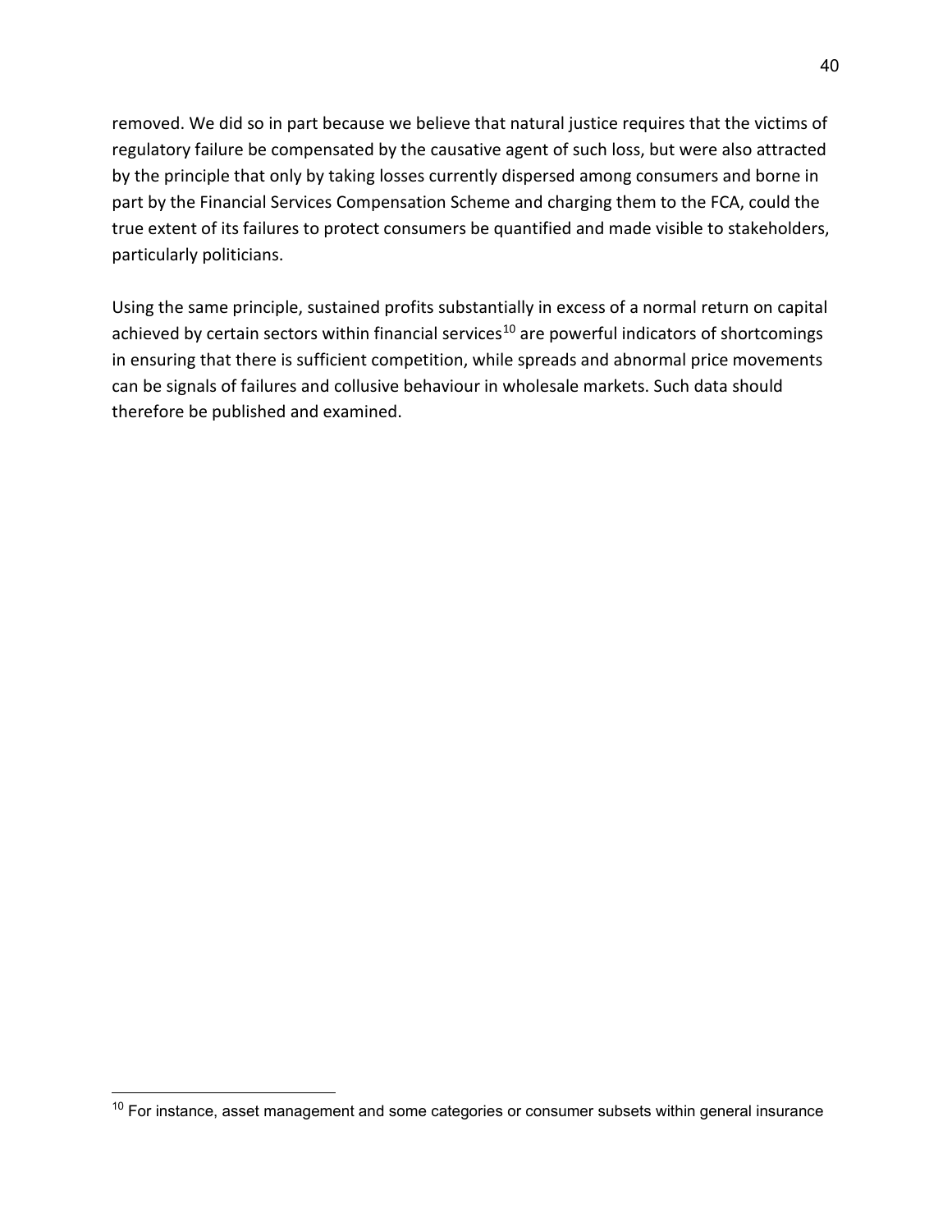removed. We did so in part because we believe that natural justice requires that the victims of regulatory failure be compensated by the causative agent of such loss, but were also attracted by the principle that only by taking losses currently dispersed among consumers and borne in part by the Financial Services Compensation Scheme and charging them to the FCA, could the true extent of its failures to protect consumers be quantified and made visible to stakeholders, particularly politicians.

Using the same principle, sustained profits substantially in excess of a normal return on capital achieved by certain sectors within financial services[10] are powerful indicators of shortcomings in ensuring that there is sufficient competition, while spreads and abnormal price movements can be signals of failures and collusive behaviour in wholesale markets. Such data should therefore be published and examined.

[10] For instance, asset management and some categories or consumer subsets within general insurance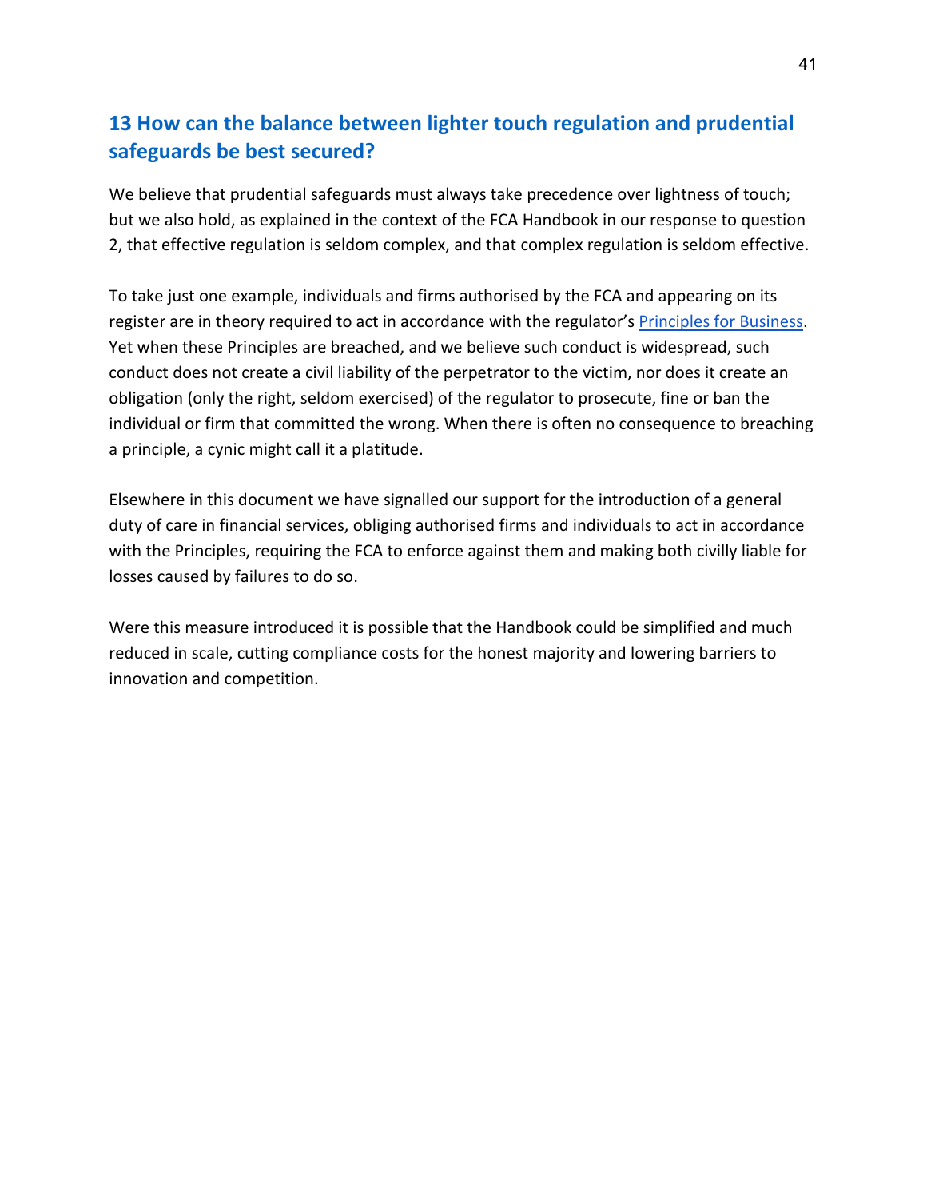## 13 How can the balance between lighter touch regulation and prudential safeguards be best secured?

We believe that prudential safeguards must always take precedence over lightness of touch; but we also hold, as explained in the context of the FCA Handbook in our response to question 2, that effective regulation is seldom complex, and that complex regulation is seldom effective.

To take just one example, individuals and firms authorised by the FCA and appearing on its register are in theory required to act in accordance with the regulator's Principles for Business. Yet when these Principles are breached, and we believe such conduct is widespread, such conduct does not create a civil liability of the perpetrator to the victim, nor does it create an obligation (only the right, seldom exercised) of the regulator to prosecute, fine or ban the individual or firm that committed the wrong. When there is often no consequence to breaching a principle, a cynic might call it a platitude.

Elsewhere in this document we have signalled our support for the introduction of a general duty of care in financial services, obliging authorised firms and individuals to act in accordance with the Principles, requiring the FCA to enforce against them and making both civilly liable for losses caused by failures to do so.

Were this measure introduced it is possible that the Handbook could be simplified and much reduced in scale, cutting compliance costs for the honest majority and lowering barriers to innovation and competition.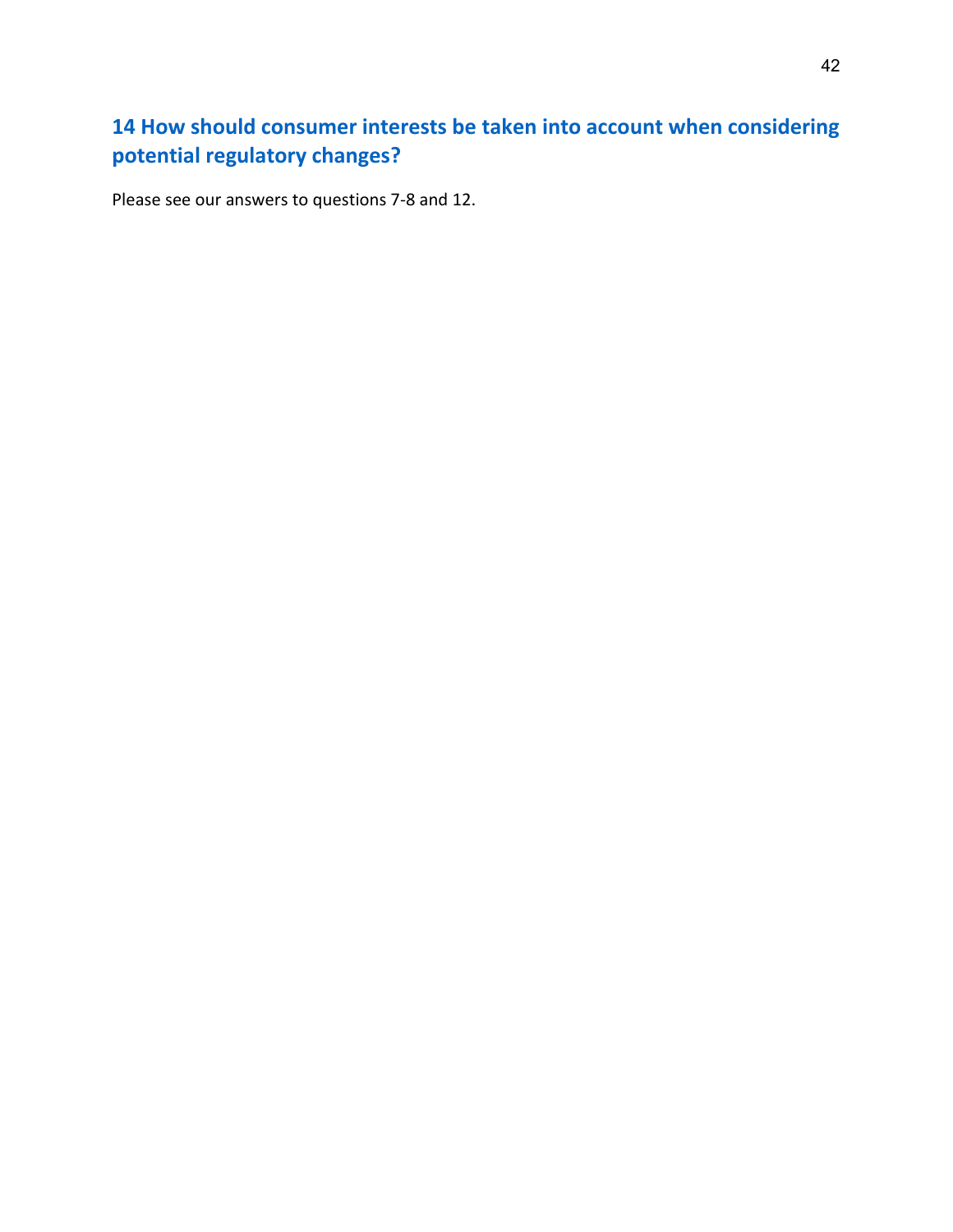## 14 How should consumer interests be taken into account when considering potential regulatory changes?

Please see our answers to questions 7-8 and 12.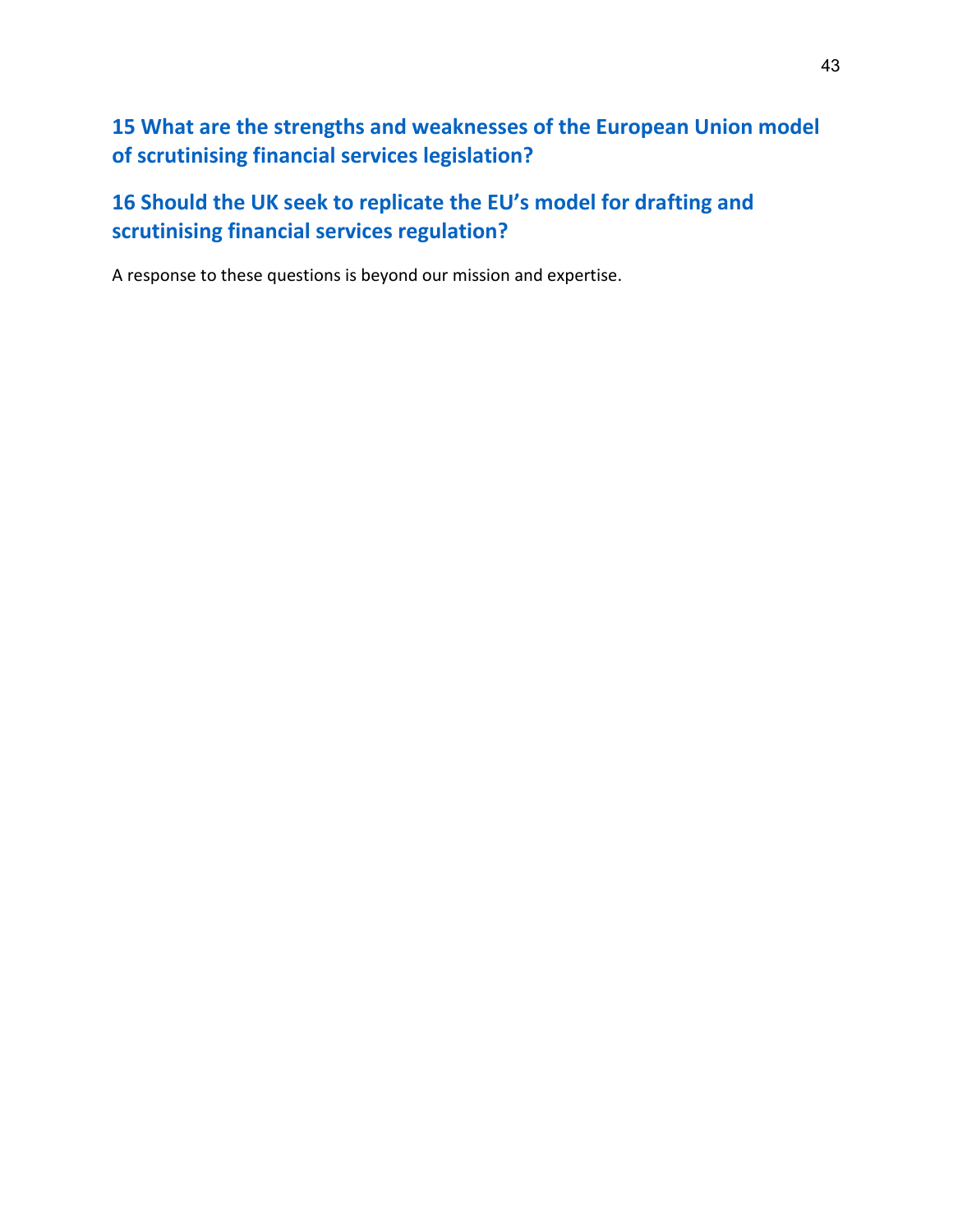## 15 What are the strengths and weaknesses of the European Union model of scrutinising financial services legislation?

## 16 Should the UK seek to replicate the EU's model for drafting and scrutinising financial services regulation?

A response to these questions is beyond our mission and expertise.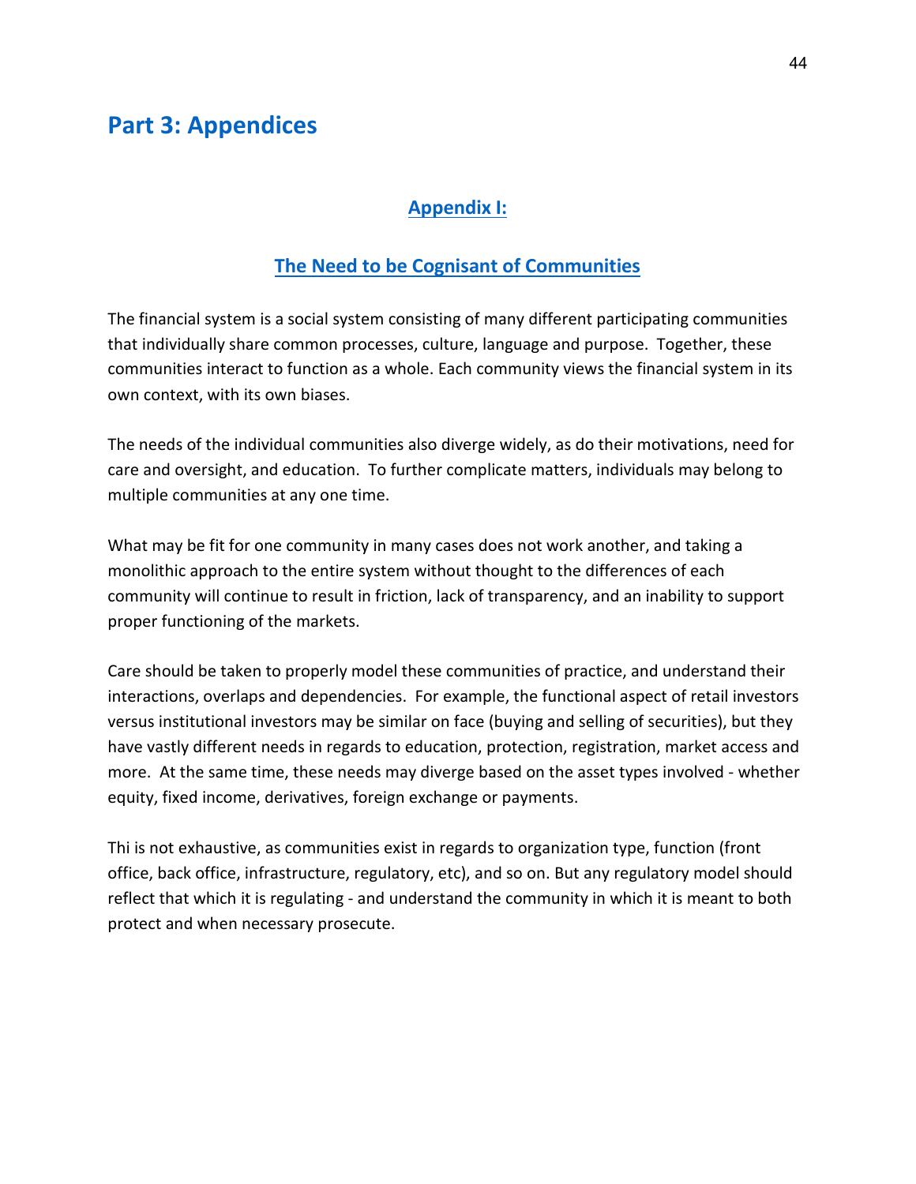# Part 3: Appendices

## Appendix I:

## The Need to be Cognisant of Communities

The financial system is a social system consisting of many different participating communities that individually share common processes, culture, language and purpose. Together, these communities interact to function as a whole. Each community views the financial system in its own context, with its own biases.

The needs of the individual communities also diverge widely, as do their motivations, need for care and oversight, and education. To further complicate matters, individuals may belong to multiple communities at any one time.

What may be fit for one community in many cases does not work another, and taking a monolithic approach to the entire system without thought to the differences of each community will continue to result in friction, lack of transparency, and an inability to support proper functioning of the markets.

Care should be taken to properly model these communities of practice, and understand their interactions, overlaps and dependencies. For example, the functional aspect of retail investors versus institutional investors may be similar on face (buying and selling of securities), but they have vastly different needs in regards to education, protection, registration, market access and more. At the same time, these needs may diverge based on the asset types involved - whether equity, fixed income, derivatives, foreign exchange or payments.

Thi is not exhaustive, as communities exist in regards to organization type, function (front office, back office, infrastructure, regulatory, etc), and so on. But any regulatory model should reflect that which it is regulating - and understand the community in which it is meant to both protect and when necessary prosecute.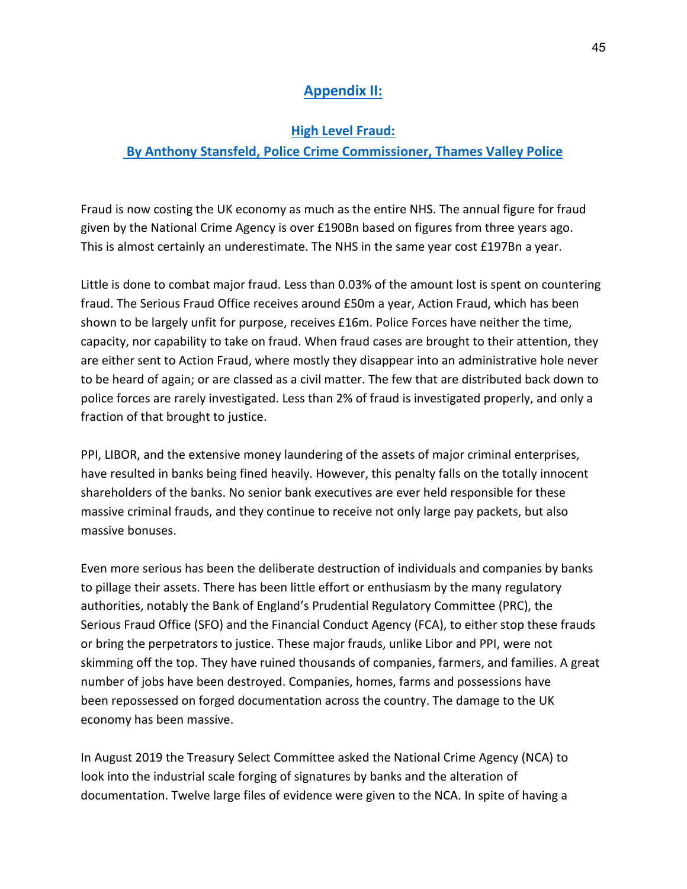## Appendix II:

### High Level Fraud:

### By Anthony Stansfeld, Police Crime Commissioner, Thames Valley Police

Fraud is now costing the UK economy as much as the entire NHS. The annual figure for fraud given by the National Crime Agency is over £190Bn based on figures from three years ago. This is almost certainly an underestimate. The NHS in the same year cost £197Bn a year.

Little is done to combat major fraud. Less than 0.03% of the amount lost is spent on countering fraud. The Serious Fraud Office receives around £50m a year, Action Fraud, which has been shown to be largely unfit for purpose, receives £16m. Police Forces have neither the time, capacity, nor capability to take on fraud. When fraud cases are brought to their attention, they are either sent to Action Fraud, where mostly they disappear into an administrative hole never to be heard of again; or are classed as a civil matter. The few that are distributed back down to police forces are rarely investigated. Less than 2% of fraud is investigated properly, and only a fraction of that brought to justice.

PPI, LIBOR, and the extensive money laundering of the assets of major criminal enterprises, have resulted in banks being fined heavily. However, this penalty falls on the totally innocent shareholders of the banks. No senior bank executives are ever held responsible for these massive criminal frauds, and they continue to receive not only large pay packets, but also massive bonuses.

Even more serious has been the deliberate destruction of individuals and companies by banks to pillage their assets. There has been little effort or enthusiasm by the many regulatory authorities, notably the Bank of England's Prudential Regulatory Committee (PRC), the Serious Fraud Office (SFO) and the Financial Conduct Agency (FCA), to either stop these frauds or bring the perpetrators to justice. These major frauds, unlike Libor and PPI, were not skimming off the top. They have ruined thousands of companies, farmers, and families. A great number of jobs have been destroyed. Companies, homes, farms and possessions have been repossessed on forged documentation across the country. The damage to the UK economy has been massive.

In August 2019 the Treasury Select Committee asked the National Crime Agency (NCA) to look into the industrial scale forging of signatures by banks and the alteration of documentation. Twelve large files of evidence were given to the NCA. In spite of having a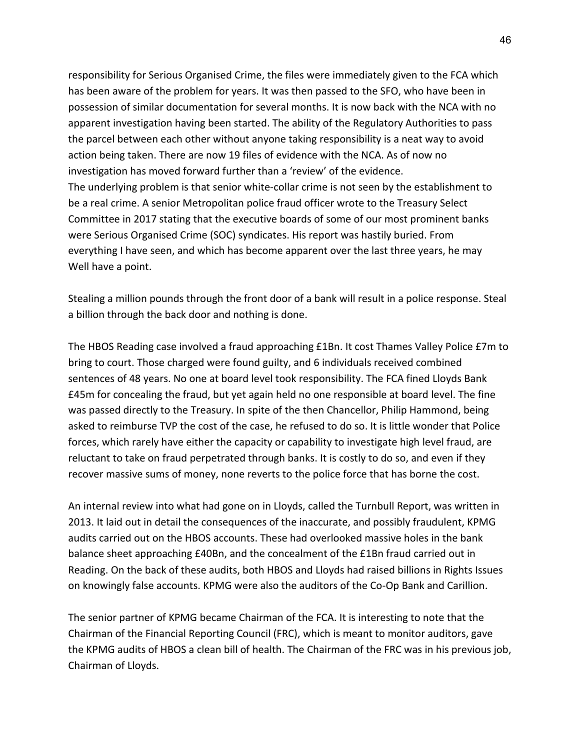responsibility for Serious Organised Crime, the files were immediately given to the FCA which has been aware of the problem for years. It was then passed to the SFO, who have been in possession of similar documentation for several months. It is now back with the NCA with no apparent investigation having been started. The ability of the Regulatory Authorities to pass the parcel between each other without anyone taking responsibility is a neat way to avoid action being taken. There are now 19 files of evidence with the NCA. As of now no investigation has moved forward further than a 'review' of the evidence.
The underlying problem is that senior white-collar crime is not seen by the establishment to be a real crime. A senior Metropolitan police fraud officer wrote to the Treasury Select Committee in 2017 stating that the executive boards of some of our most prominent banks were Serious Organised Crime (SOC) syndicates. His report was hastily buried. From everything I have seen, and which has become apparent over the last three years, he may Well have a point.

Stealing a million pounds through the front door of a bank will result in a police response. Steal a billion through the back door and nothing is done.

The HBOS Reading case involved a fraud approaching £1Bn. It cost Thames Valley Police £7m to bring to court. Those charged were found guilty, and 6 individuals received combined sentences of 48 years. No one at board level took responsibility. The FCA fined Lloyds Bank £45m for concealing the fraud, but yet again held no one responsible at board level. The fine was passed directly to the Treasury. In spite of the then Chancellor, Philip Hammond, being asked to reimburse TVP the cost of the case, he refused to do so. It is little wonder that Police forces, which rarely have either the capacity or capability to investigate high level fraud, are reluctant to take on fraud perpetrated through banks. It is costly to do so, and even if they recover massive sums of money, none reverts to the police force that has borne the cost.

An internal review into what had gone on in Lloyds, called the Turnbull Report, was written in 2013. It laid out in detail the consequences of the inaccurate, and possibly fraudulent, KPMG audits carried out on the HBOS accounts. These had overlooked massive holes in the bank balance sheet approaching £40Bn, and the concealment of the £1Bn fraud carried out in Reading. On the back of these audits, both HBOS and Lloyds had raised billions in Rights Issues on knowingly false accounts. KPMG were also the auditors of the Co-Op Bank and Carillion.

The senior partner of KPMG became Chairman of the FCA. It is interesting to note that the Chairman of the Financial Reporting Council (FRC), which is meant to monitor auditors, gave the KPMG audits of HBOS a clean bill of health. The Chairman of the FRC was in his previous job, Chairman of Lloyds.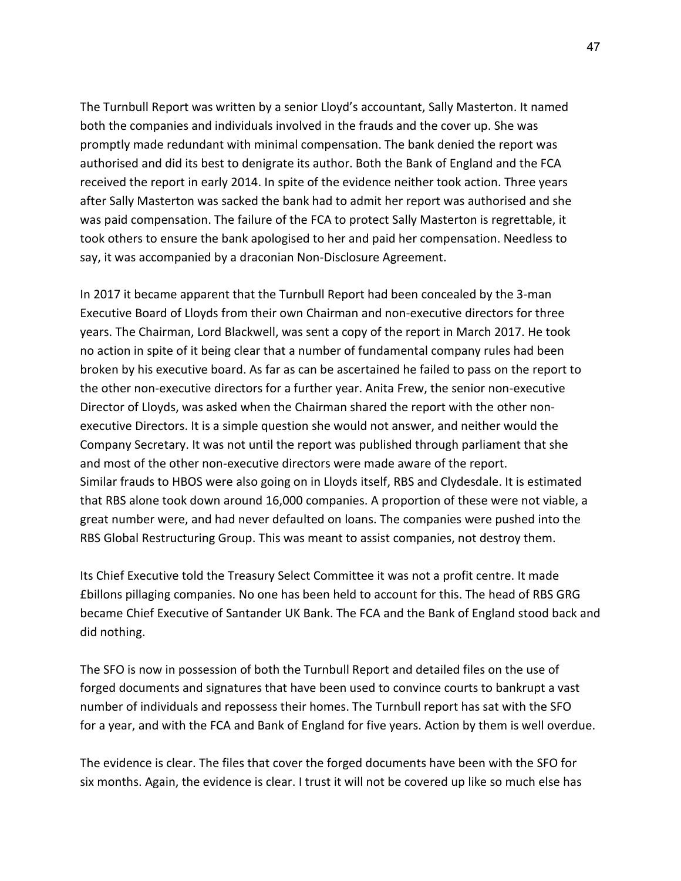The Turnbull Report was written by a senior Lloyd's accountant, Sally Masterton. It named both the companies and individuals involved in the frauds and the cover up. She was promptly made redundant with minimal compensation. The bank denied the report was authorised and did its best to denigrate its author. Both the Bank of England and the FCA received the report in early 2014. In spite of the evidence neither took action. Three years after Sally Masterton was sacked the bank had to admit her report was authorised and she was paid compensation. The failure of the FCA to protect Sally Masterton is regrettable, it took others to ensure the bank apologised to her and paid her compensation. Needless to say, it was accompanied by a draconian Non-Disclosure Agreement.

In 2017 it became apparent that the Turnbull Report had been concealed by the 3-man Executive Board of Lloyds from their own Chairman and non-executive directors for three years. The Chairman, Lord Blackwell, was sent a copy of the report in March 2017. He took no action in spite of it being clear that a number of fundamental company rules had been broken by his executive board. As far as can be ascertained he failed to pass on the report to the other non-executive directors for a further year. Anita Frew, the senior non-executive Director of Lloyds, was asked when the Chairman shared the report with the other non-executive Directors. It is a simple question she would not answer, and neither would the Company Secretary. It was not until the report was published through parliament that she and most of the other non-executive directors were made aware of the report.
Similar frauds to HBOS were also going on in Lloyds itself, RBS and Clydesdale. It is estimated that RBS alone took down around 16,000 companies. A proportion of these were not viable, a great number were, and had never defaulted on loans. The companies were pushed into the RBS Global Restructuring Group. This was meant to assist companies, not destroy them.

Its Chief Executive told the Treasury Select Committee it was not a profit centre. It made £billons pillaging companies. No one has been held to account for this. The head of RBS GRG became Chief Executive of Santander UK Bank. The FCA and the Bank of England stood back and did nothing.

The SFO is now in possession of both the Turnbull Report and detailed files on the use of forged documents and signatures that have been used to convince courts to bankrupt a vast number of individuals and repossess their homes. The Turnbull report has sat with the SFO for a year, and with the FCA and Bank of England for five years. Action by them is well overdue.

The evidence is clear. The files that cover the forged documents have been with the SFO for six months. Again, the evidence is clear. I trust it will not be covered up like so much else has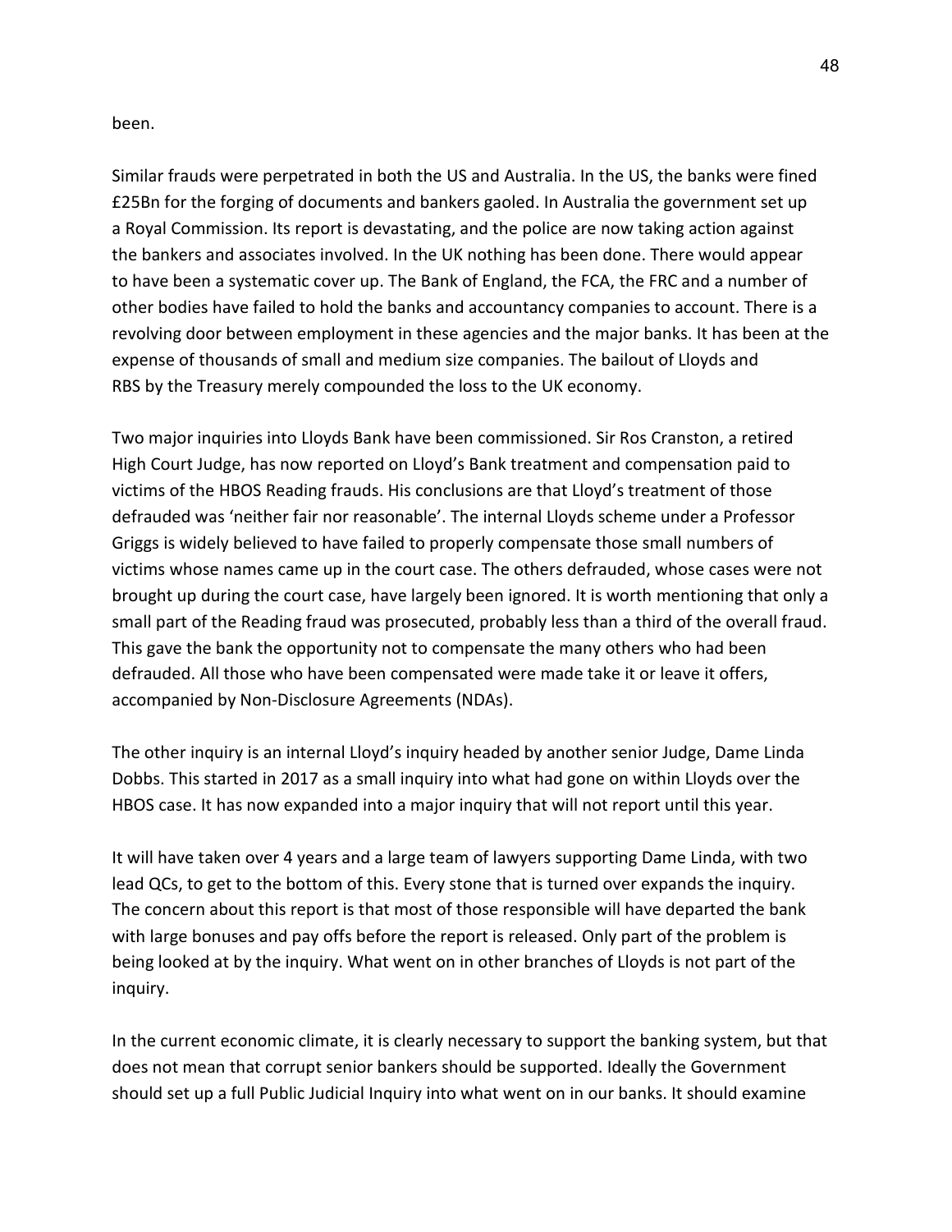been.

Similar frauds were perpetrated in both the US and Australia. In the US, the banks were fined £25Bn for the forging of documents and bankers gaoled. In Australia the government set up a Royal Commission. Its report is devastating, and the police are now taking action against the bankers and associates involved. In the UK nothing has been done. There would appear to have been a systematic cover up. The Bank of England, the FCA, the FRC and a number of other bodies have failed to hold the banks and accountancy companies to account. There is a revolving door between employment in these agencies and the major banks. It has been at the expense of thousands of small and medium size companies. The bailout of Lloyds and RBS by the Treasury merely compounded the loss to the UK economy.

Two major inquiries into Lloyds Bank have been commissioned. Sir Ros Cranston, a retired High Court Judge, has now reported on Lloyd's Bank treatment and compensation paid to victims of the HBOS Reading frauds. His conclusions are that Lloyd's treatment of those defrauded was 'neither fair nor reasonable'. The internal Lloyds scheme under a Professor Griggs is widely believed to have failed to properly compensate those small numbers of victims whose names came up in the court case. The others defrauded, whose cases were not brought up during the court case, have largely been ignored. It is worth mentioning that only a small part of the Reading fraud was prosecuted, probably less than a third of the overall fraud. This gave the bank the opportunity not to compensate the many others who had been defrauded. All those who have been compensated were made take it or leave it offers, accompanied by Non-Disclosure Agreements (NDAs).

The other inquiry is an internal Lloyd's inquiry headed by another senior Judge, Dame Linda Dobbs. This started in 2017 as a small inquiry into what had gone on within Lloyds over the HBOS case. It has now expanded into a major inquiry that will not report until this year.

It will have taken over 4 years and a large team of lawyers supporting Dame Linda, with two lead QCs, to get to the bottom of this. Every stone that is turned over expands the inquiry. The concern about this report is that most of those responsible will have departed the bank with large bonuses and pay offs before the report is released. Only part of the problem is being looked at by the inquiry. What went on in other branches of Lloyds is not part of the inquiry.

In the current economic climate, it is clearly necessary to support the banking system, but that does not mean that corrupt senior bankers should be supported. Ideally the Government should set up a full Public Judicial Inquiry into what went on in our banks. It should examine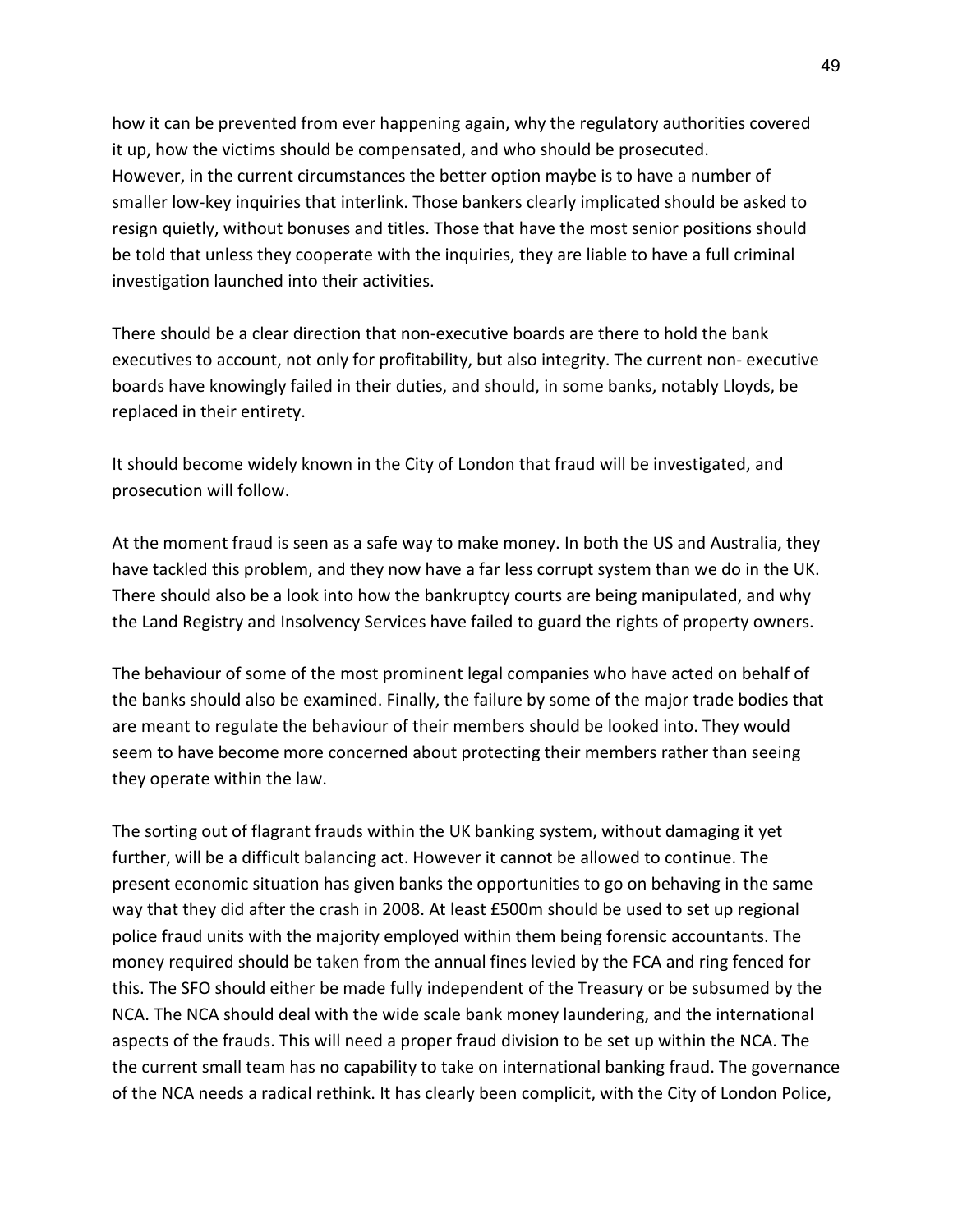how it can be prevented from ever happening again, why the regulatory authorities covered it up, how the victims should be compensated, and who should be prosecuted.
However, in the current circumstances the better option maybe is to have a number of smaller low-key inquiries that interlink. Those bankers clearly implicated should be asked to resign quietly, without bonuses and titles. Those that have the most senior positions should be told that unless they cooperate with the inquiries, they are liable to have a full criminal investigation launched into their activities.

There should be a clear direction that non-executive boards are there to hold the bank executives to account, not only for profitability, but also integrity. The current non- executive boards have knowingly failed in their duties, and should, in some banks, notably Lloyds, be replaced in their entirety.

It should become widely known in the City of London that fraud will be investigated, and prosecution will follow.

At the moment fraud is seen as a safe way to make money. In both the US and Australia, they have tackled this problem, and they now have a far less corrupt system than we do in the UK. There should also be a look into how the bankruptcy courts are being manipulated, and why the Land Registry and Insolvency Services have failed to guard the rights of property owners.

The behaviour of some of the most prominent legal companies who have acted on behalf of the banks should also be examined. Finally, the failure by some of the major trade bodies that are meant to regulate the behaviour of their members should be looked into. They would seem to have become more concerned about protecting their members rather than seeing they operate within the law.

The sorting out of flagrant frauds within the UK banking system, without damaging it yet further, will be a difficult balancing act. However it cannot be allowed to continue. The present economic situation has given banks the opportunities to go on behaving in the same way that they did after the crash in 2008. At least £500m should be used to set up regional police fraud units with the majority employed within them being forensic accountants. The money required should be taken from the annual fines levied by the FCA and ring fenced for this. The SFO should either be made fully independent of the Treasury or be subsumed by the NCA. The NCA should deal with the wide scale bank money laundering, and the international aspects of the frauds. This will need a proper fraud division to be set up within the NCA. The the current small team has no capability to take on international banking fraud. The governance of the NCA needs a radical rethink. It has clearly been complicit, with the City of London Police,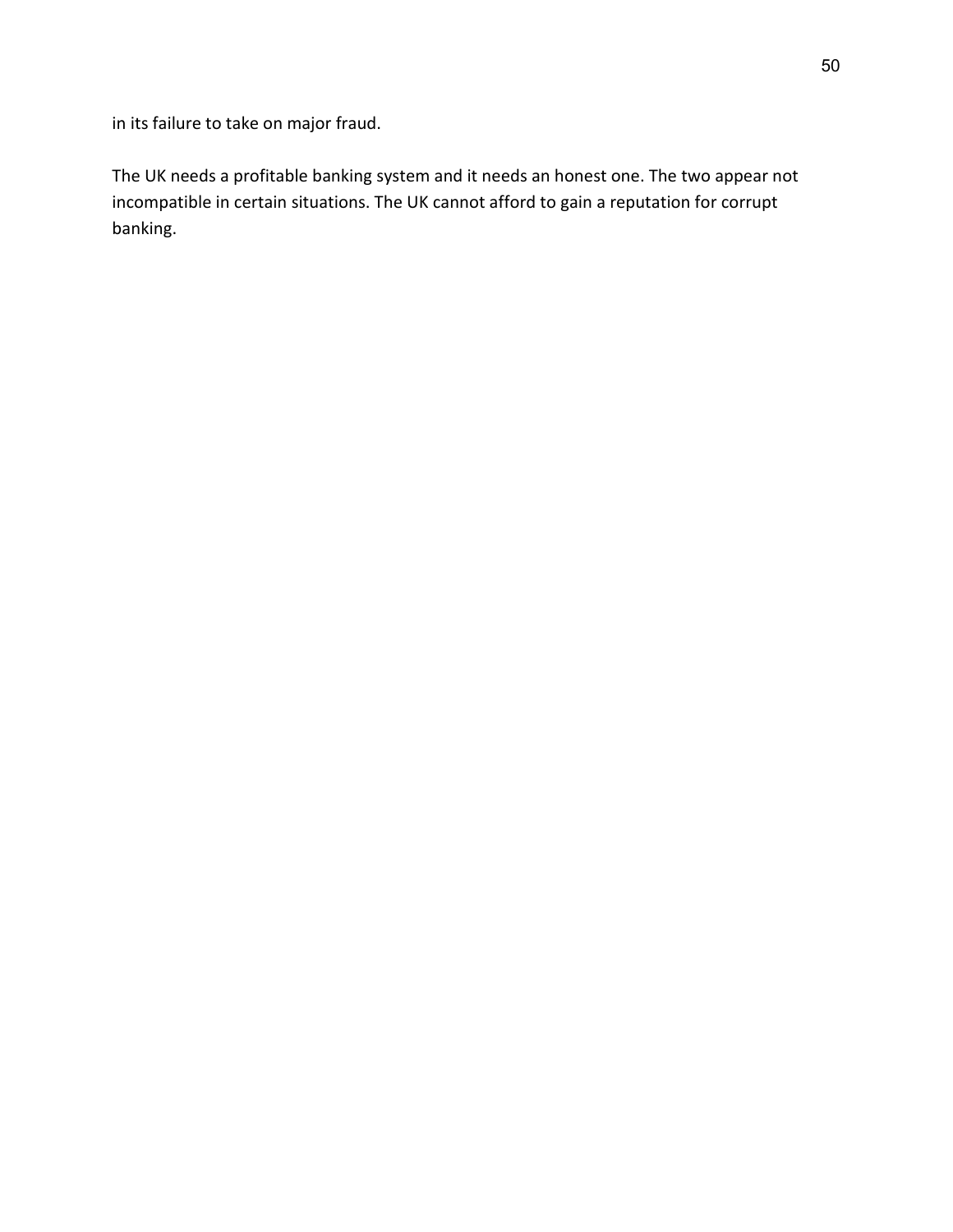in its failure to take on major fraud.

The UK needs a profitable banking system and it needs an honest one. The two appear not incompatible in certain situations. The UK cannot afford to gain a reputation for corrupt banking.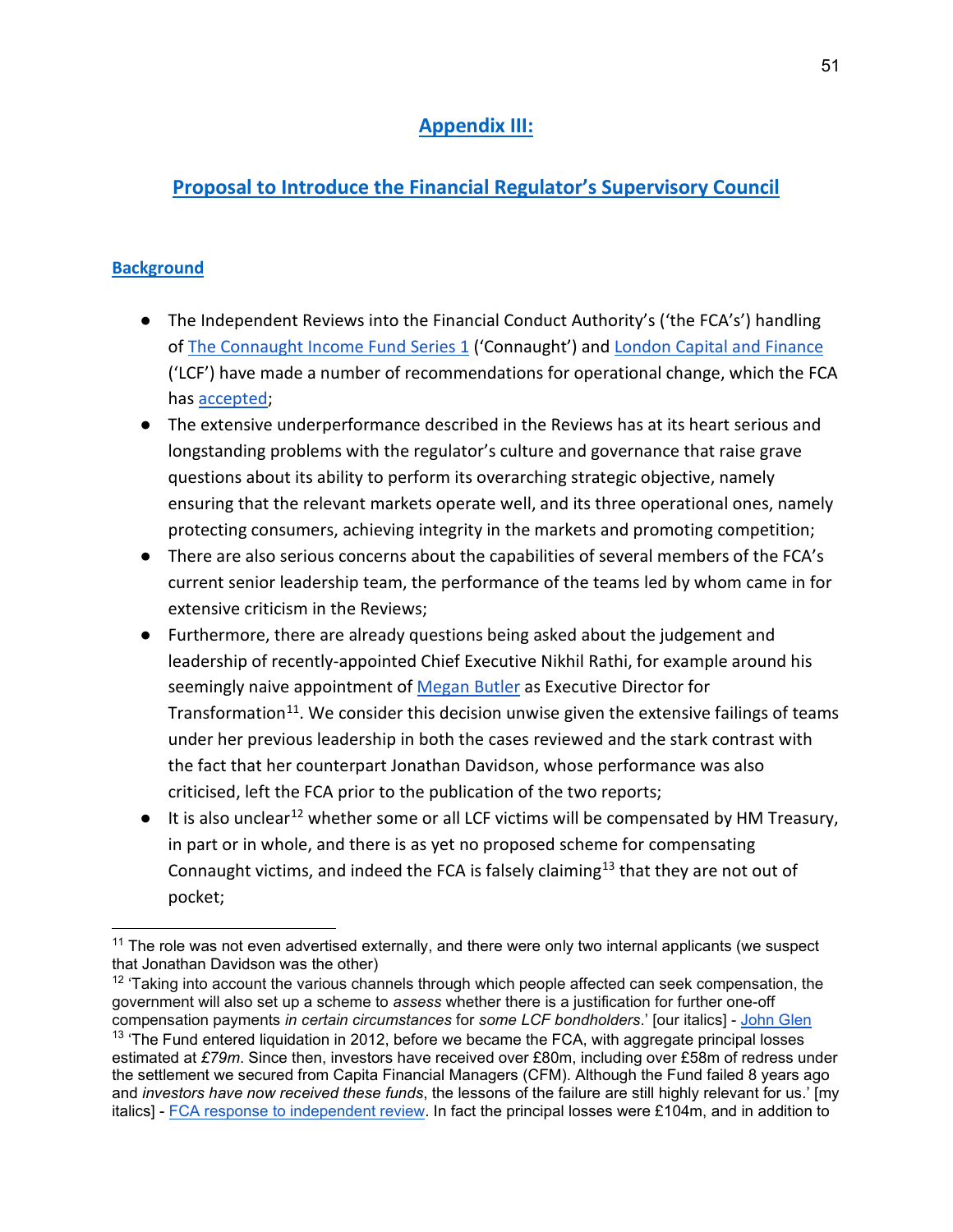## Appendix III:

## Proposal to Introduce the Financial Regulator's Supervisory Council

### Background

- The Independent Reviews into the Financial Conduct Authority's ('the FCA's') handling of The Connaught Income Fund Series 1 ('Connaught') and London Capital and Finance ('LCF') have made a number of recommendations for operational change, which the FCA has accepted;
- The extensive underperformance described in the Reviews has at its heart serious and longstanding problems with the regulator's culture and governance that raise grave questions about its ability to perform its overarching strategic objective, namely ensuring that the relevant markets operate well, and its three operational ones, namely protecting consumers, achieving integrity in the markets and promoting competition;
- There are also serious concerns about the capabilities of several members of the FCA's current senior leadership team, the performance of the teams led by whom came in for extensive criticism in the Reviews;
- Furthermore, there are already questions being asked about the judgement and leadership of recently-appointed Chief Executive Nikhil Rathi, for example around his seemingly naive appointment of Megan Butler as Executive Director for Transformation[11]. We consider this decision unwise given the extensive failings of teams under her previous leadership in both the cases reviewed and the stark contrast with the fact that her counterpart Jonathan Davidson, whose performance was also criticised, left the FCA prior to the publication of the two reports;
- It is also unclear[12] whether some or all LCF victims will be compensated by HM Treasury, in part or in whole, and there is as yet no proposed scheme for compensating Connaught victims, and indeed the FCA is falsely claiming[13] that they are not out of pocket;

---

[11] The role was not even advertised externally, and there were only two internal applicants (we suspect that Jonathan Davidson was the other)

[12] 'Taking into account the various channels through which people affected can seek compensation, the government will also set up a scheme to *assess* whether there is a justification for further one-off compensation payments *in certain circumstances* for *some LCF bondholders*.' [our italics] - John Glen

[13] 'The Fund entered liquidation in 2012, before we became the FCA, with aggregate principal losses estimated at *£79m*. Since then, investors have received over £80m, including over £58m of redress under the settlement we secured from Capita Financial Managers (CFM). Although the Fund failed 8 years ago and *investors have now received these funds*, the lessons of the failure are still highly relevant for us.' [my italics] - FCA response to independent review. In fact the principal losses were £104m, and in addition to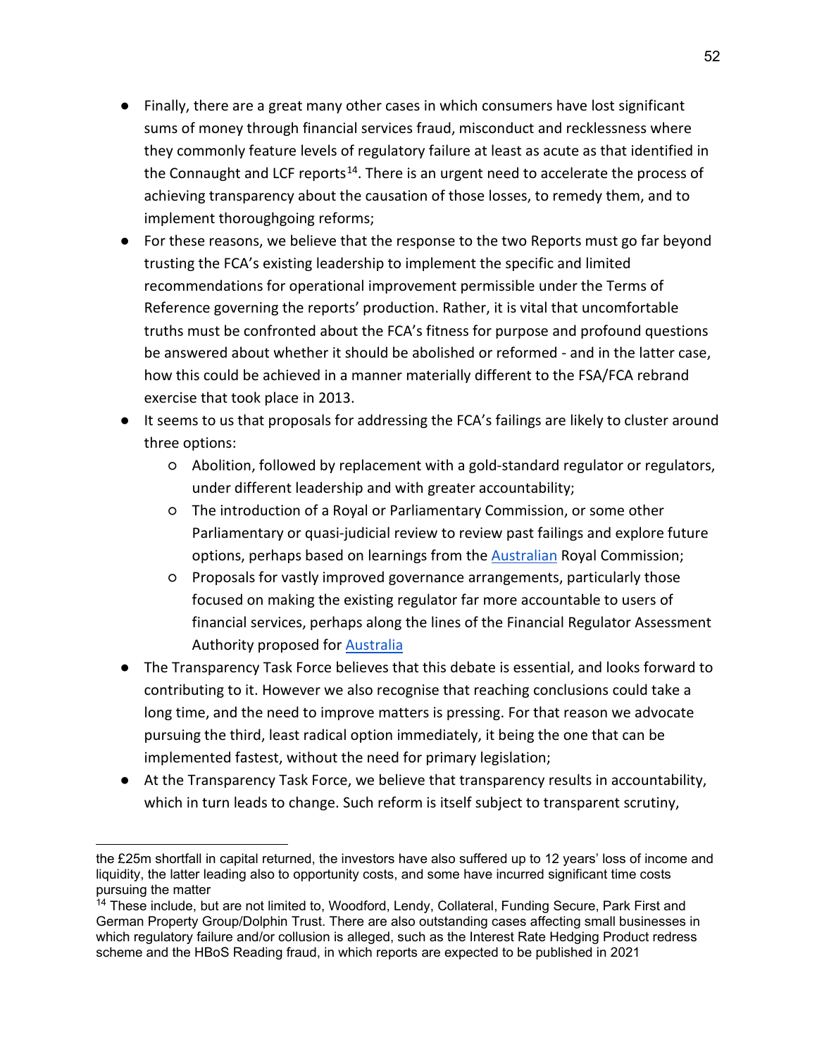- Finally, there are a great many other cases in which consumers have lost significant sums of money through financial services fraud, misconduct and recklessness where they commonly feature levels of regulatory failure at least as acute as that identified in the Connaught and LCF reports[14]. There is an urgent need to accelerate the process of achieving transparency about the causation of those losses, to remedy them, and to implement thoroughgoing reforms;
- For these reasons, we believe that the response to the two Reports must go far beyond trusting the FCA's existing leadership to implement the specific and limited recommendations for operational improvement permissible under the Terms of Reference governing the reports' production. Rather, it is vital that uncomfortable truths must be confronted about the FCA's fitness for purpose and profound questions be answered about whether it should be abolished or reformed - and in the latter case, how this could be achieved in a manner materially different to the FSA/FCA rebrand exercise that took place in 2013.
- It seems to us that proposals for addressing the FCA's failings are likely to cluster around three options:
    - Abolition, followed by replacement with a gold-standard regulator or regulators, under different leadership and with greater accountability;
    - The introduction of a Royal or Parliamentary Commission, or some other Parliamentary or quasi-judicial review to review past failings and explore future options, perhaps based on learnings from the Australian Royal Commission;
    - Proposals for vastly improved governance arrangements, particularly those focused on making the existing regulator far more accountable to users of financial services, perhaps along the lines of the Financial Regulator Assessment Authority proposed for Australia
- The Transparency Task Force believes that this debate is essential, and looks forward to contributing to it. However we also recognise that reaching conclusions could take a long time, and the need to improve matters is pressing. For that reason we advocate pursuing the third, least radical option immediately, it being the one that can be implemented fastest, without the need for primary legislation;
- At the Transparency Task Force, we believe that transparency results in accountability, which in turn leads to change. Such reform is itself subject to transparent scrutiny,

---

the £25m shortfall in capital returned, the investors have also suffered up to 12 years' loss of income and liquidity, the latter leading also to opportunity costs, and some have incurred significant time costs pursuing the matter

[14] These include, but are not limited to, Woodford, Lendy, Collateral, Funding Secure, Park First and German Property Group/Dolphin Trust. There are also outstanding cases affecting small businesses in which regulatory failure and/or collusion is alleged, such as the Interest Rate Hedging Product redress scheme and the HBoS Reading fraud, in which reports are expected to be published in 2021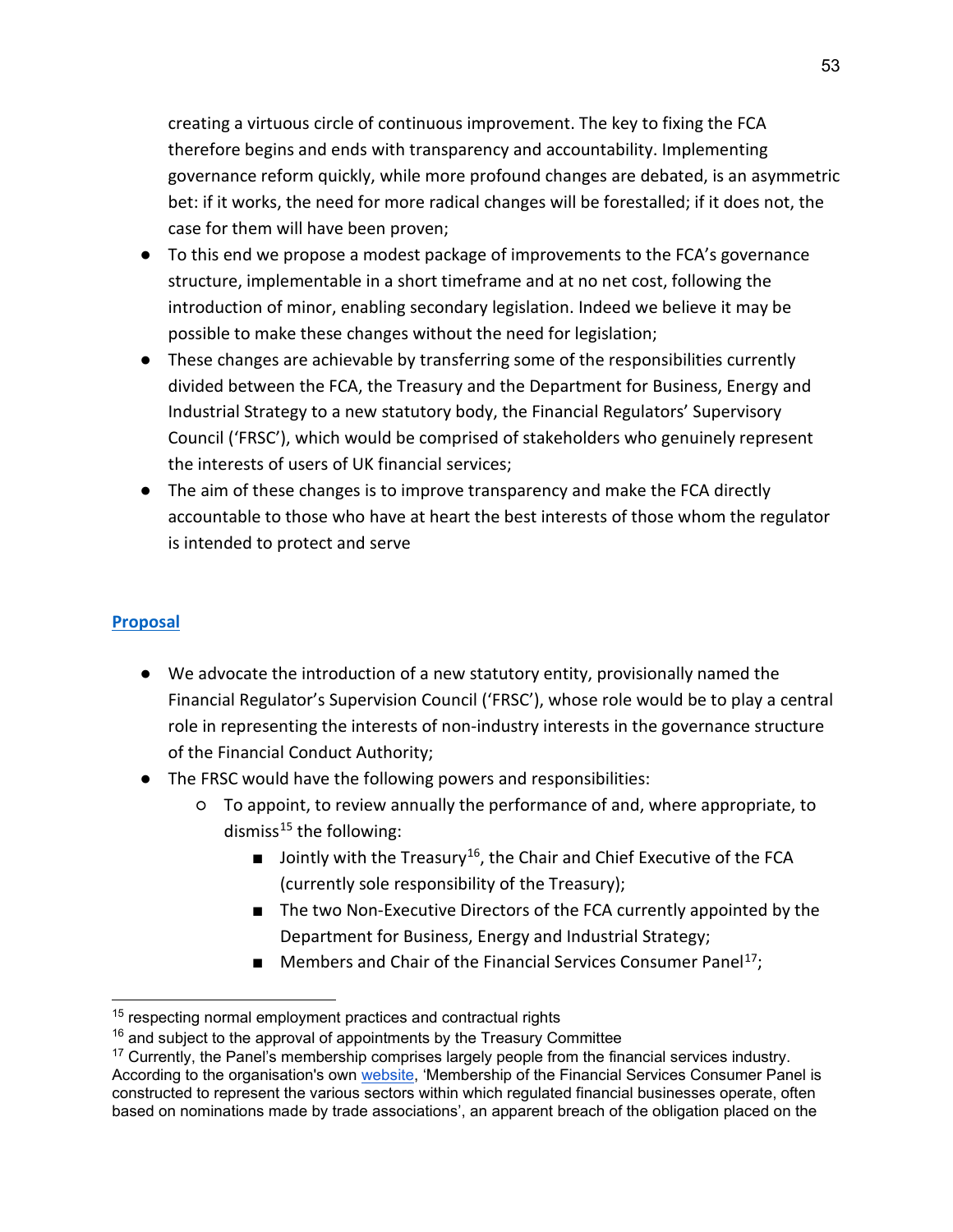creating a virtuous circle of continuous improvement. The key to fixing the FCA therefore begins and ends with transparency and accountability. Implementing governance reform quickly, while more profound changes are debated, is an asymmetric bet: if it works, the need for more radical changes will be forestalled; if it does not, the case for them will have been proven;

- To this end we propose a modest package of improvements to the FCA's governance structure, implementable in a short timeframe and at no net cost, following the introduction of minor, enabling secondary legislation. Indeed we believe it may be possible to make these changes without the need for legislation;
- These changes are achievable by transferring some of the responsibilities currently divided between the FCA, the Treasury and the Department for Business, Energy and Industrial Strategy to a new statutory body, the Financial Regulators' Supervisory Council ('FRSC'), which would be comprised of stakeholders who genuinely represent the interests of users of UK financial services;
- The aim of these changes is to improve transparency and make the FCA directly accountable to those who have at heart the best interests of those whom the regulator is intended to protect and serve

## Proposal

- We advocate the introduction of a new statutory entity, provisionally named the Financial Regulator's Supervision Council ('FRSC'), whose role would be to play a central role in representing the interests of non-industry interests in the governance structure of the Financial Conduct Authority;
- The FRSC would have the following powers and responsibilities:
    - To appoint, to review annually the performance of and, where appropriate, to dismiss[15] the following:
        - Jointly with the Treasury[16], the Chair and Chief Executive of the FCA (currently sole responsibility of the Treasury);
        - The two Non-Executive Directors of the FCA currently appointed by the Department for Business, Energy and Industrial Strategy;
        - Members and Chair of the Financial Services Consumer Panel[17];

[15] respecting normal employment practices and contractual rights

[16] and subject to the approval of appointments by the Treasury Committee

[17] Currently, the Panel's membership comprises largely people from the financial services industry. According to the organisation's own website, 'Membership of the Financial Services Consumer Panel is constructed to represent the various sectors within which regulated financial businesses operate, often based on nominations made by trade associations', an apparent breach of the obligation placed on the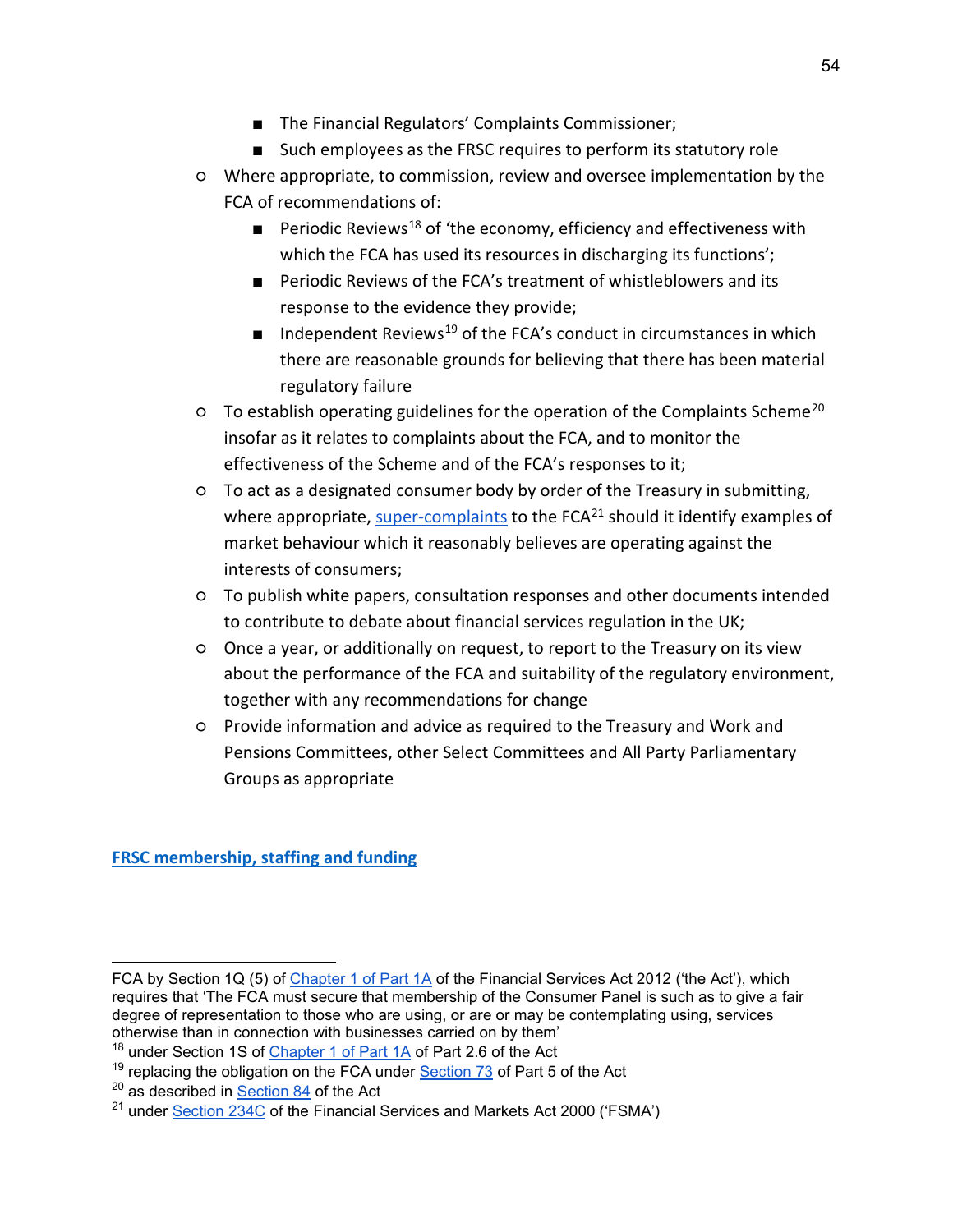- The Financial Regulators' Complaints Commissioner;
        - Such employees as the FRSC requires to perform its statutory role
    - Where appropriate, to commission, review and oversee implementation by the FCA of recommendations of:
        - Periodic Reviews[18] of 'the economy, efficiency and effectiveness with which the FCA has used its resources in discharging its functions';
        - Periodic Reviews of the FCA's treatment of whistleblowers and its response to the evidence they provide;
        - Independent Reviews[19] of the FCA's conduct in circumstances in which there are reasonable grounds for believing that there has been material regulatory failure
    - To establish operating guidelines for the operation of the Complaints Scheme[20] insofar as it relates to complaints about the FCA, and to monitor the effectiveness of the Scheme and of the FCA's responses to it;
    - To act as a designated consumer body by order of the Treasury in submitting, where appropriate, super-complaints to the FCA[21] should it identify examples of market behaviour which it reasonably believes are operating against the interests of consumers;
    - To publish white papers, consultation responses and other documents intended to contribute to debate about financial services regulation in the UK;
    - Once a year, or additionally on request, to report to the Treasury on its view about the performance of the FCA and suitability of the regulatory environment, together with any recommendations for change
    - Provide information and advice as required to the Treasury and Work and Pensions Committees, other Select Committees and All Party Parliamentary Groups as appropriate

**FRSC membership, staffing and funding**

---

FCA by Section 1Q (5) of Chapter 1 of Part 1A of the Financial Services Act 2012 ('the Act'), which requires that 'The FCA must secure that membership of the Consumer Panel is such as to give a fair degree of representation to those who are using, or are or may be contemplating using, services otherwise than in connection with businesses carried on by them'

[18] under Section 1S of Chapter 1 of Part 1A of Part 2.6 of the Act

[19] replacing the obligation on the FCA under Section 73 of Part 5 of the Act

[20] as described in Section 84 of the Act

[21] under Section 234C of the Financial Services and Markets Act 2000 ('FSMA')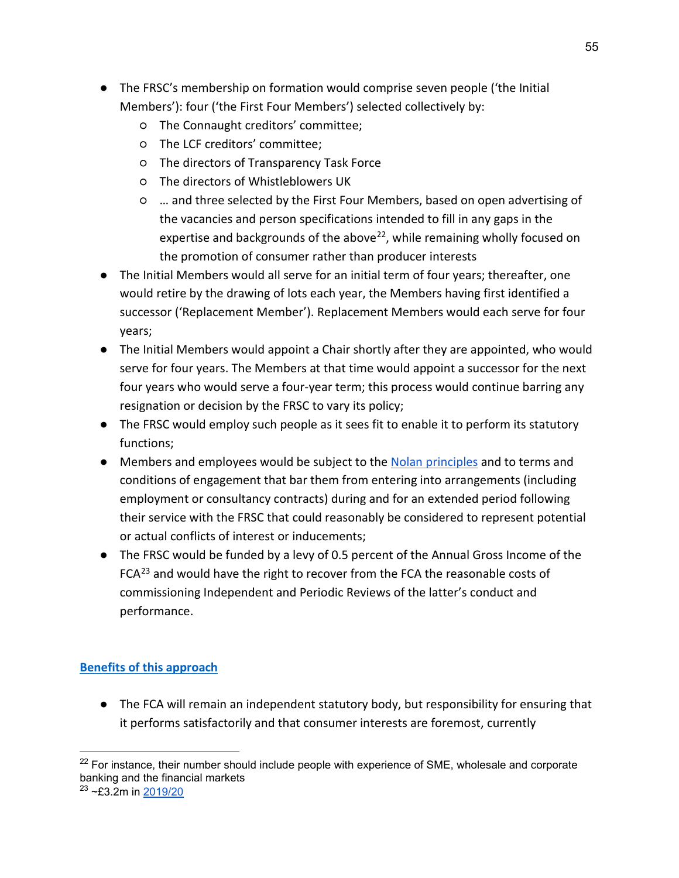- The FRSC's membership on formation would comprise seven people ('the Initial Members'): four ('the First Four Members') selected collectively by:
    - The Connaught creditors' committee;
    - The LCF creditors' committee;
    - The directors of Transparency Task Force
    - The directors of Whistleblowers UK
    - … and three selected by the First Four Members, based on open advertising of the vacancies and person specifications intended to fill in any gaps in the expertise and backgrounds of the above[22], while remaining wholly focused on the promotion of consumer rather than producer interests
- The Initial Members would all serve for an initial term of four years; thereafter, one would retire by the drawing of lots each year, the Members having first identified a successor ('Replacement Member'). Replacement Members would each serve for four years;
- The Initial Members would appoint a Chair shortly after they are appointed, who would serve for four years. The Members at that time would appoint a successor for the next four years who would serve a four-year term; this process would continue barring any resignation or decision by the FRSC to vary its policy;
- The FRSC would employ such people as it sees fit to enable it to perform its statutory functions;
- Members and employees would be subject to the Nolan principles and to terms and conditions of engagement that bar them from entering into arrangements (including employment or consultancy contracts) during and for an extended period following their service with the FRSC that could reasonably be considered to represent potential or actual conflicts of interest or inducements;
- The FRSC would be funded by a levy of 0.5 percent of the Annual Gross Income of the FCA[23] and would have the right to recover from the FCA the reasonable costs of commissioning Independent and Periodic Reviews of the latter's conduct and performance.

### Benefits of this approach

- The FCA will remain an independent statutory body, but responsibility for ensuring that it performs satisfactorily and that consumer interests are foremost, currently

[22] For instance, their number should include people with experience of SME, wholesale and corporate banking and the financial markets

[23] ~£3.2m in 2019/20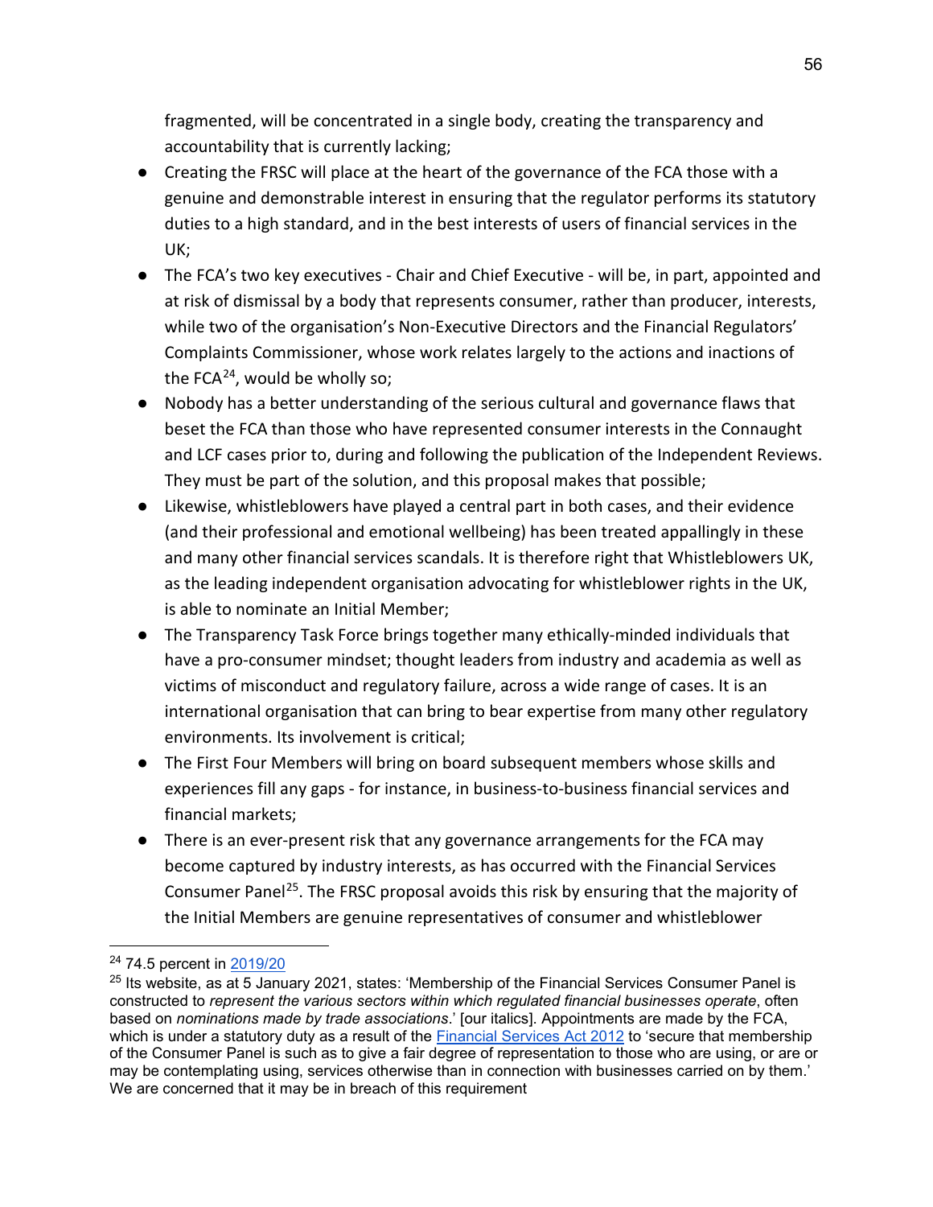fragmented, will be concentrated in a single body, creating the transparency and accountability that is currently lacking;

- Creating the FRSC will place at the heart of the governance of the FCA those with a genuine and demonstrable interest in ensuring that the regulator performs its statutory duties to a high standard, and in the best interests of users of financial services in the UK;
- The FCA's two key executives - Chair and Chief Executive - will be, in part, appointed and at risk of dismissal by a body that represents consumer, rather than producer, interests, while two of the organisation's Non-Executive Directors and the Financial Regulators' Complaints Commissioner, whose work relates largely to the actions and inactions of the FCA[24], would be wholly so;
- Nobody has a better understanding of the serious cultural and governance flaws that beset the FCA than those who have represented consumer interests in the Connaught and LCF cases prior to, during and following the publication of the Independent Reviews. They must be part of the solution, and this proposal makes that possible;
- Likewise, whistleblowers have played a central part in both cases, and their evidence (and their professional and emotional wellbeing) has been treated appallingly in these and many other financial services scandals. It is therefore right that Whistleblowers UK, as the leading independent organisation advocating for whistleblower rights in the UK, is able to nominate an Initial Member;
- The Transparency Task Force brings together many ethically-minded individuals that have a pro-consumer mindset; thought leaders from industry and academia as well as victims of misconduct and regulatory failure, across a wide range of cases. It is an international organisation that can bring to bear expertise from many other regulatory environments. Its involvement is critical;
- The First Four Members will bring on board subsequent members whose skills and experiences fill any gaps - for instance, in business-to-business financial services and financial markets;
- There is an ever-present risk that any governance arrangements for the FCA may become captured by industry interests, as has occurred with the Financial Services Consumer Panel[25]. The FRSC proposal avoids this risk by ensuring that the majority of the Initial Members are genuine representatives of consumer and whistleblower

---

[24] 74.5 percent in 2019/20

[25] Its website, as at 5 January 2021, states: 'Membership of the Financial Services Consumer Panel is constructed to *represent the various sectors within which regulated financial businesses operate*, often based on *nominations made by trade associations*.' [our italics]. Appointments are made by the FCA, which is under a statutory duty as a result of the Financial Services Act 2012 to 'secure that membership of the Consumer Panel is such as to give a fair degree of representation to those who are using, or are or may be contemplating using, services otherwise than in connection with businesses carried on by them.' We are concerned that it may be in breach of this requirement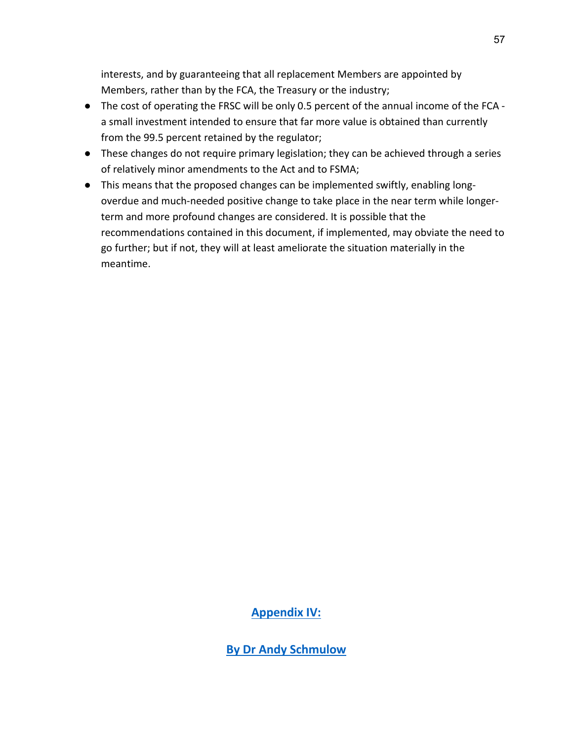interests, and by guaranteeing that all replacement Members are appointed by Members, rather than by the FCA, the Treasury or the industry;

- The cost of operating the FRSC will be only 0.5 percent of the annual income of the FCA - a small investment intended to ensure that far more value is obtained than currently from the 99.5 percent retained by the regulator;
- These changes do not require primary legislation; they can be achieved through a series of relatively minor amendments to the Act and to FSMA;
- This means that the proposed changes can be implemented swiftly, enabling long-overdue and much-needed positive change to take place in the near term while longer-term and more profound changes are considered. It is possible that the recommendations contained in this document, if implemented, may obviate the need to go further; but if not, they will at least ameliorate the situation materially in the meantime.

## Appendix IV:

**By Dr Andy Schmulow**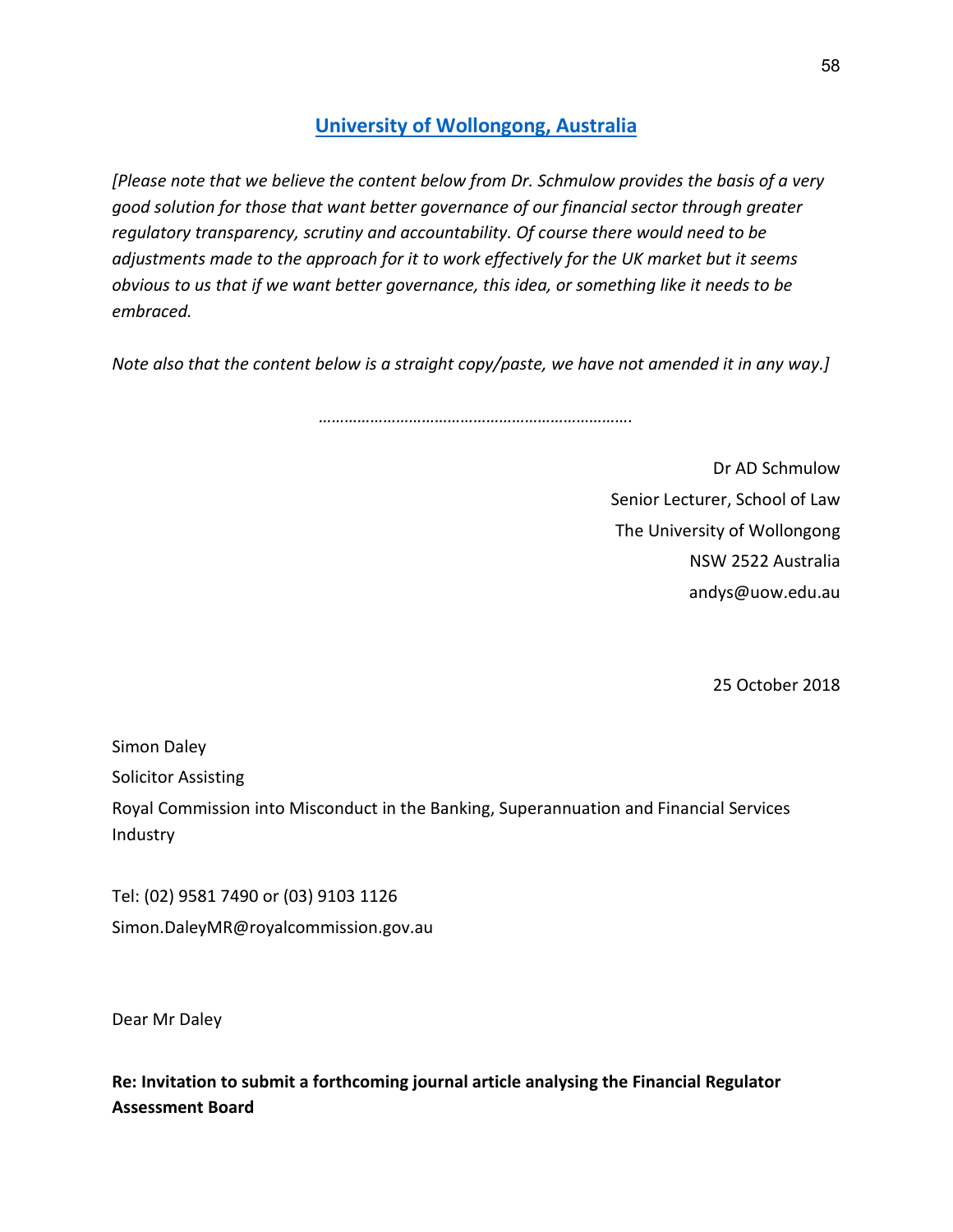## University of Wollongong, Australia

*[Please note that we believe the content below from Dr. Schmulow provides the basis of a very good solution for those that want better governance of our financial sector through greater regulatory transparency, scrutiny and accountability. Of course there would need to be adjustments made to the approach for it to work effectively for the UK market but it seems obvious to us that if we want better governance, this idea, or something like it needs to be embraced.*

*Note also that the content below is a straight copy/paste, we have not amended it in any way.]*

*……………………………………………………………….*

Dr AD Schmulow
Senior Lecturer, School of Law
The University of Wollongong
NSW 2522 Australia
andys@uow.edu.au

25 October 2018

Simon Daley
Solicitor Assisting
Royal Commission into Misconduct in the Banking, Superannuation and Financial Services Industry

Tel: (02) 9581 7490 or (03) 9103 1126
Simon.DaleyMR@royalcommission.gov.au

Dear Mr Daley

**Re: Invitation to submit a forthcoming journal article analysing the Financial Regulator Assessment Board**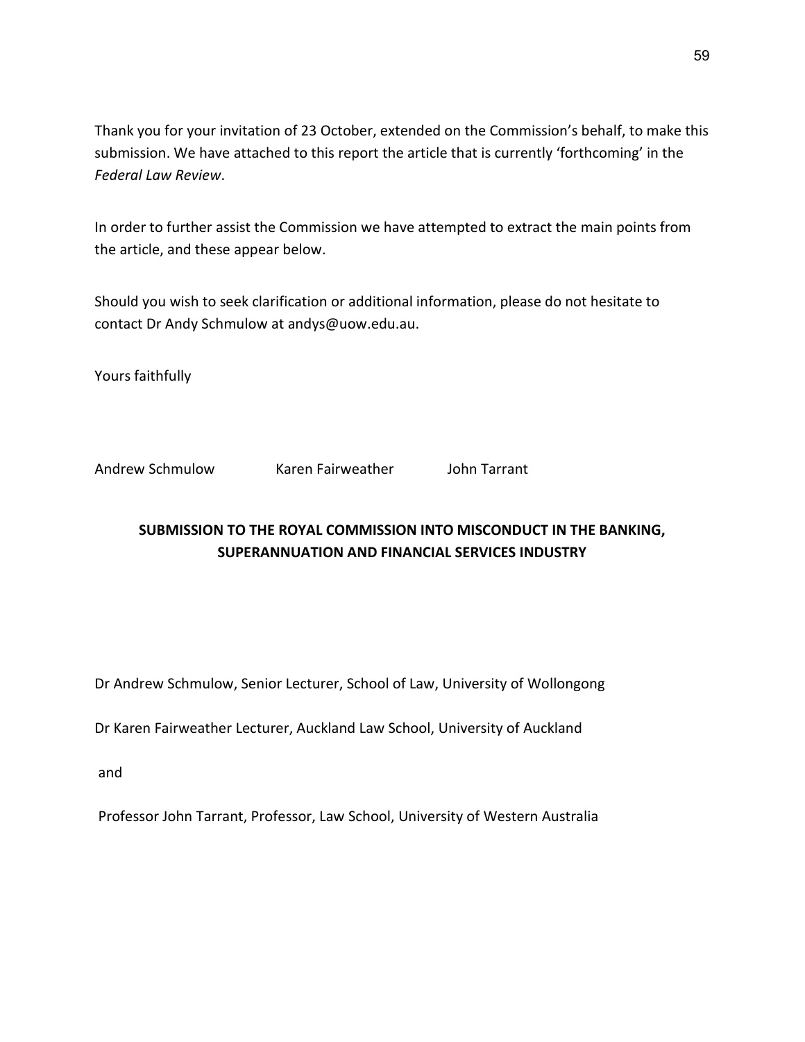Thank you for your invitation of 23 October, extended on the Commission's behalf, to make this submission. We have attached to this report the article that is currently 'forthcoming' in the *Federal Law Review*.

In order to further assist the Commission we have attempted to extract the main points from the article, and these appear below.

Should you wish to seek clarification or additional information, please do not hesitate to contact Dr Andy Schmulow at andys@uow.edu.au.

Yours faithfully

Andrew Schmulow Karen Fairweather John Tarrant

**SUBMISSION TO THE ROYAL COMMISSION INTO MISCONDUCT IN THE BANKING, SUPERANNUATION AND FINANCIAL SERVICES INDUSTRY**

Dr Andrew Schmulow, Senior Lecturer, School of Law, University of Wollongong

Dr Karen Fairweather Lecturer, Auckland Law School, University of Auckland

and

Professor John Tarrant, Professor, Law School, University of Western Australia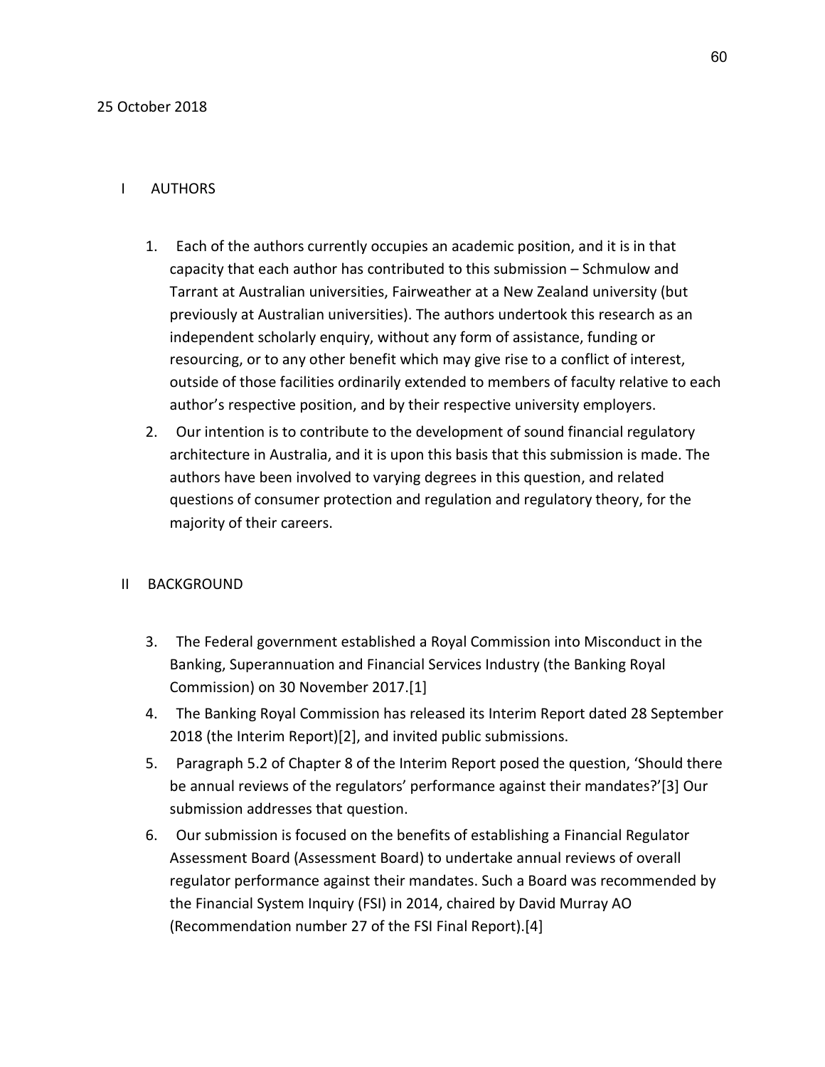25 October 2018

## I AUTHORS

1. Each of the authors currently occupies an academic position, and it is in that capacity that each author has contributed to this submission – Schmulow and Tarrant at Australian universities, Fairweather at a New Zealand university (but previously at Australian universities). The authors undertook this research as an independent scholarly enquiry, without any form of assistance, funding or resourcing, or to any other benefit which may give rise to a conflict of interest, outside of those facilities ordinarily extended to members of faculty relative to each author's respective position, and by their respective university employers.
2. Our intention is to contribute to the development of sound financial regulatory architecture in Australia, and it is upon this basis that this submission is made. The authors have been involved to varying degrees in this question, and related questions of consumer protection and regulation and regulatory theory, for the majority of their careers.

## II BACKGROUND

3. The Federal government established a Royal Commission into Misconduct in the Banking, Superannuation and Financial Services Industry (the Banking Royal Commission) on 30 November 2017.[1]
4. The Banking Royal Commission has released its Interim Report dated 28 September 2018 (the Interim Report)[2], and invited public submissions.
5. Paragraph 5.2 of Chapter 8 of the Interim Report posed the question, 'Should there be annual reviews of the regulators' performance against their mandates?'[3] Our submission addresses that question.
6. Our submission is focused on the benefits of establishing a Financial Regulator Assessment Board (Assessment Board) to undertake annual reviews of overall regulator performance against their mandates. Such a Board was recommended by the Financial System Inquiry (FSI) in 2014, chaired by David Murray AO (Recommendation number 27 of the FSI Final Report).[4]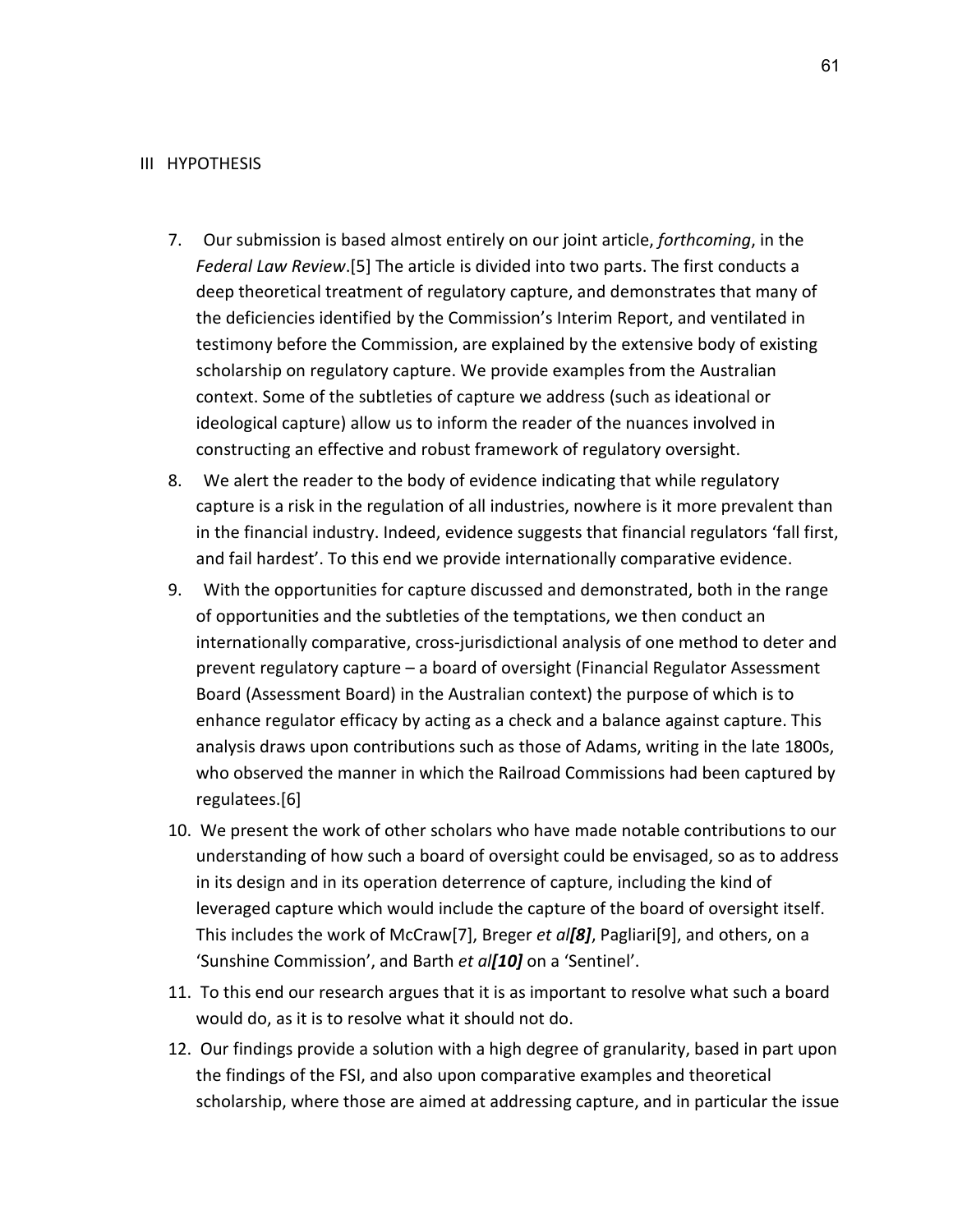## III HYPOTHESIS

7. Our submission is based almost entirely on our joint article, *forthcoming*, in the *Federal Law Review*.[5] The article is divided into two parts. The first conducts a deep theoretical treatment of regulatory capture, and demonstrates that many of the deficiencies identified by the Commission's Interim Report, and ventilated in testimony before the Commission, are explained by the extensive body of existing scholarship on regulatory capture. We provide examples from the Australian context. Some of the subtleties of capture we address (such as ideational or ideological capture) allow us to inform the reader of the nuances involved in constructing an effective and robust framework of regulatory oversight.
8. We alert the reader to the body of evidence indicating that while regulatory capture is a risk in the regulation of all industries, nowhere is it more prevalent than in the financial industry. Indeed, evidence suggests that financial regulators 'fall first, and fail hardest'. To this end we provide internationally comparative evidence.
9. With the opportunities for capture discussed and demonstrated, both in the range of opportunities and the subtleties of the temptations, we then conduct an internationally comparative, cross-jurisdictional analysis of one method to deter and prevent regulatory capture – a board of oversight (Financial Regulator Assessment Board (Assessment Board) in the Australian context) the purpose of which is to enhance regulator efficacy by acting as a check and a balance against capture. This analysis draws upon contributions such as those of Adams, writing in the late 1800s, who observed the manner in which the Railroad Commissions had been captured by regulatees.[6]
10. We present the work of other scholars who have made notable contributions to our understanding of how such a board of oversight could be envisaged, so as to address in its design and in its operation deterrence of capture, including the kind of leveraged capture which would include the capture of the board of oversight itself. This includes the work of McCraw[7], Breger *et al[8]*, Pagliari[9], and others, on a 'Sunshine Commission', and Barth *et al[10]* on a 'Sentinel'.
11. To this end our research argues that it is as important to resolve what such a board would do, as it is to resolve what it should not do.
12. Our findings provide a solution with a high degree of granularity, based in part upon the findings of the FSI, and also upon comparative examples and theoretical scholarship, where those are aimed at addressing capture, and in particular the issue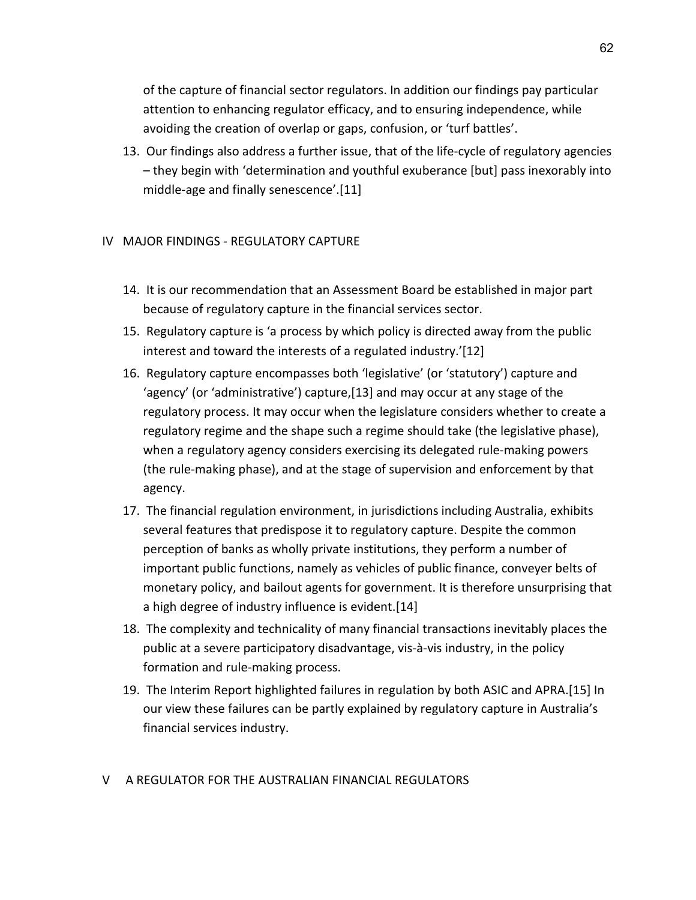of the capture of financial sector regulators. In addition our findings pay particular attention to enhancing regulator efficacy, and to ensuring independence, while avoiding the creation of overlap or gaps, confusion, or 'turf battles'.

13. Our findings also address a further issue, that of the life-cycle of regulatory agencies – they begin with 'determination and youthful exuberance [but] pass inexorably into middle-age and finally senescence'.[11]

## IV MAJOR FINDINGS - REGULATORY CAPTURE

14. It is our recommendation that an Assessment Board be established in major part because of regulatory capture in the financial services sector.
15. Regulatory capture is 'a process by which policy is directed away from the public interest and toward the interests of a regulated industry.'[12]
16. Regulatory capture encompasses both 'legislative' (or 'statutory') capture and 'agency' (or 'administrative') capture,[13] and may occur at any stage of the regulatory process. It may occur when the legislature considers whether to create a regulatory regime and the shape such a regime should take (the legislative phase), when a regulatory agency considers exercising its delegated rule-making powers (the rule-making phase), and at the stage of supervision and enforcement by that agency.
17. The financial regulation environment, in jurisdictions including Australia, exhibits several features that predispose it to regulatory capture. Despite the common perception of banks as wholly private institutions, they perform a number of important public functions, namely as vehicles of public finance, conveyer belts of monetary policy, and bailout agents for government. It is therefore unsurprising that a high degree of industry influence is evident.[14]
18. The complexity and technicality of many financial transactions inevitably places the public at a severe participatory disadvantage, vis-à-vis industry, in the policy formation and rule-making process.
19. The Interim Report highlighted failures in regulation by both ASIC and APRA.[15] In our view these failures can be partly explained by regulatory capture in Australia's financial services industry.

## V A REGULATOR FOR THE AUSTRALIAN FINANCIAL REGULATORS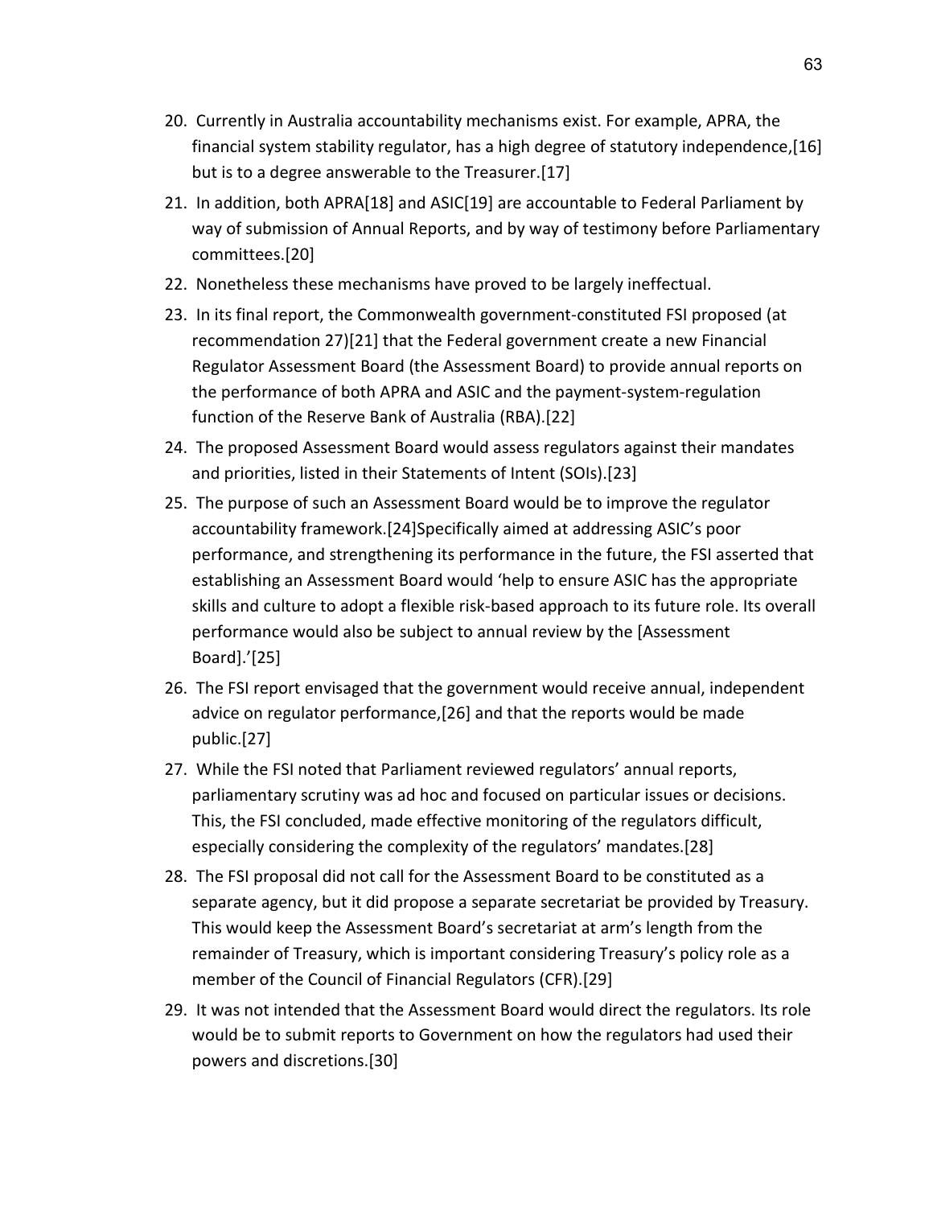20. Currently in Australia accountability mechanisms exist. For example, APRA, the financial system stability regulator, has a high degree of statutory independence,[16] but is to a degree answerable to the Treasurer.[17]
21. In addition, both APRA[18] and ASIC[19] are accountable to Federal Parliament by way of submission of Annual Reports, and by way of testimony before Parliamentary committees.[20]
22. Nonetheless these mechanisms have proved to be largely ineffectual.
23. In its final report, the Commonwealth government-constituted FSI proposed (at recommendation 27)[21] that the Federal government create a new Financial Regulator Assessment Board (the Assessment Board) to provide annual reports on the performance of both APRA and ASIC and the payment-system-regulation function of the Reserve Bank of Australia (RBA).[22]
24. The proposed Assessment Board would assess regulators against their mandates and priorities, listed in their Statements of Intent (SOIs).[23]
25. The purpose of such an Assessment Board would be to improve the regulator accountability framework.[24]Specifically aimed at addressing ASIC's poor performance, and strengthening its performance in the future, the FSI asserted that establishing an Assessment Board would 'help to ensure ASIC has the appropriate skills and culture to adopt a flexible risk-based approach to its future role. Its overall performance would also be subject to annual review by the [Assessment Board].'[25]
26. The FSI report envisaged that the government would receive annual, independent advice on regulator performance,[26] and that the reports would be made public.[27]
27. While the FSI noted that Parliament reviewed regulators' annual reports, parliamentary scrutiny was ad hoc and focused on particular issues or decisions. This, the FSI concluded, made effective monitoring of the regulators difficult, especially considering the complexity of the regulators' mandates.[28]
28. The FSI proposal did not call for the Assessment Board to be constituted as a separate agency, but it did propose a separate secretariat be provided by Treasury. This would keep the Assessment Board's secretariat at arm's length from the remainder of Treasury, which is important considering Treasury's policy role as a member of the Council of Financial Regulators (CFR).[29]
29. It was not intended that the Assessment Board would direct the regulators. Its role would be to submit reports to Government on how the regulators had used their powers and discretions.[30]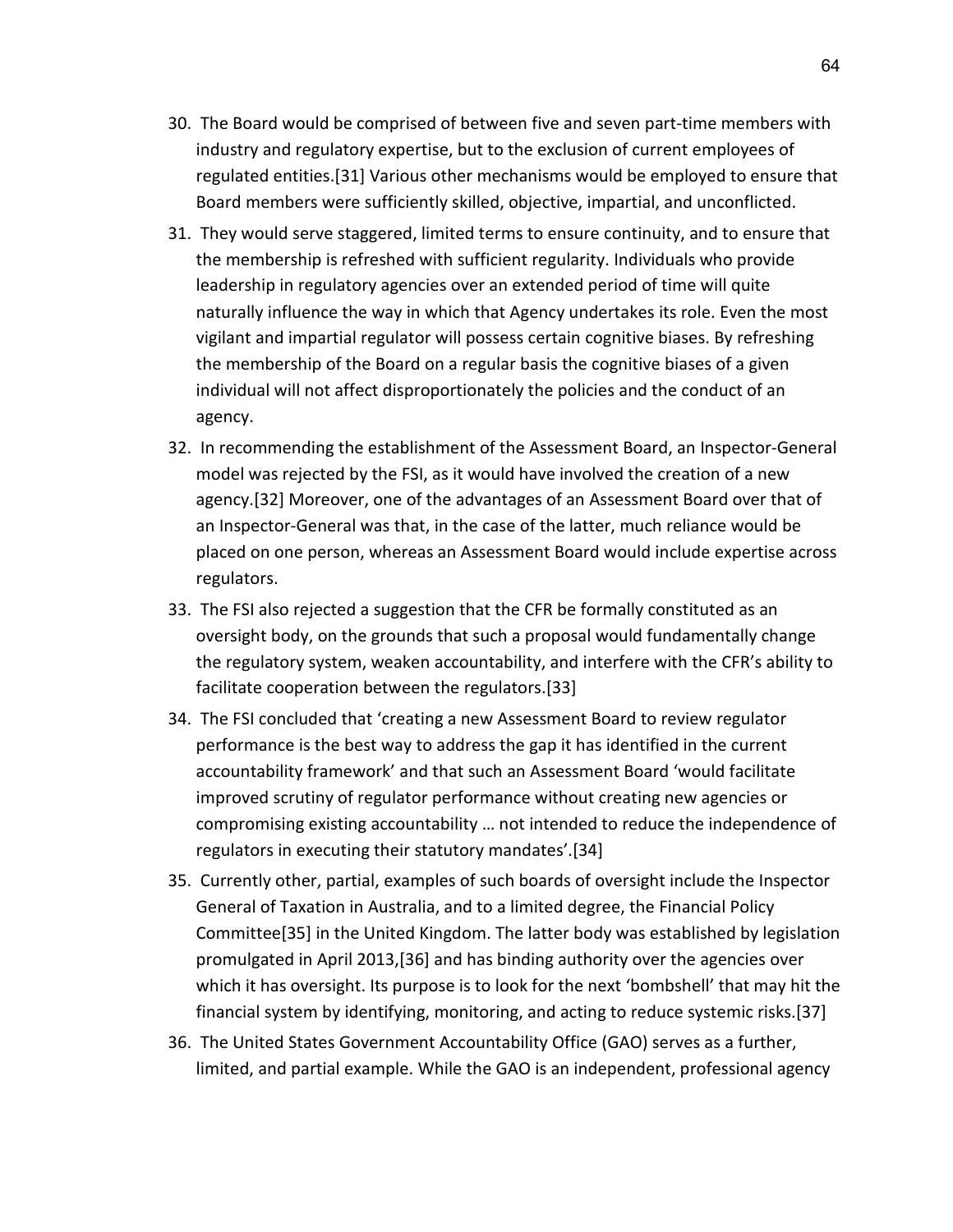30. The Board would be comprised of between five and seven part-time members with industry and regulatory expertise, but to the exclusion of current employees of regulated entities.[31] Various other mechanisms would be employed to ensure that Board members were sufficiently skilled, objective, impartial, and unconflicted.

31. They would serve staggered, limited terms to ensure continuity, and to ensure that the membership is refreshed with sufficient regularity. Individuals who provide leadership in regulatory agencies over an extended period of time will quite naturally influence the way in which that Agency undertakes its role. Even the most vigilant and impartial regulator will possess certain cognitive biases. By refreshing the membership of the Board on a regular basis the cognitive biases of a given individual will not affect disproportionately the policies and the conduct of an agency.

32. In recommending the establishment of the Assessment Board, an Inspector-General model was rejected by the FSI, as it would have involved the creation of a new agency.[32] Moreover, one of the advantages of an Assessment Board over that of an Inspector-General was that, in the case of the latter, much reliance would be placed on one person, whereas an Assessment Board would include expertise across regulators.

33. The FSI also rejected a suggestion that the CFR be formally constituted as an oversight body, on the grounds that such a proposal would fundamentally change the regulatory system, weaken accountability, and interfere with the CFR's ability to facilitate cooperation between the regulators.[33]

34. The FSI concluded that 'creating a new Assessment Board to review regulator performance is the best way to address the gap it has identified in the current accountability framework' and that such an Assessment Board 'would facilitate improved scrutiny of regulator performance without creating new agencies or compromising existing accountability … not intended to reduce the independence of regulators in executing their statutory mandates'.[34]

35. Currently other, partial, examples of such boards of oversight include the Inspector General of Taxation in Australia, and to a limited degree, the Financial Policy Committee[35] in the United Kingdom. The latter body was established by legislation promulgated in April 2013,[36] and has binding authority over the agencies over which it has oversight. Its purpose is to look for the next 'bombshell' that may hit the financial system by identifying, monitoring, and acting to reduce systemic risks.[37]

36. The United States Government Accountability Office (GAO) serves as a further, limited, and partial example. While the GAO is an independent, professional agency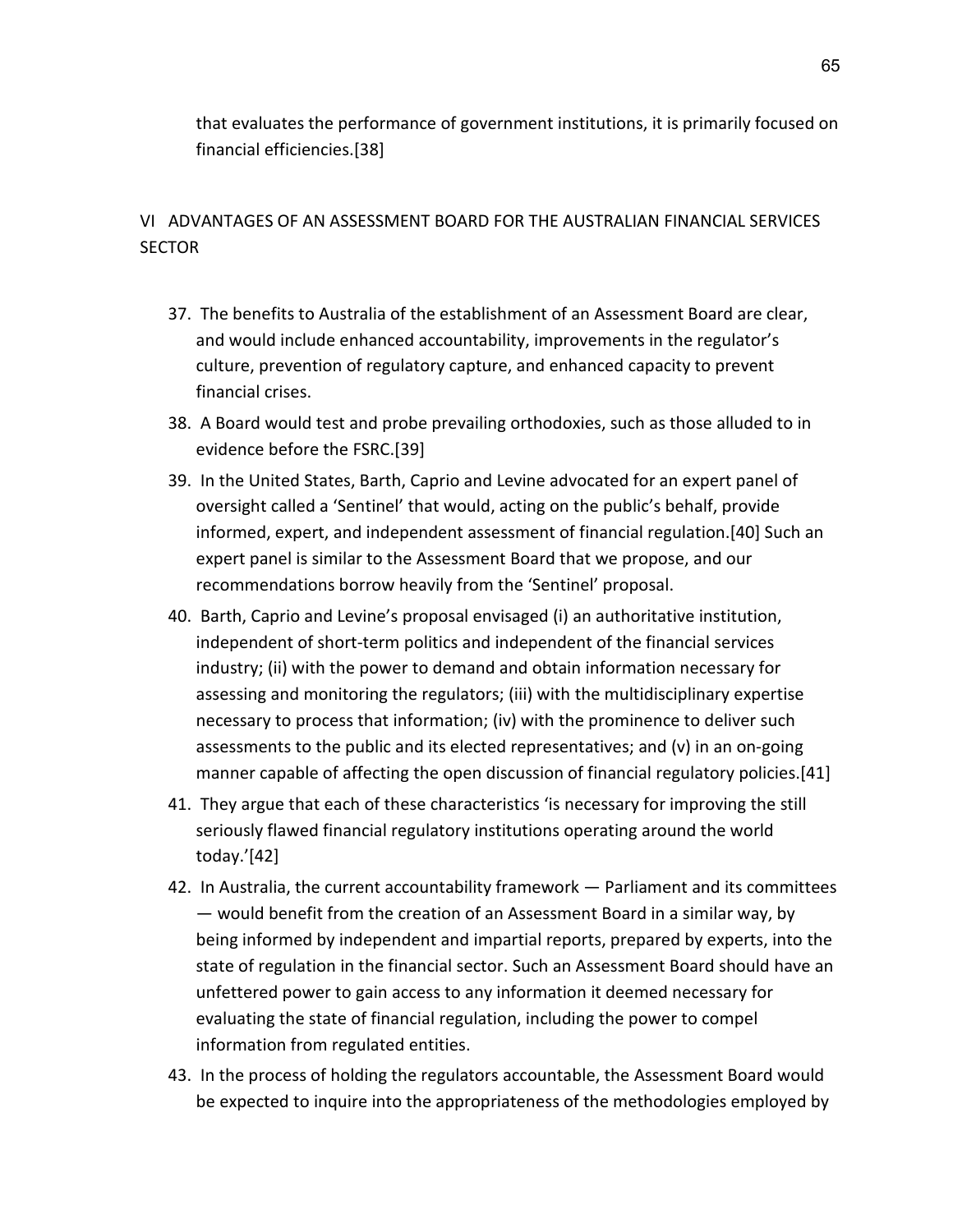that evaluates the performance of government institutions, it is primarily focused on financial efficiencies.[38]

## VI ADVANTAGES OF AN ASSESSMENT BOARD FOR THE AUSTRALIAN FINANCIAL SERVICES SECTOR

37. The benefits to Australia of the establishment of an Assessment Board are clear, and would include enhanced accountability, improvements in the regulator's culture, prevention of regulatory capture, and enhanced capacity to prevent financial crises.
38. A Board would test and probe prevailing orthodoxies, such as those alluded to in evidence before the FSRC.[39]
39. In the United States, Barth, Caprio and Levine advocated for an expert panel of oversight called a 'Sentinel' that would, acting on the public's behalf, provide informed, expert, and independent assessment of financial regulation.[40] Such an expert panel is similar to the Assessment Board that we propose, and our recommendations borrow heavily from the 'Sentinel' proposal.
40. Barth, Caprio and Levine's proposal envisaged (i) an authoritative institution, independent of short-term politics and independent of the financial services industry; (ii) with the power to demand and obtain information necessary for assessing and monitoring the regulators; (iii) with the multidisciplinary expertise necessary to process that information; (iv) with the prominence to deliver such assessments to the public and its elected representatives; and (v) in an on-going manner capable of affecting the open discussion of financial regulatory policies.[41]
41. They argue that each of these characteristics 'is necessary for improving the still seriously flawed financial regulatory institutions operating around the world today.'[42]
42. In Australia, the current accountability framework — Parliament and its committees — would benefit from the creation of an Assessment Board in a similar way, by being informed by independent and impartial reports, prepared by experts, into the state of regulation in the financial sector. Such an Assessment Board should have an unfettered power to gain access to any information it deemed necessary for evaluating the state of financial regulation, including the power to compel information from regulated entities.
43. In the process of holding the regulators accountable, the Assessment Board would be expected to inquire into the appropriateness of the methodologies employed by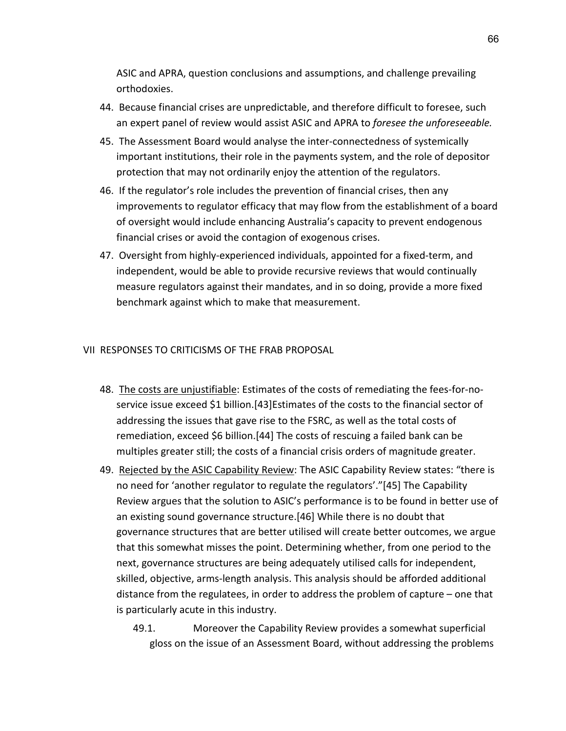ASIC and APRA, question conclusions and assumptions, and challenge prevailing orthodoxies.

44. Because financial crises are unpredictable, and therefore difficult to foresee, such an expert panel of review would assist ASIC and APRA to *foresee the unforeseeable.*

45. The Assessment Board would analyse the inter-connectedness of systemically important institutions, their role in the payments system, and the role of depositor protection that may not ordinarily enjoy the attention of the regulators.

46. If the regulator's role includes the prevention of financial crises, then any improvements to regulator efficacy that may flow from the establishment of a board of oversight would include enhancing Australia's capacity to prevent endogenous financial crises or avoid the contagion of exogenous crises.

47. Oversight from highly-experienced individuals, appointed for a fixed-term, and independent, would be able to provide recursive reviews that would continually measure regulators against their mandates, and in so doing, provide a more fixed benchmark against which to make that measurement.

## VII RESPONSES TO CRITICISMS OF THE FRAB PROPOSAL

48. <u>The costs are unjustifiable</u>: Estimates of the costs of remediating the fees-for-no-service issue exceed $1 billion.[43]Estimates of the costs to the financial sector of addressing the issues that gave rise to the FSRC, as well as the total costs of remediation, exceed $6 billion.[44] The costs of rescuing a failed bank can be multiples greater still; the costs of a financial crisis orders of magnitude greater.

49. <u>Rejected by the ASIC Capability Review</u>: The ASIC Capability Review states: "there is no need for 'another regulator to regulate the regulators'."[45] The Capability Review argues that the solution to ASIC's performance is to be found in better use of an existing sound governance structure.[46] While there is no doubt that governance structures that are better utilised will create better outcomes, we argue that this somewhat misses the point. Determining whether, from one period to the next, governance structures are being adequately utilised calls for independent, skilled, objective, arms-length analysis. This analysis should be afforded additional distance from the regulatees, in order to address the problem of capture – one that is particularly acute in this industry.

    49.1. Moreover the Capability Review provides a somewhat superficial gloss on the issue of an Assessment Board, without addressing the problems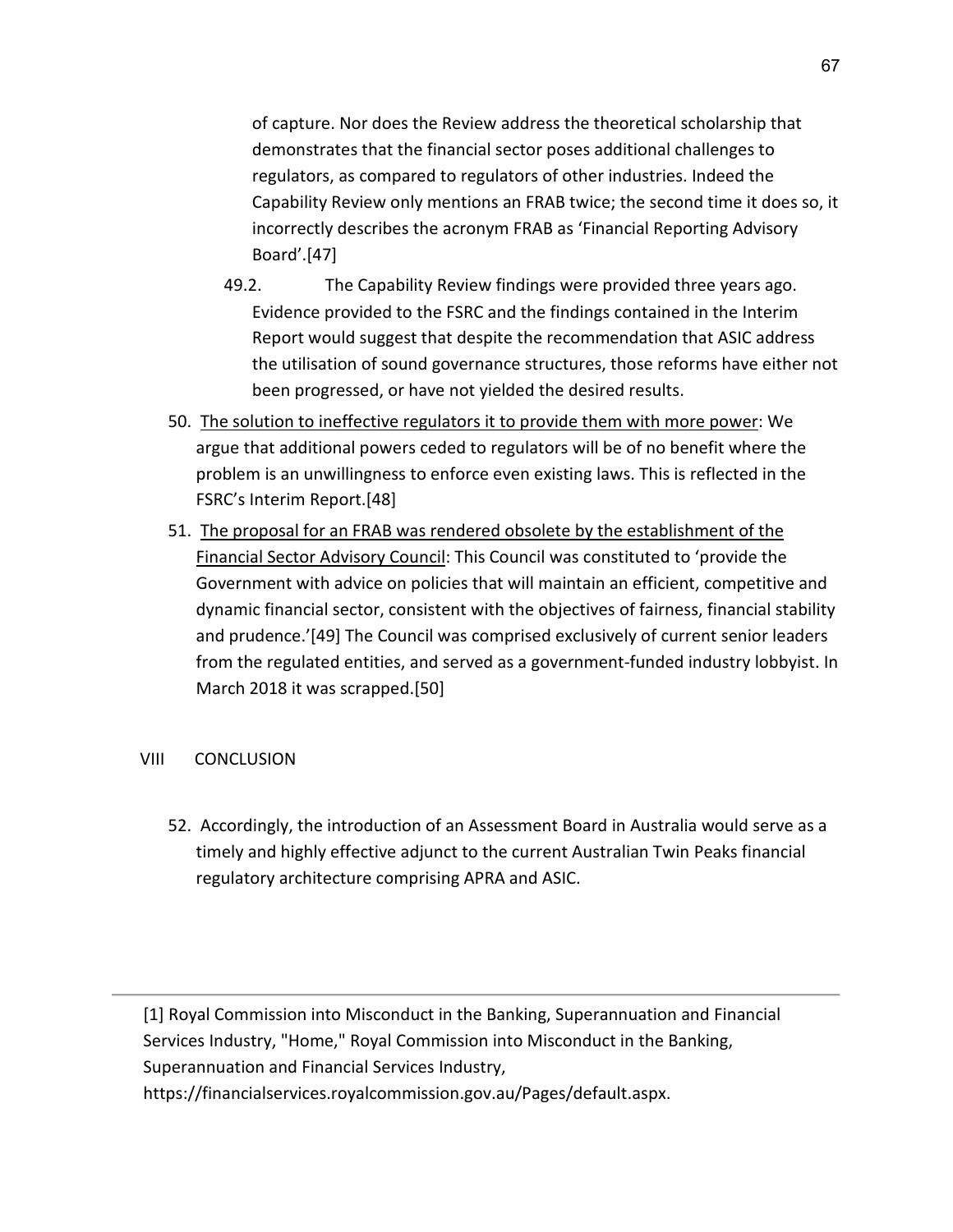of capture. Nor does the Review address the theoretical scholarship that demonstrates that the financial sector poses additional challenges to regulators, as compared to regulators of other industries. Indeed the Capability Review only mentions an FRAB twice; the second time it does so, it incorrectly describes the acronym FRAB as 'Financial Reporting Advisory Board'.[47]

49.2. The Capability Review findings were provided three years ago. Evidence provided to the FSRC and the findings contained in the Interim Report would suggest that despite the recommendation that ASIC address the utilisation of sound governance structures, those reforms have either not been progressed, or have not yielded the desired results.

50. <u>The solution to ineffective regulators it to provide them with more power</u>: We argue that additional powers ceded to regulators will be of no benefit where the problem is an unwillingness to enforce even existing laws. This is reflected in the FSRC's Interim Report.[48]

51. <u>The proposal for an FRAB was rendered obsolete by the establishment of the Financial Sector Advisory Council</u>: This Council was constituted to 'provide the Government with advice on policies that will maintain an efficient, competitive and dynamic financial sector, consistent with the objectives of fairness, financial stability and prudence.'[49] The Council was comprised exclusively of current senior leaders from the regulated entities, and served as a government-funded industry lobbyist. In March 2018 it was scrapped.[50]

## VIII CONCLUSION

52. Accordingly, the introduction of an Assessment Board in Australia would serve as a timely and highly effective adjunct to the current Australian Twin Peaks financial regulatory architecture comprising APRA and ASIC.

---

[1] Royal Commission into Misconduct in the Banking, Superannuation and Financial Services Industry, "Home," Royal Commission into Misconduct in the Banking, Superannuation and Financial Services Industry, https://financialservices.royalcommission.gov.au/Pages/default.aspx.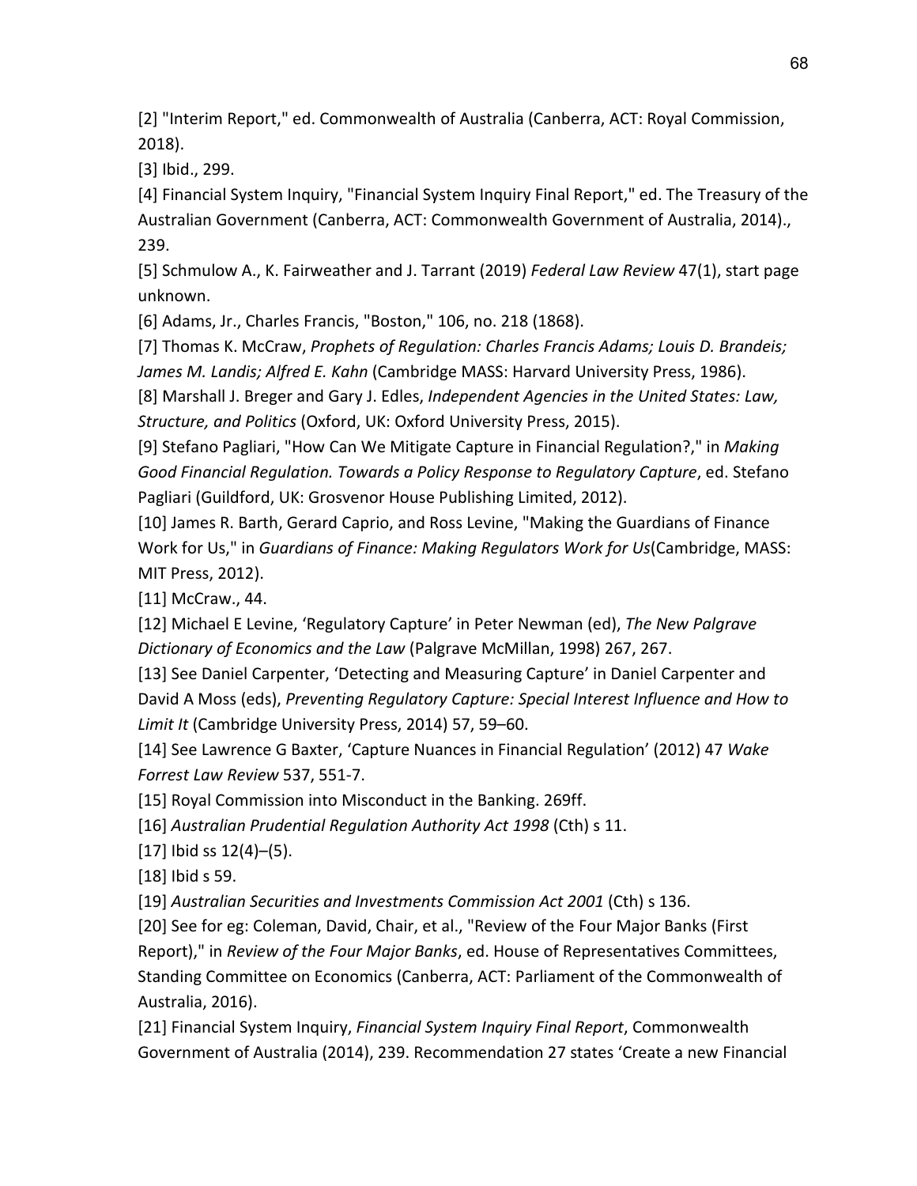[2] "Interim Report," ed. Commonwealth of Australia (Canberra, ACT: Royal Commission, 2018).

[3] Ibid., 299.

[4] Financial System Inquiry, "Financial System Inquiry Final Report," ed. The Treasury of the Australian Government (Canberra, ACT: Commonwealth Government of Australia, 2014)., 239.

[5] Schmulow A., K. Fairweather and J. Tarrant (2019) *Federal Law Review* 47(1), start page unknown.

[6] Adams, Jr., Charles Francis, "Boston," 106, no. 218 (1868).

[7] Thomas K. McCraw, *Prophets of Regulation: Charles Francis Adams; Louis D. Brandeis; James M. Landis; Alfred E. Kahn* (Cambridge MASS: Harvard University Press, 1986).

[8] Marshall J. Breger and Gary J. Edles, *Independent Agencies in the United States: Law, Structure, and Politics* (Oxford, UK: Oxford University Press, 2015).

[9] Stefano Pagliari, "How Can We Mitigate Capture in Financial Regulation?," in *Making Good Financial Regulation. Towards a Policy Response to Regulatory Capture*, ed. Stefano Pagliari (Guildford, UK: Grosvenor House Publishing Limited, 2012).

[10] James R. Barth, Gerard Caprio, and Ross Levine, "Making the Guardians of Finance Work for Us," in *Guardians of Finance: Making Regulators Work for Us*(Cambridge, MASS: MIT Press, 2012).

[11] McCraw., 44.

[12] Michael E Levine, 'Regulatory Capture' in Peter Newman (ed), *The New Palgrave Dictionary of Economics and the Law* (Palgrave McMillan, 1998) 267, 267.

[13] See Daniel Carpenter, 'Detecting and Measuring Capture' in Daniel Carpenter and David A Moss (eds), *Preventing Regulatory Capture: Special Interest Influence and How to Limit It* (Cambridge University Press, 2014) 57, 59–60.

[14] See Lawrence G Baxter, 'Capture Nuances in Financial Regulation' (2012) 47 *Wake Forrest Law Review* 537, 551-7.

[15] Royal Commission into Misconduct in the Banking. 269ff.

[16] *Australian Prudential Regulation Authority Act 1998* (Cth) s 11.

[17] Ibid ss 12(4)–(5).

[18] Ibid s 59.

[19] *Australian Securities and Investments Commission Act 2001* (Cth) s 136.

[20] See for eg: Coleman, David, Chair, et al., "Review of the Four Major Banks (First Report)," in *Review of the Four Major Banks*, ed. House of Representatives Committees, Standing Committee on Economics (Canberra, ACT: Parliament of the Commonwealth of Australia, 2016).

[21] Financial System Inquiry, *Financial System Inquiry Final Report*, Commonwealth Government of Australia (2014), 239. Recommendation 27 states 'Create a new Financial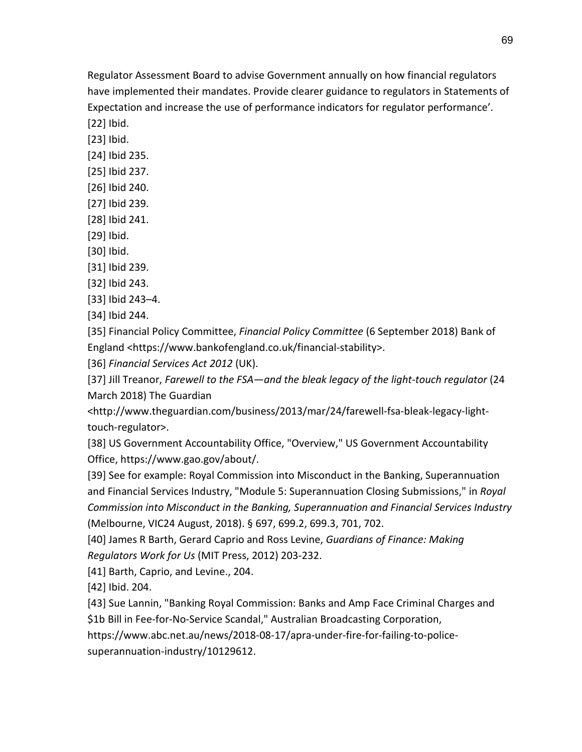Regulator Assessment Board to advise Government annually on how financial regulators have implemented their mandates. Provide clearer guidance to regulators in Statements of Expectation and increase the use of performance indicators for regulator performance'.

[22] Ibid.

[23] Ibid.

[24] Ibid 235.

[25] Ibid 237.

[26] Ibid 240.

[27] Ibid 239.

[28] Ibid 241.

[29] Ibid.

[30] Ibid.

[31] Ibid 239.

[32] Ibid 243.

[33] Ibid 243–4.

[34] Ibid 244.

[35] Financial Policy Committee, *Financial Policy Committee* (6 September 2018) Bank of England <https://www.bankofengland.co.uk/financial-stability>.

[36] *Financial Services Act 2012* (UK).

[37] Jill Treanor, *Farewell to the FSA—and the bleak legacy of the light-touch regulator* (24 March 2018) The Guardian <http://www.theguardian.com/business/2013/mar/24/farewell-fsa-bleak-legacy-light-touch-regulator>.

[38] US Government Accountability Office, "Overview," US Government Accountability Office, https://www.gao.gov/about/.

[39] See for example: Royal Commission into Misconduct in the Banking, Superannuation and Financial Services Industry, "Module 5: Superannuation Closing Submissions," in *Royal Commission into Misconduct in the Banking, Superannuation and Financial Services Industry* (Melbourne, VIC24 August, 2018). § 697, 699.2, 699.3, 701, 702.

[40] James R Barth, Gerard Caprio and Ross Levine, *Guardians of Finance: Making Regulators Work for Us* (MIT Press, 2012) 203-232.

[41] Barth, Caprio, and Levine., 204.

[42] Ibid. 204.

[43] Sue Lannin, "Banking Royal Commission: Banks and Amp Face Criminal Charges and $1b Bill in Fee-for-No-Service Scandal," Australian Broadcasting Corporation, https://www.abc.net.au/news/2018-08-17/apra-under-fire-for-failing-to-police-superannuation-industry/10129612.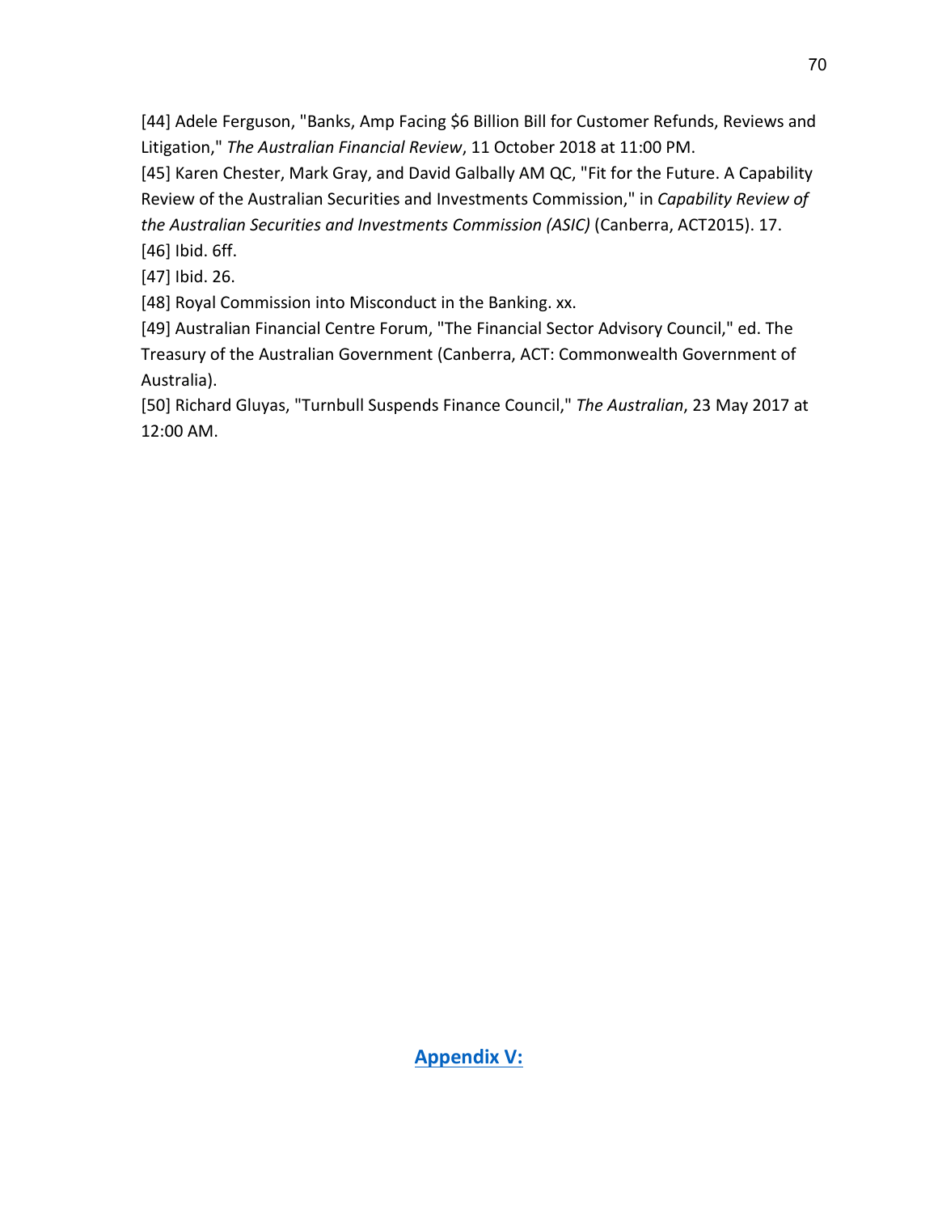[44] Adele Ferguson, "Banks, Amp Facing $6 Billion Bill for Customer Refunds, Reviews and Litigation," *The Australian Financial Review*, 11 October 2018 at 11:00 PM.
[45] Karen Chester, Mark Gray, and David Galbally AM QC, "Fit for the Future. A Capability Review of the Australian Securities and Investments Commission," in *Capability Review of the Australian Securities and Investments Commission (ASIC)* (Canberra, ACT2015). 17.
[46] Ibid. 6ff.
[47] Ibid. 26.
[48] Royal Commission into Misconduct in the Banking. xx.
[49] Australian Financial Centre Forum, "The Financial Sector Advisory Council," ed. The Treasury of the Australian Government (Canberra, ACT: Commonwealth Government of Australia).
[50] Richard Gluyas, "Turnbull Suspends Finance Council," *The Australian*, 23 May 2017 at 12:00 AM.

## Appendix V: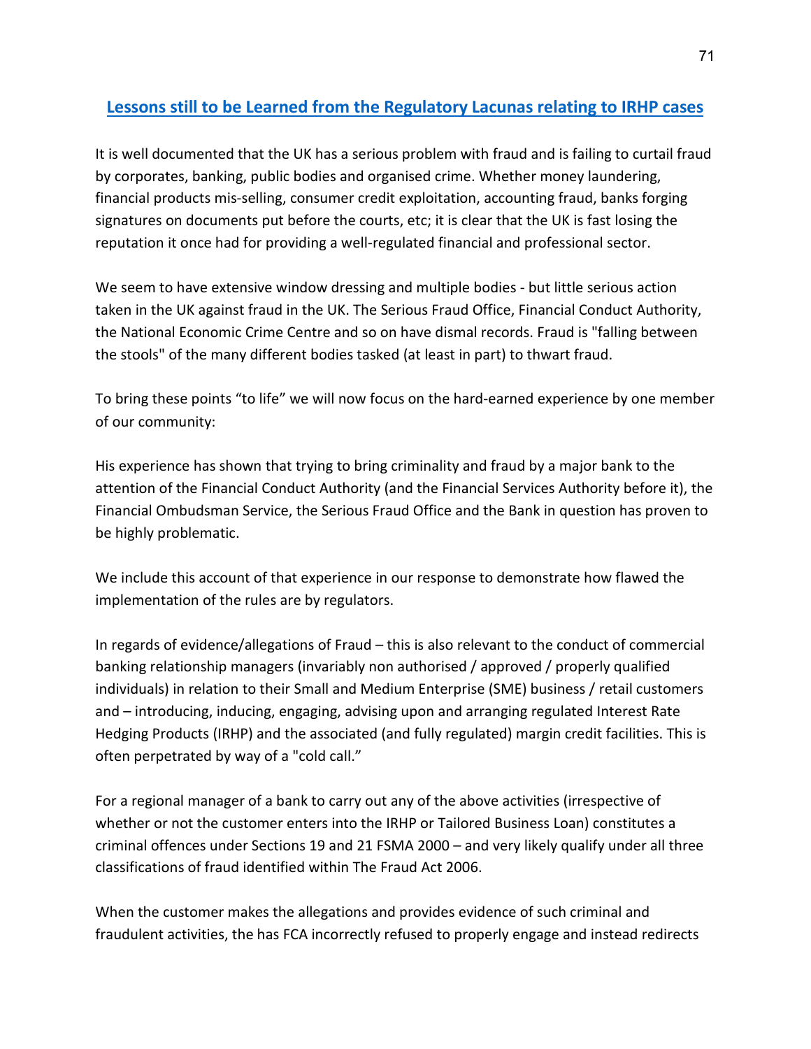## Lessons still to be Learned from the Regulatory Lacunas relating to IRHP cases

It is well documented that the UK has a serious problem with fraud and is failing to curtail fraud by corporates, banking, public bodies and organised crime. Whether money laundering, financial products mis-selling, consumer credit exploitation, accounting fraud, banks forging signatures on documents put before the courts, etc; it is clear that the UK is fast losing the reputation it once had for providing a well-regulated financial and professional sector.

We seem to have extensive window dressing and multiple bodies - but little serious action taken in the UK against fraud in the UK. The Serious Fraud Office, Financial Conduct Authority, the National Economic Crime Centre and so on have dismal records. Fraud is "falling between the stools" of the many different bodies tasked (at least in part) to thwart fraud.

To bring these points "to life" we will now focus on the hard-earned experience by one member of our community:

His experience has shown that trying to bring criminality and fraud by a major bank to the attention of the Financial Conduct Authority (and the Financial Services Authority before it), the Financial Ombudsman Service, the Serious Fraud Office and the Bank in question has proven to be highly problematic.

We include this account of that experience in our response to demonstrate how flawed the implementation of the rules are by regulators.

In regards of evidence/allegations of Fraud – this is also relevant to the conduct of commercial banking relationship managers (invariably non authorised / approved / properly qualified individuals) in relation to their Small and Medium Enterprise (SME) business / retail customers and – introducing, inducing, engaging, advising upon and arranging regulated Interest Rate Hedging Products (IRHP) and the associated (and fully regulated) margin credit facilities. This is often perpetrated by way of a "cold call."

For a regional manager of a bank to carry out any of the above activities (irrespective of whether or not the customer enters into the IRHP or Tailored Business Loan) constitutes a criminal offences under Sections 19 and 21 FSMA 2000 – and very likely qualify under all three classifications of fraud identified within The Fraud Act 2006.

When the customer makes the allegations and provides evidence of such criminal and fraudulent activities, the has FCA incorrectly refused to properly engage and instead redirects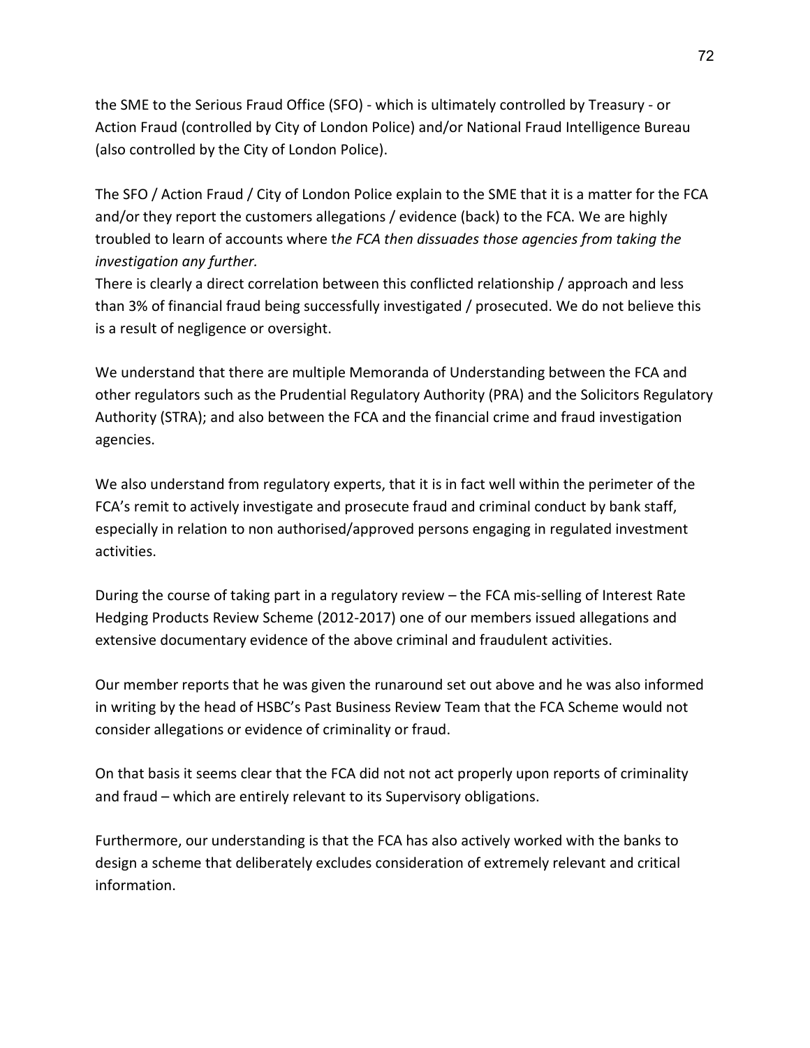the SME to the Serious Fraud Office (SFO) - which is ultimately controlled by Treasury - or Action Fraud (controlled by City of London Police) and/or National Fraud Intelligence Bureau (also controlled by the City of London Police).

The SFO / Action Fraud / City of London Police explain to the SME that it is a matter for the FCA and/or they report the customers allegations / evidence (back) to the FCA. We are highly troubled to learn of accounts where t*he FCA then dissuades those agencies from taking the investigation any further.*
There is clearly a direct correlation between this conflicted relationship / approach and less than 3% of financial fraud being successfully investigated / prosecuted. We do not believe this is a result of negligence or oversight.

We understand that there are multiple Memoranda of Understanding between the FCA and other regulators such as the Prudential Regulatory Authority (PRA) and the Solicitors Regulatory Authority (STRA); and also between the FCA and the financial crime and fraud investigation agencies.

We also understand from regulatory experts, that it is in fact well within the perimeter of the FCA's remit to actively investigate and prosecute fraud and criminal conduct by bank staff, especially in relation to non authorised/approved persons engaging in regulated investment activities.

During the course of taking part in a regulatory review – the FCA mis-selling of Interest Rate Hedging Products Review Scheme (2012-2017) one of our members issued allegations and extensive documentary evidence of the above criminal and fraudulent activities.

Our member reports that he was given the runaround set out above and he was also informed in writing by the head of HSBC's Past Business Review Team that the FCA Scheme would not consider allegations or evidence of criminality or fraud.

On that basis it seems clear that the FCA did not not act properly upon reports of criminality and fraud – which are entirely relevant to its Supervisory obligations.

Furthermore, our understanding is that the FCA has also actively worked with the banks to design a scheme that deliberately excludes consideration of extremely relevant and critical information.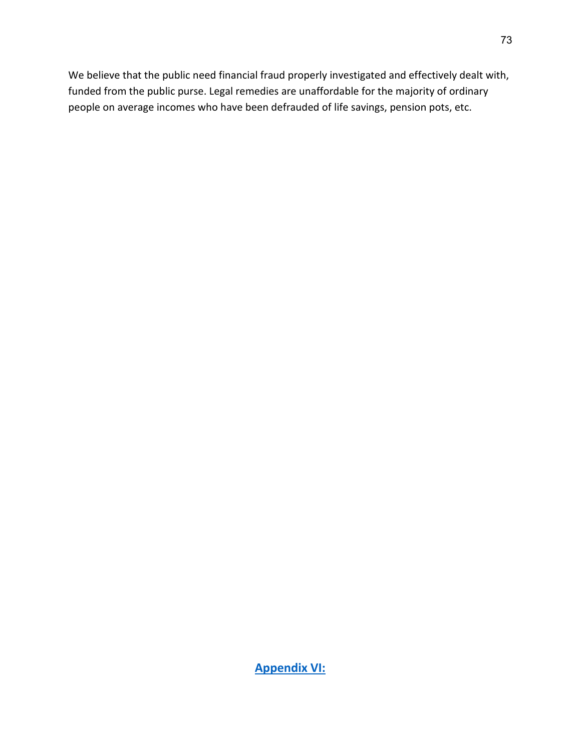We believe that the public need financial fraud properly investigated and effectively dealt with, funded from the public purse. Legal remedies are unaffordable for the majority of ordinary people on average incomes who have been defrauded of life savings, pension pots, etc.

## Appendix VI: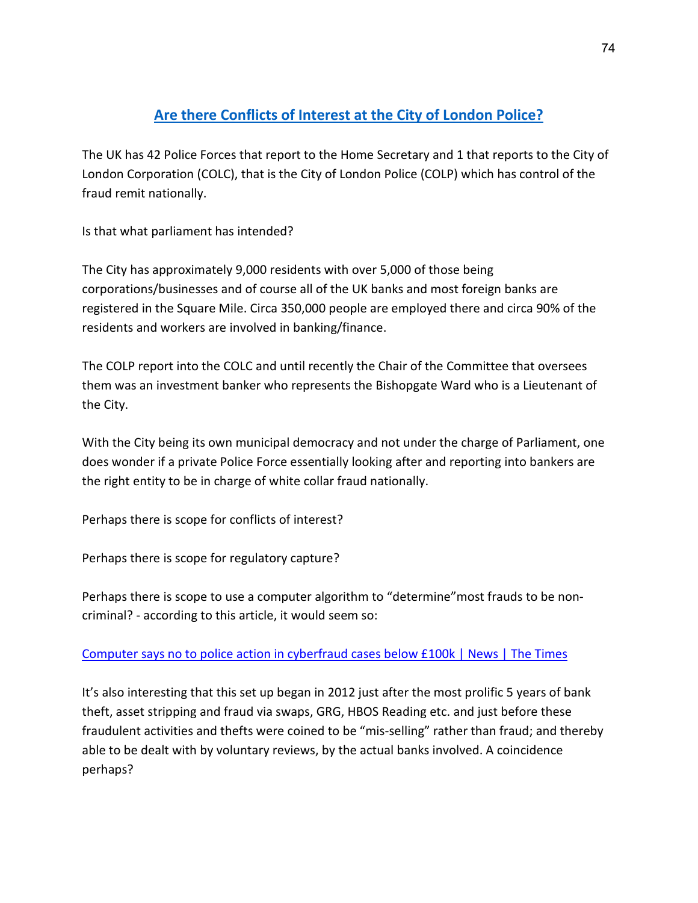## Are there Conflicts of Interest at the City of London Police?

The UK has 42 Police Forces that report to the Home Secretary and 1 that reports to the City of London Corporation (COLC), that is the City of London Police (COLP) which has control of the fraud remit nationally.

Is that what parliament has intended?

The City has approximately 9,000 residents with over 5,000 of those being corporations/businesses and of course all of the UK banks and most foreign banks are registered in the Square Mile. Circa 350,000 people are employed there and circa 90% of the residents and workers are involved in banking/finance.

The COLP report into the COLC and until recently the Chair of the Committee that oversees them was an investment banker who represents the Bishopgate Ward who is a Lieutenant of the City.

With the City being its own municipal democracy and not under the charge of Parliament, one does wonder if a private Police Force essentially looking after and reporting into bankers are the right entity to be in charge of white collar fraud nationally.

Perhaps there is scope for conflicts of interest?

Perhaps there is scope for regulatory capture?

Perhaps there is scope to use a computer algorithm to "determine"most frauds to be non-criminal? - according to this article, it would seem so:

Computer says no to police action in cyberfraud cases below £100k | News | The Times

It's also interesting that this set up began in 2012 just after the most prolific 5 years of bank theft, asset stripping and fraud via swaps, GRG, HBOS Reading etc. and just before these fraudulent activities and thefts were coined to be "mis-selling" rather than fraud; and thereby able to be dealt with by voluntary reviews, by the actual banks involved. A coincidence perhaps?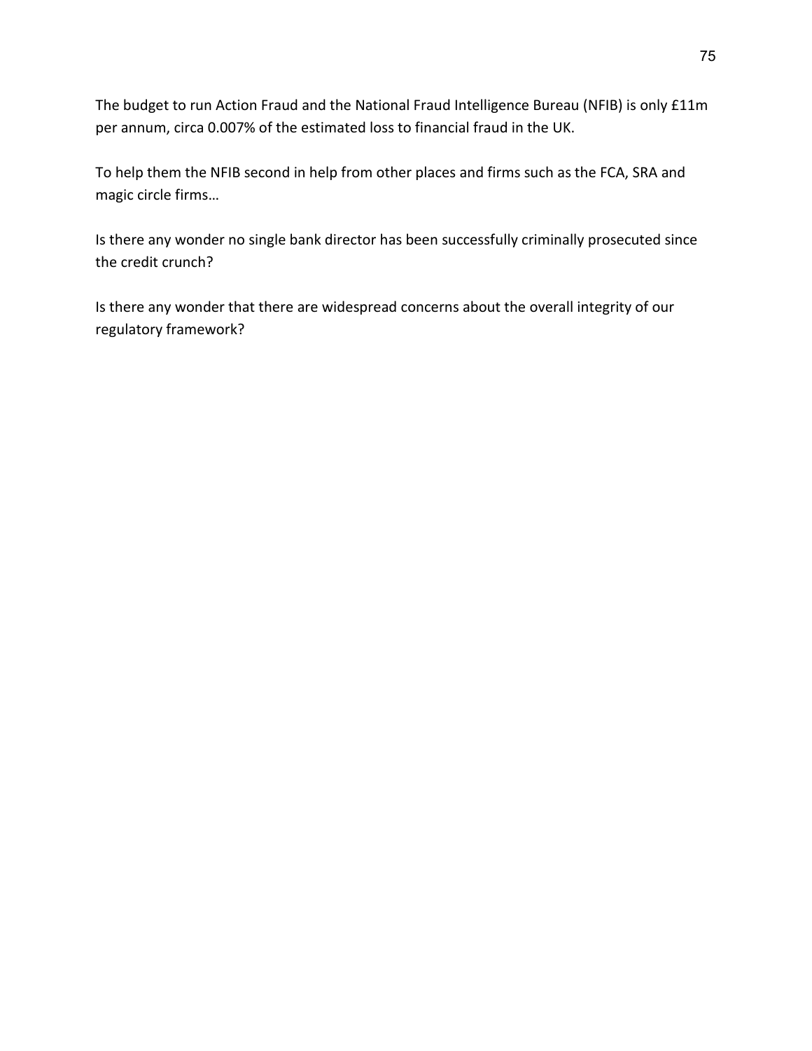The budget to run Action Fraud and the National Fraud Intelligence Bureau (NFIB) is only £11m per annum, circa 0.007% of the estimated loss to financial fraud in the UK.

To help them the NFIB second in help from other places and firms such as the FCA, SRA and magic circle firms…

Is there any wonder no single bank director has been successfully criminally prosecuted since the credit crunch?

Is there any wonder that there are widespread concerns about the overall integrity of our regulatory framework?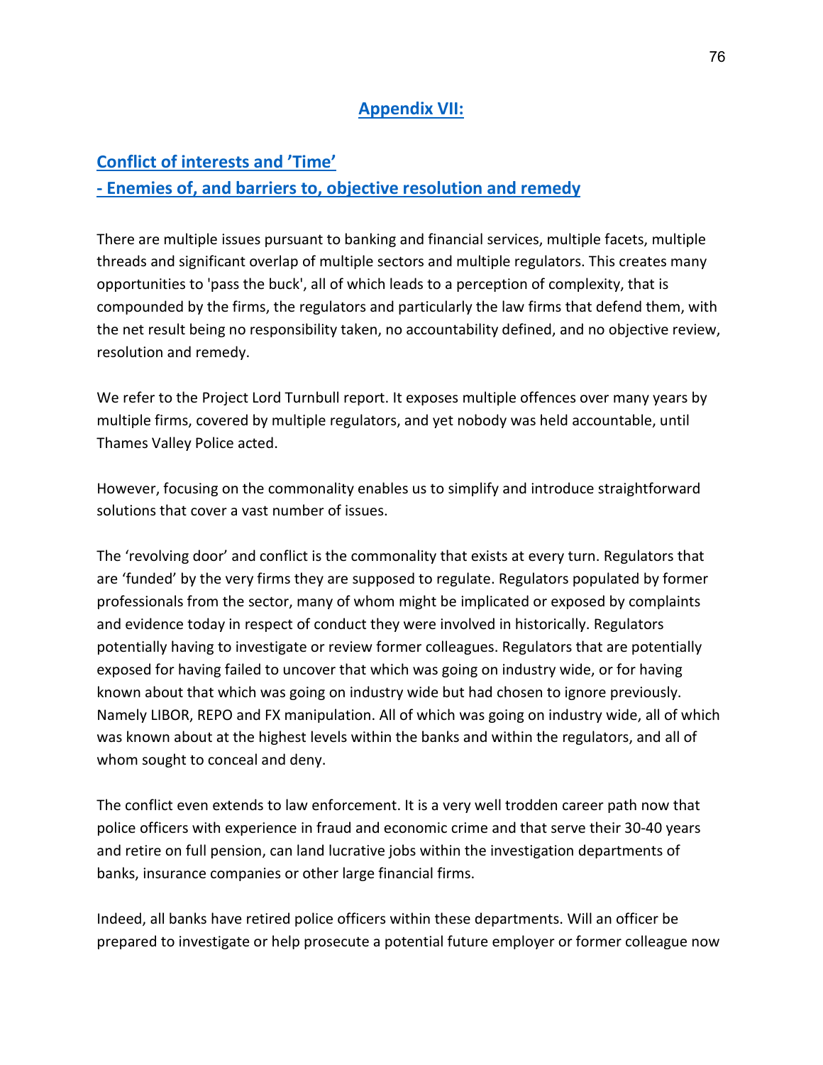# Appendix VII:

## Conflict of interests and 'Time'
## - Enemies of, and barriers to, objective resolution and remedy

There are multiple issues pursuant to banking and financial services, multiple facets, multiple threads and significant overlap of multiple sectors and multiple regulators. This creates many opportunities to 'pass the buck', all of which leads to a perception of complexity, that is compounded by the firms, the regulators and particularly the law firms that defend them, with the net result being no responsibility taken, no accountability defined, and no objective review, resolution and remedy.

We refer to the Project Lord Turnbull report. It exposes multiple offences over many years by multiple firms, covered by multiple regulators, and yet nobody was held accountable, until Thames Valley Police acted.

However, focusing on the commonality enables us to simplify and introduce straightforward solutions that cover a vast number of issues.

The 'revolving door' and conflict is the commonality that exists at every turn. Regulators that are 'funded' by the very firms they are supposed to regulate. Regulators populated by former professionals from the sector, many of whom might be implicated or exposed by complaints and evidence today in respect of conduct they were involved in historically. Regulators potentially having to investigate or review former colleagues. Regulators that are potentially exposed for having failed to uncover that which was going on industry wide, or for having known about that which was going on industry wide but had chosen to ignore previously. Namely LIBOR, REPO and FX manipulation. All of which was going on industry wide, all of which was known about at the highest levels within the banks and within the regulators, and all of whom sought to conceal and deny.

The conflict even extends to law enforcement. It is a very well trodden career path now that police officers with experience in fraud and economic crime and that serve their 30-40 years and retire on full pension, can land lucrative jobs within the investigation departments of banks, insurance companies or other large financial firms.

Indeed, all banks have retired police officers within these departments. Will an officer be prepared to investigate or help prosecute a potential future employer or former colleague now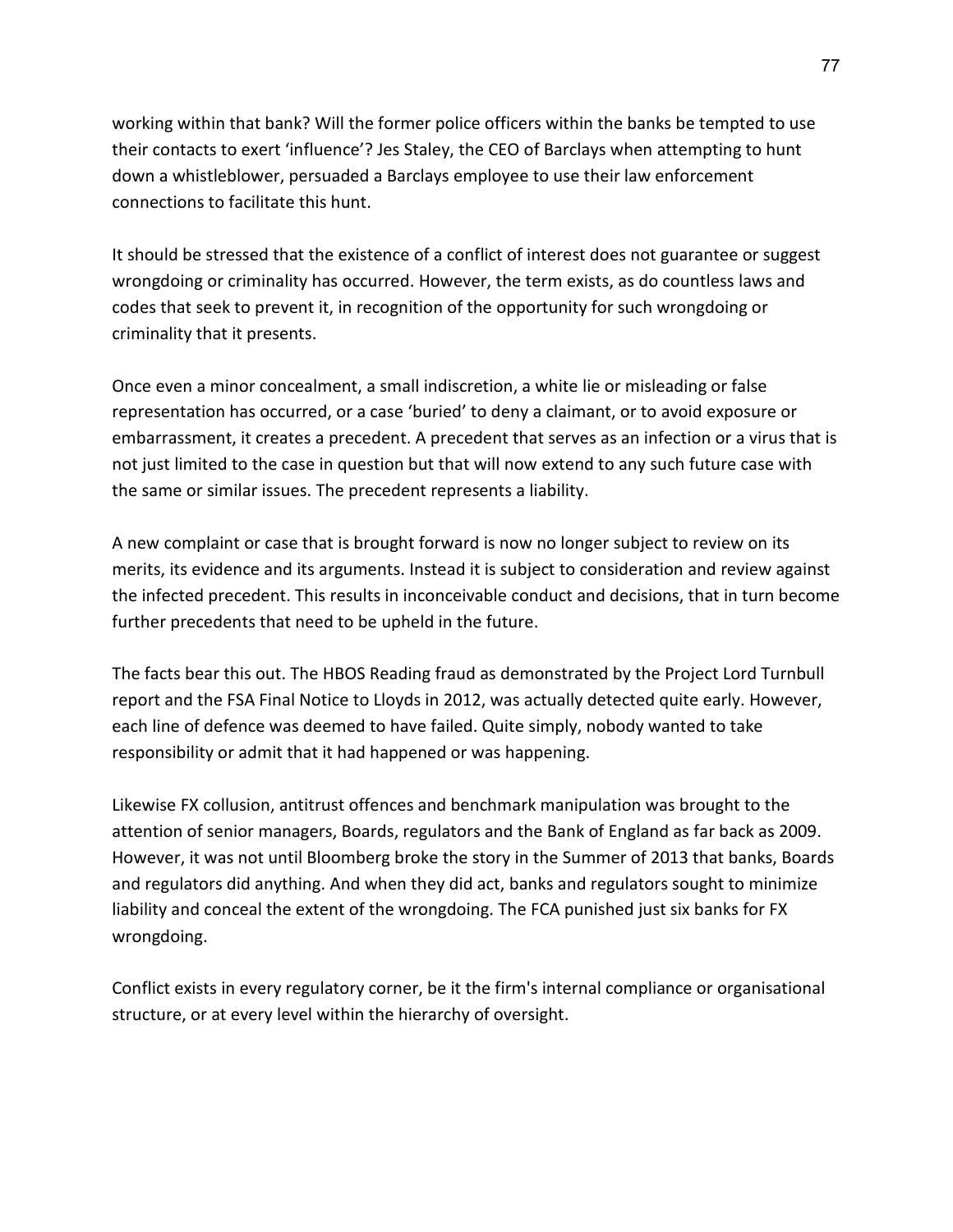working within that bank? Will the former police officers within the banks be tempted to use their contacts to exert 'influence'? Jes Staley, the CEO of Barclays when attempting to hunt down a whistleblower, persuaded a Barclays employee to use their law enforcement connections to facilitate this hunt.

It should be stressed that the existence of a conflict of interest does not guarantee or suggest wrongdoing or criminality has occurred. However, the term exists, as do countless laws and codes that seek to prevent it, in recognition of the opportunity for such wrongdoing or criminality that it presents.

Once even a minor concealment, a small indiscretion, a white lie or misleading or false representation has occurred, or a case 'buried' to deny a claimant, or to avoid exposure or embarrassment, it creates a precedent. A precedent that serves as an infection or a virus that is not just limited to the case in question but that will now extend to any such future case with the same or similar issues. The precedent represents a liability.

A new complaint or case that is brought forward is now no longer subject to review on its merits, its evidence and its arguments. Instead it is subject to consideration and review against the infected precedent. This results in inconceivable conduct and decisions, that in turn become further precedents that need to be upheld in the future.

The facts bear this out. The HBOS Reading fraud as demonstrated by the Project Lord Turnbull report and the FSA Final Notice to Lloyds in 2012, was actually detected quite early. However, each line of defence was deemed to have failed. Quite simply, nobody wanted to take responsibility or admit that it had happened or was happening.

Likewise FX collusion, antitrust offences and benchmark manipulation was brought to the attention of senior managers, Boards, regulators and the Bank of England as far back as 2009. However, it was not until Bloomberg broke the story in the Summer of 2013 that banks, Boards and regulators did anything. And when they did act, banks and regulators sought to minimize liability and conceal the extent of the wrongdoing. The FCA punished just six banks for FX wrongdoing.

Conflict exists in every regulatory corner, be it the firm's internal compliance or organisational structure, or at every level within the hierarchy of oversight.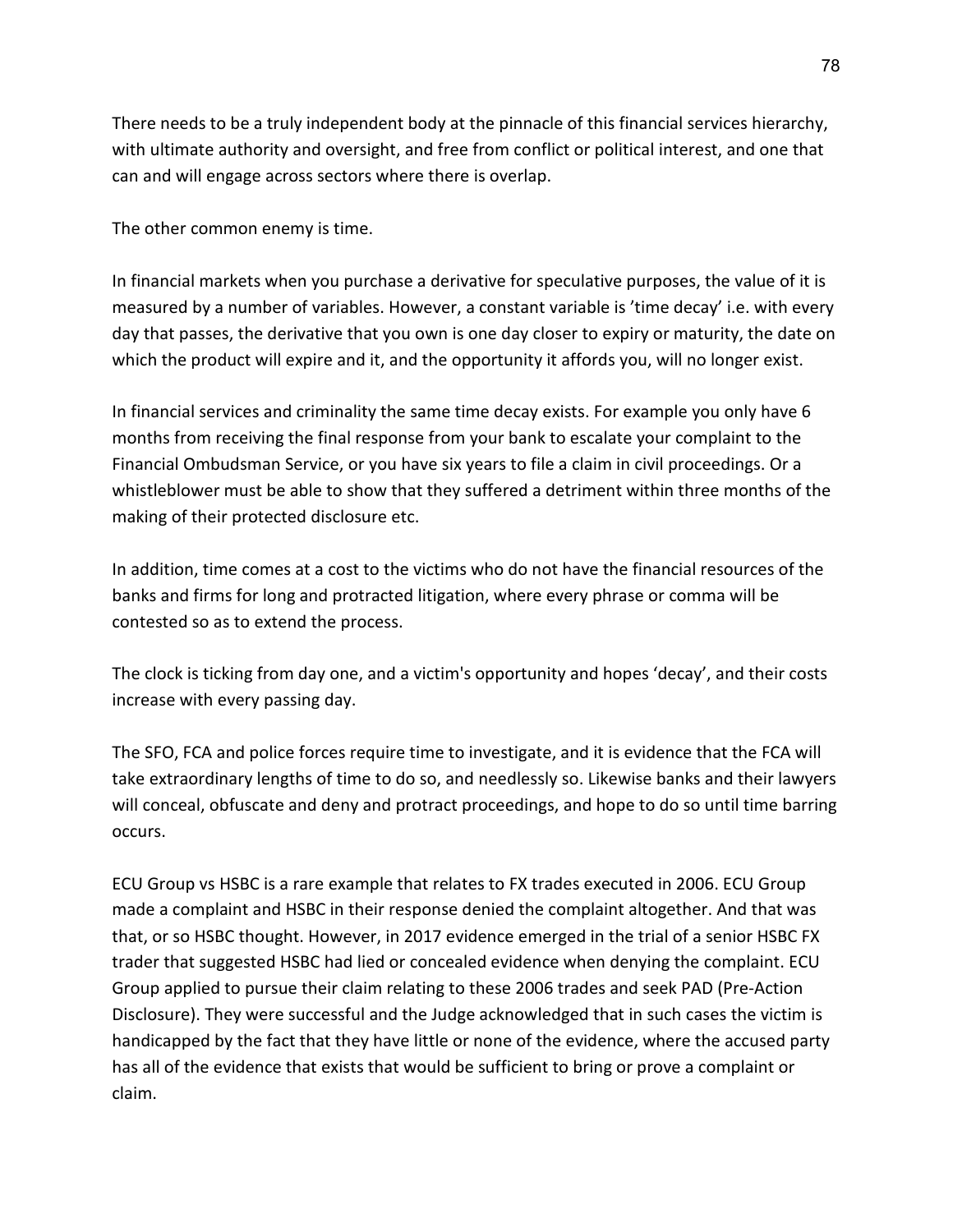There needs to be a truly independent body at the pinnacle of this financial services hierarchy, with ultimate authority and oversight, and free from conflict or political interest, and one that can and will engage across sectors where there is overlap.

The other common enemy is time.

In financial markets when you purchase a derivative for speculative purposes, the value of it is measured by a number of variables. However, a constant variable is ’time decay’ i.e. with every day that passes, the derivative that you own is one day closer to expiry or maturity, the date on which the product will expire and it, and the opportunity it affords you, will no longer exist.

In financial services and criminality the same time decay exists. For example you only have 6 months from receiving the final response from your bank to escalate your complaint to the Financial Ombudsman Service, or you have six years to file a claim in civil proceedings. Or a whistleblower must be able to show that they suffered a detriment within three months of the making of their protected disclosure etc.

In addition, time comes at a cost to the victims who do not have the financial resources of the banks and firms for long and protracted litigation, where every phrase or comma will be contested so as to extend the process.

The clock is ticking from day one, and a victim's opportunity and hopes ‘decay’, and their costs increase with every passing day.

The SFO, FCA and police forces require time to investigate, and it is evidence that the FCA will take extraordinary lengths of time to do so, and needlessly so. Likewise banks and their lawyers will conceal, obfuscate and deny and protract proceedings, and hope to do so until time barring occurs.

ECU Group vs HSBC is a rare example that relates to FX trades executed in 2006. ECU Group made a complaint and HSBC in their response denied the complaint altogether. And that was that, or so HSBC thought. However, in 2017 evidence emerged in the trial of a senior HSBC FX trader that suggested HSBC had lied or concealed evidence when denying the complaint. ECU Group applied to pursue their claim relating to these 2006 trades and seek PAD (Pre-Action Disclosure). They were successful and the Judge acknowledged that in such cases the victim is handicapped by the fact that they have little or none of the evidence, where the accused party has all of the evidence that exists that would be sufficient to bring or prove a complaint or claim.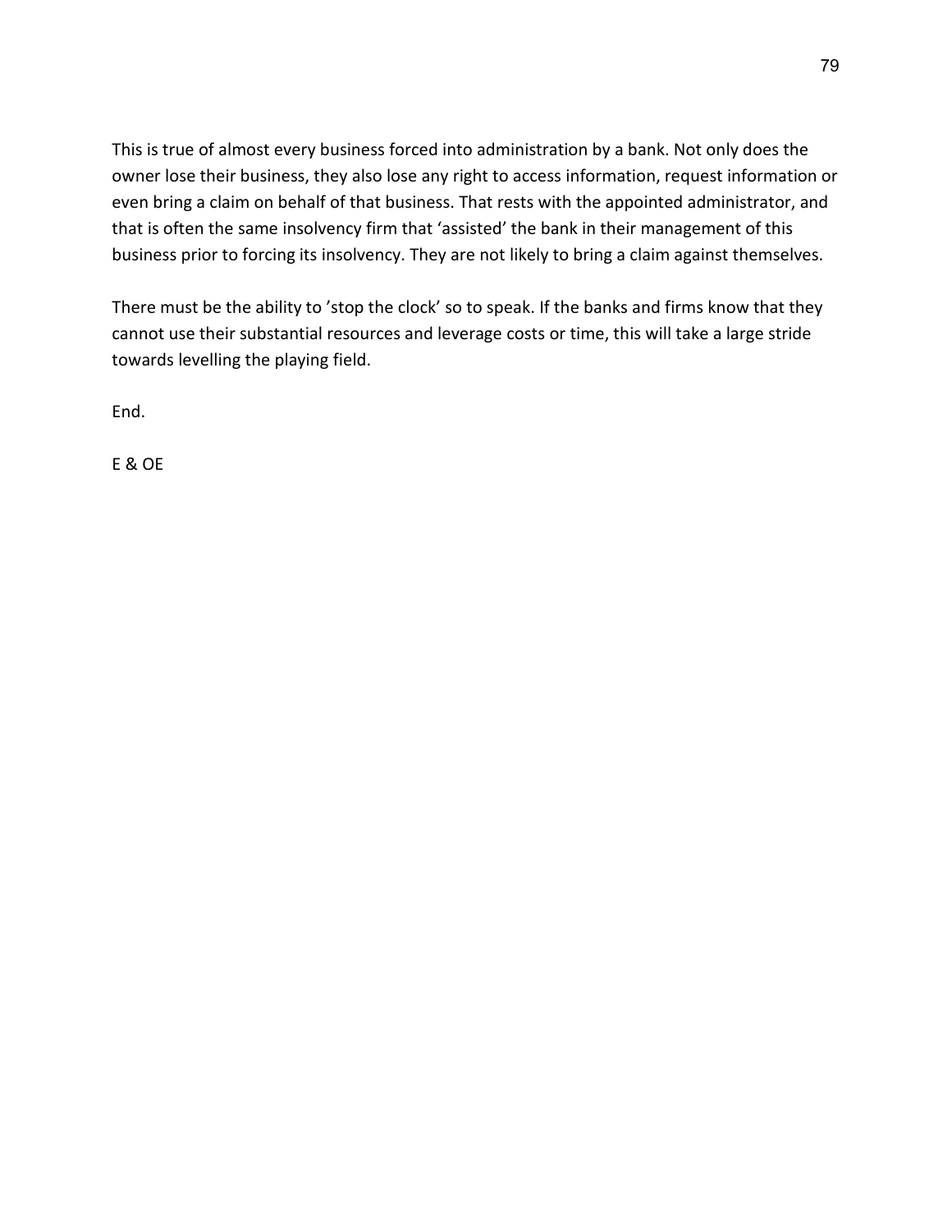This is true of almost every business forced into administration by a bank. Not only does the owner lose their business, they also lose any right to access information, request information or even bring a claim on behalf of that business. That rests with the appointed administrator, and that is often the same insolvency firm that 'assisted' the bank in their management of this business prior to forcing its insolvency. They are not likely to bring a claim against themselves.

There must be the ability to 'stop the clock' so to speak. If the banks and firms know that they cannot use their substantial resources and leverage costs or time, this will take a large stride towards levelling the playing field.

End.

E & OE